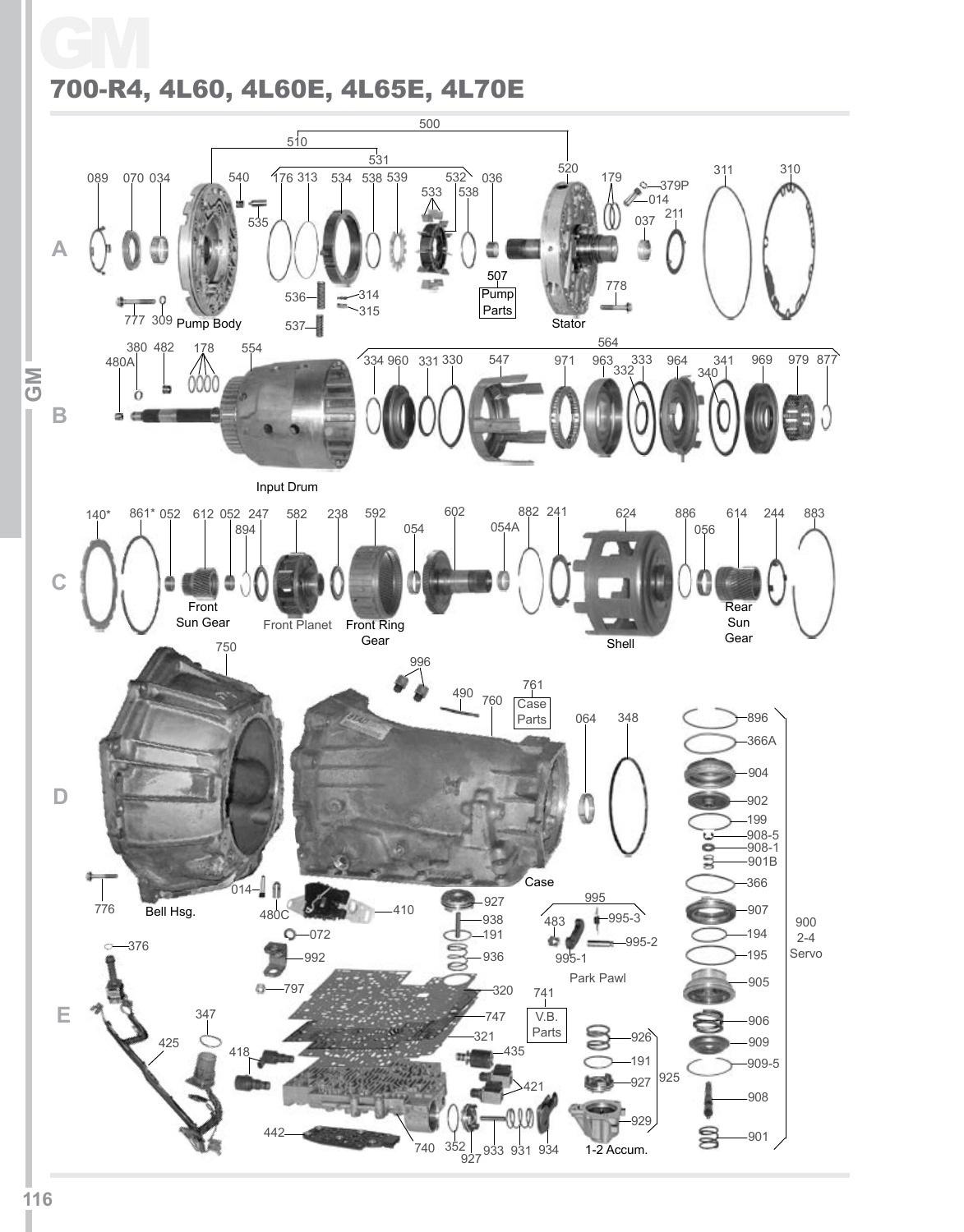# GM

## 700-R4, 4L60, 4L60E, 4L65E, 4L70E

500
510
531
520

A

089 070 034 540 535 176 313 534 538 539 532 533 538 036 179 379P 014 037 211 311 310

777 309 Pump Body 536 314 315 537 507 Pump Parts Stator 778

B

380 482 480A 178 554 564 334 960 331 330 547 971 963 333 332 964 341 340 969 979 877

Input Drum

C

140* 861* 052 612 052 894 247 582 238 592 054 602 054A 882 241 624 886 056 614 244 883

Front Sun Gear, Front Planet, Front Ring Gear, Shell, Rear Sun Gear

D

750 996 490 760 761 Case Parts 064 348

896 366A 904 902 199 908-5 908-1 901B 366 907 194 195 905 906 909 909-5 908 901

900 2-4 Servo

776 Bell Hsg. 014 480C 410 Case

927 938 191 936 995 483 995-3 995-2 995-1 Park Pawl

E

376 072 992 797 320 747 321 741 V.B. Parts

347 425 418 435 421 926 191 927 925 929

442 740 352 927 933 931 934 1-2 Accum.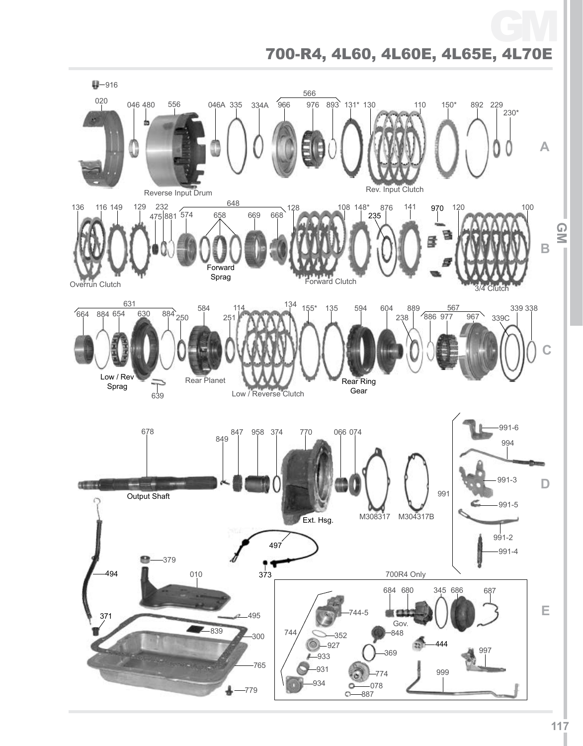# GM

## 700-R4, 4L60, 4L60E, 4L65E, 4L70E

**A**

916, 020, 046, 480, 556, 046A, 335, 334A, 566, 966, 976, 893, 131*, 130, 110, 150*, 892, 229, 230*

Reverse Input Drum

Rev. Input Clutch

**B**

136, 116, 149, 129, 232, 475, 881, 648, 574, 658, 669, 668, 128, 108, 148*, 876, 235, 141, 970, 120, 100

Overrun Clutch

Forward Sprag

Forward Clutch

3/4 Clutch

**C**

631, 664, 884, 654, 630, 884, 250, 639, 584, 251, 114, 134, 155*, 135, 594, 604, 889, 238, 567, 886, 977, 967, 339C, 339, 338

Low / Rev Sprag

Rear Planet

Low / Reverse Clutch

Rear Ring Gear

**D**

678, 849, 847, 958, 374, 770, 066, 074, M308317, M304317B, 991, 991-6, 994, 991-3, 991-5, 991-2, 991-4

Output Shaft

Ext. Hsg.

**E**

494, 371, 379, 010, 495, 839, 300, 765, 779, 497, 373

700R4 Only

744, 744-5, 352, 927, 933, 931, 934, 684, 680, 345, 686, 687, 848, 369, 774, 078, 887, 444, 997, 999

Gov.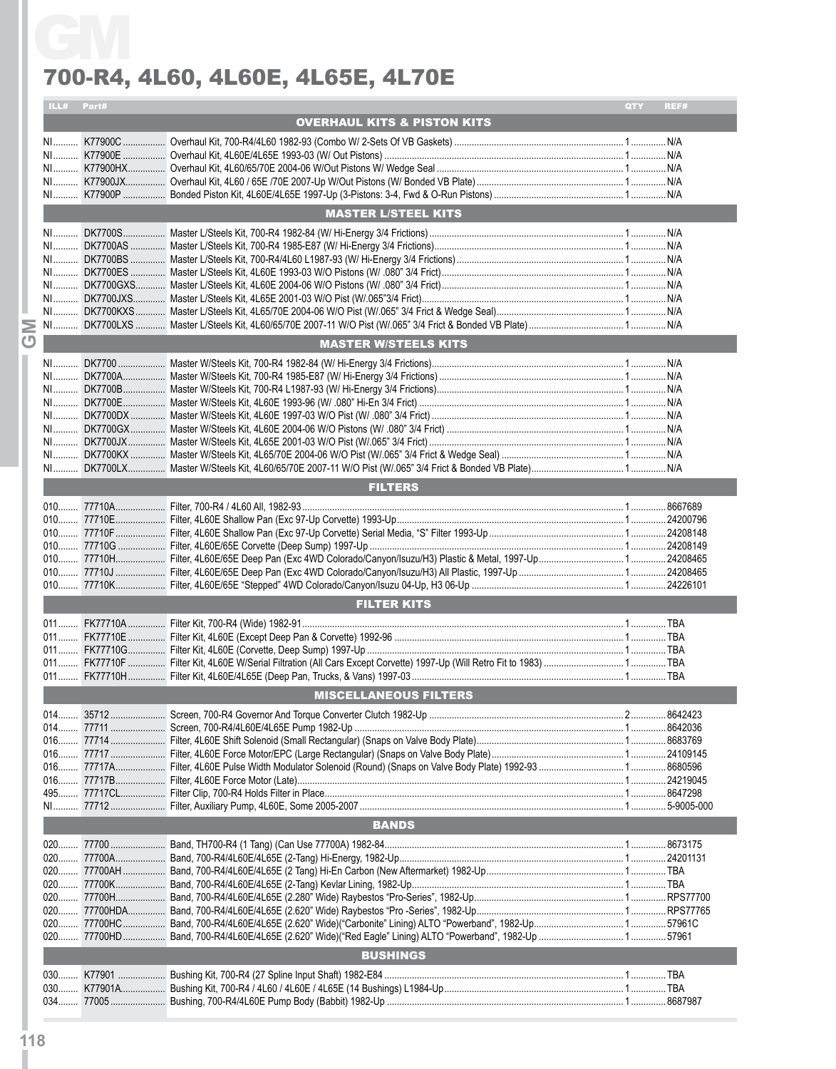# GM

## 700-R4, 4L60, 4L60E, 4L65E, 4L70E

| ILL# | Part# | Description | QTY | REF# |
|---|---|---|---|---|
| | | **OVERHAUL KITS & PISTON KITS** | | |
| NI | K77900C | Overhaul Kit, 700-R4/4L60 1982-93 (Combo W/ 2-Sets Of VB Gaskets) | 1 | N/A |
| NI | K77900E | Overhaul Kit, 4L60E/4L65E 1993-03 (W/ Out Pistons) | 1 | N/A |
| NI | K77900HX | Overhaul Kit, 4L60/65/70E 2004-06 W/Out Pistons W/ Wedge Seal | 1 | N/A |
| NI | K77900JX | Overhaul Kit, 4L60 / 65E /70E 2007-Up W/Out Pistons (W/ Bonded VB Plate) | 1 | N/A |
| NI | K77900P | Bonded Piston Kit, 4L60E/4L65E 1997-Up (3-Pistons: 3-4, Fwd & O-Run Pistons) | 1 | N/A |
| | | **MASTER L/STEEL KITS** | | |
| NI | DK7700S | Master L/Steels Kit, 700-R4 1982-84 (W/ Hi-Energy 3/4 Frictions) | 1 | N/A |
| NI | DK7700AS | Master L/Steels Kit, 700-R4 1985-E87 (W/ Hi-Energy 3/4 Frictions) | 1 | N/A |
| NI | DK7700BS | Master L/Steels Kit, 700-R4/4L60 L1987-93 (W/ Hi-Energy 3/4 Frictions) | 1 | N/A |
| NI | DK7700ES | Master L/Steels Kit, 4L60E 1993-03 W/O Pistons (W/ .080" 3/4 Frict) | 1 | N/A |
| NI | DK7700GXS | Master L/Steels Kit, 4L60E 2004-06 W/O Pistons (W/ .080" 3/4 Frict) | 1 | N/A |
| NI | DK7700JXS | Master L/Steels Kit, 4L65E 2001-03 W/O Pist (W/.065"3/4 Frict) | 1 | N/A |
| NI | DK7700KXS | Master L/Steels Kit, 4L65/70E 2004-06 W/O Pist (W/.065" 3/4 Frict & Wedge Seal) | 1 | N/A |
| NI | DK7700LXS | Master L/Steels Kit, 4L60/65/70E 2007-11 W/O Pist (W/.065" 3/4 Frict & Bonded VB Plate) | 1 | N/A |
| | | **MASTER W/STEELS KITS** | | |
| NI | DK7700 | Master W/Steels Kit, 700-R4 1982-84 (W/ Hi-Energy 3/4 Frictions) | 1 | N/A |
| NI | DK7700A | Master W/Steels Kit, 700-R4 1985-E87 (W/ Hi-Energy 3/4 Frictions) | 1 | N/A |
| NI | DK7700B | Master W/Steels Kit, 700-R4 L1987-93 (W/ Hi-Energy 3/4 Frictions) | 1 | N/A |
| NI | DK7700E | Master W/Steels Kit, 4L60E 1993-96 (W/ .080" Hi-En 3/4 Frict) | 1 | N/A |
| NI | DK7700DX | Master W/Steels Kit, 4L60E 1997-03 W/O Pist (W/ .080" 3/4 Frict) | 1 | N/A |
| NI | DK7700GX | Master W/Steels Kit, 4L60E 2004-06 W/O Pistons (W/ .080" 3/4 Frict) | 1 | N/A |
| NI | DK7700JX | Master W/Steels Kit, 4L65E 2001-03 W/O Pist (W/.065" 3/4 Frict) | 1 | N/A |
| NI | DK7700KX | Master W/Steels Kit, 4L65/70E 2004-06 W/O Pist (W/.065" 3/4 Frict & Wedge Seal) | 1 | N/A |
| NI | DK7700LX | Master W/Steels Kit, 4L60/65/70E 2007-11 W/O Pist (W/.065" 3/4 Frict & Bonded VB Plate) | 1 | N/A |
| | | **FILTERS** | | |
| 010 | 77710A | Filter, 700-R4 / 4L60 All, 1982-93 | 1 | 8667689 |
| 010 | 77710E | Filter, 4L60E Shallow Pan (Exc 97-Up Corvette) 1993-Up | 1 | 24200796 |
| 010 | 77710F | Filter, 4L60E Shallow Pan (Exc 97-Up Corvette) Serial Media, "S" Filter 1993-Up | 1 | 24208148 |
| 010 | 77710G | Filter, 4L60E Corvette (Deep Sump) 1997-Up | 1 | 24208149 |
| 010 | 77710H | Filter, 4L60E/65E Deep Pan (Exc 4WD Colorado/Canyon/Isuzu/H3) Plastic & Metal, 1997-Up | 1 | 24208465 |
| 010 | 77710J | Filter, 4L60E/65E Deep Pan (Exc 4WD Colorado/Canyon/Isuzu/H3) All Plastic, 1997-Up | 1 | 24208465 |
| 010 | 77710K | Filter, 4L60E/65E "Stepped" 4WD Colorado/Canyon/Isuzu 04-Up, H3 06-Up | 1 | 24226101 |
| | | **FILTER KITS** | | |
| 011 | FK77710A | Filter Kit, 700-R4 (Wide) 1982-91 | 1 | TBA |
| 011 | FK77710E | Filter Kit, 4L60E (Except Deep Pan & Corvette) 1992-96 | 1 | TBA |
| 011 | FK77710G | Filter Kit, 4L60E (Corvette, Deep Sump) 1997-Up | 1 | TBA |
| 011 | FK77710F | Filter Kit, 4L60E W/Serial Filtration (All Cars Except Corvette) 1997-Up (Will Retro Fit to 1983) | 1 | TBA |
| 011 | FK77710H | Filter Kit, 4L60E/4L65E (Deep Pan, Trucks, & Vans) 1997-03 | 1 | TBA |
| | | **MISCELLANEOUS FILTERS** | | |
| 014 | 35712 | Screen, 700-R4 Governor And Torque Converter Clutch 1982-Up | 2 | 8642423 |
| 014 | 77711 | Screen, 700-R4/4L60E/4L65E Pump 1982-Up | 1 | 8642036 |
| 016 | 77714 | Filter, 4L60E Shift Solenoid (Small Rectangular) (Snaps on Valve Body Plate) | 1 | 8683769 |
| 016 | 77717 | Filter, 4L60E Force Motor/EPC (Large Rectangular) (Snaps on Valve Body Plate) | 1 | 24109145 |
| 016 | 77717A | Filter, 4L60E Pulse Width Modulator Solenoid (Round) (Snaps on Valve Body Plate) 1992-93 | 1 | 8680596 |
| 016 | 77717B | Filter, 4L60E Force Motor (Late) | 1 | 24219045 |
| 495 | 77717CL | Filter Clip, 700-R4 Holds Filter in Place | 1 | 8647298 |
| NI | 77712 | Filter, Auxiliary Pump, 4L60E, Some 2005-2007 | 1 | 5-9005-000 |
| | | **BANDS** | | |
| 020 | 77700 | Band, TH700-R4 (1 Tang) (Can Use 77700A) 1982-84 | 1 | 8673175 |
| 020 | 77700A | Band, 700-R4/4L60E/4L65E (2-Tang) Hi-Energy, 1982-Up | 1 | 24201131 |
| 020 | 77700AH | Band, 700-R4/4L60E/4L65E (2 Tang) Hi-En Carbon (New Aftermarket) 1982-Up | 1 | TBA |
| 020 | 77700K | Band, 700-R4/4L60E/4L65E (2-Tang) Kevlar Lining, 1982-Up | 1 | TBA |
| 020 | 77700H | Band, 700-R4/4L60E/4L65E (2.280" Wide) Raybestos "Pro-Series", 1982-Up | 1 | RPS77700 |
| 020 | 77700HDA | Band, 700-R4/4L60E/4L65E (2.620" Wide) Raybestos "Pro -Series", 1982-Up | 1 | RPS77765 |
| 020 | 77700HC | Band, 700-R4/4L60E/4L65E (2.620" Wide)("Carbonite" Lining) ALTO "Powerband", 1982-Up | 1 | 57961C |
| 020 | 77700HD | Band, 700-R4/4L60E/4L65E (2.620" Wide)("Red Eagle" Lining) ALTO "Powerband", 1982-Up | 1 | 57961 |
| | | **BUSHINGS** | | |
| 030 | K77901 | Bushing Kit, 700-R4 (27 Spline Input Shaft) 1982-E84 | 1 | TBA |
| 030 | K77901A | Bushing Kit, 700-R4 / 4L60 / 4L60E / 4L65E (14 Bushings) L1984-Up | 1 | TBA |
| 034 | 77005 | Bushing, 700-R4/4L60E Pump Body (Babbit) 1982-Up | 1 | 8687987 |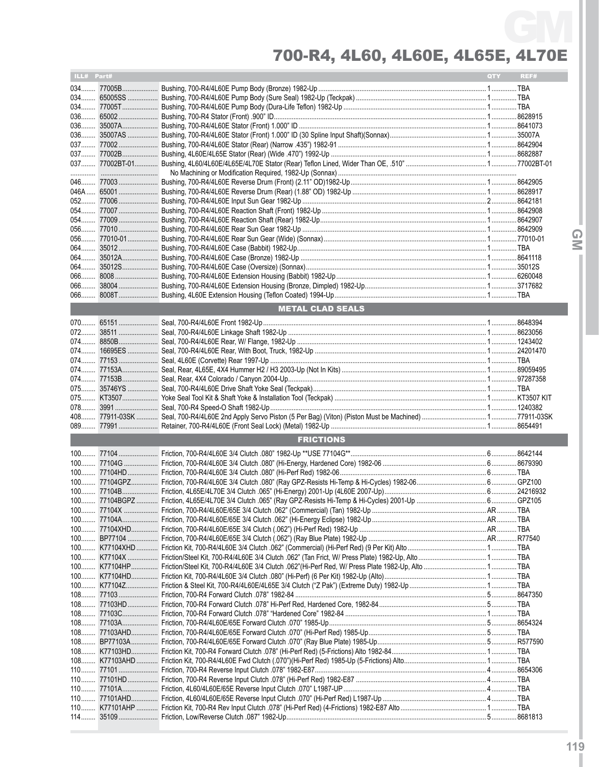# 700-R4, 4L60, 4L60E, 4L65E, 4L70E

| ILL# | Part# | Description | QTY | REF# |
|---|---|---|---|---|
| 034 | 77005B | Bushing, 700-R4/4L60E Pump Body (Bronze) 1982-Up | 1 | TBA |
| 034 | 65005SS | Bushing, 700-R4/4L60E Pump Body (Sure Seal) 1982-Up (Teckpak) | 1 | TBA |
| 034 | 77005T | Bushing, 700-R4/4L60E Pump Body (Dura-Life Teflon) 1982-Up | 1 | TBA |
| 036 | 65002 | Bushing, 700-R4 Stator (Front) .900" ID | 1 | 8628915 |
| 036 | 35007A | Bushing, 700-R4/4L60E Stator (Front) 1.000" ID | 1 | 8641073 |
| 036 | 35007AS | Bushing, 700-R4/4L60E Stator (Front) 1.000" ID (30 Spline Input Shaft)(Sonnax) | 1 | 35007A |
| 037 | 77002 | Bushing, 700-R4/4L60E Stator (Rear) (Narrow .435") 1982-91 | 1 | 8642904 |
| 037 | 77002B | Bushing, 4L60E/4L65E Stator (Rear) (Wide .470") 1992-Up | 1 | 8682887 |
| 037 | 77002BT-01 | Bushing, 4L60/4L60E/4L65E/4L70E Stator (Rear) Teflon Lined, Wider Than OE, .510" | 1 | 77002BT-01 |
| | | No Machining or Modification Required, 1982-Up (Sonnax) | | |
| 046 | 77003 | Bushing, 700-R4/4L60E Reverse Drum (Front) (2.11" OD)1982-Up | 1 | 8642905 |
| 046A | 65001 | Bushing, 700-R4/4L60E Reverse Drum (Rear) (1.88" OD) 1982-Up | 1 | 8628917 |
| 052 | 77006 | Bushing, 700-R4/4L60E Input Sun Gear 1982-Up | 2 | 8642181 |
| 054 | 77007 | Bushing, 700-R4/4L60E Reaction Shaft (Front) 1982-Up | 1 | 8642908 |
| 054 | 77009 | Bushing, 700-R4/4L60E Reaction Shaft (Rear) 1982-Up | 1 | 8642907 |
| 056 | 77010 | Bushing, 700-R4/4L60E Rear Sun Gear 1982-Up | 1 | 8642909 |
| 056 | 77010-01 | Bushing, 700-R4/4L60E Rear Sun Gear (Wide) (Sonnax) | 1 | 77010-01 |
| 064 | 35012 | Bushing, 700-R4/4L60E Case (Babbit) 1982-Up | 1 | TBA |
| 064 | 35012A | Bushing, 700-R4/4L60E Case (Bronze) 1982-Up | 1 | 8641118 |
| 064 | 35012S | Bushing, 700-R4/4L60E Case (Oversize) (Sonnax) | 1 | 35012S |
| 066 | 8008 | Bushing, 700-R4/4L60E Extension Housing (Babbit) 1982-Up | 1 | 6260048 |
| 066 | 38004 | Bushing, 700-R4/4L60E Extension Housing (Bronze, Dimpled) 1982-Up | 1 | 3717682 |
| 066 | 8008T | Bushing, 4L60E Extension Housing (Teflon Coated) 1994-Up | 1 | TBA |
| | | **METAL CLAD SEALS** | | |
| 070 | 65151 | Seal, 700-R4/4L60E Front 1982-Up | 1 | 8648394 |
| 072 | 38511 | Seal, 700-R4/4L60E Linkage Shaft 1982-Up | 1 | 8623056 |
| 074 | 8850B | Seal, 700-R4/4L60E Rear, W/ Flange, 1982-Up | 1 | 1243402 |
| 074 | 16695ES | Seal, 700-R4/4L60E Rear, With Boot, Truck, 1982-Up | 1 | 24201470 |
| 074 | 77153 | Seal, 4L60E (Corvette) Rear 1997-Up | 1 | TBA |
| 074 | 77153A | Seal, Rear, 4L65E, 4X4 Hummer H2 / H3 2003-Up (Not In Kits) | 1 | 89059495 |
| 074 | 77153B | Seal, Rear, 4X4 Colorado / Canyon 2004-Up | 1 | 97287358 |
| 075 | 35746YS | Seal, 700-R4/4L60E Drive Shaft Yoke Seal (Teckpak) | 1 | TBA |
| 075 | KT3507 | Yoke Seal Tool Kit & Shaft Yoke & Installation Tool (Teckpak) | 1 | KT3507 KIT |
| 078 | 3991 | Seal, 700-R4 Speed-O Shaft 1982-Up | 1 | 1240382 |
| 408 | 77911-03SK | Seal, 700-R4/4L60E 2nd Apply Servo Piston (5 Per Bag) (Viton) (Piston Must be Machined) | 1 | 77911-03SK |
| 089 | 77991 | Retainer, 700-R4/4L60E (Front Seal Lock) (Metal) 1982-Up | 1 | 8654491 |
| | | **FRICTIONS** | | |
| 100 | 77104 | Friction, 700-R4/4L60E 3/4 Clutch .080" 1982-Up **USE 77104G** | 6 | 8642144 |
| 100 | 77104G | Friction, 700-R4/4L60E 3/4 Clutch .080" (Hi-Energy, Hardened Core) 1982-06 | 6 | 8679390 |
| 100 | 77104HD | Friction, 700-R4/4L60E 3/4 Clutch .080" (Hi-Perf Red) 1982-06 | 6 | TBA |
| 100 | 77104GPZ | Friction, 700-R4/4L60E 3/4 Clutch .080" (Ray GPZ-Resists Hi-Temp & Hi-Cycles) 1982-06 | 6 | GPZ100 |
| 100 | 77104B | Friction, 4L65E/4L70E 3/4 Clutch .065" (Hi-Energy) 2001-Up (4L60E 2007-Up) | 6 | 24216932 |
| 100 | 77104BGPZ | Friction, 4L65E/4L70E 3/4 Clutch .065" (Ray GPZ-Resists Hi-Temp & Hi-Cycles) 2001-Up | 6 | GPZ105 |
| 100 | 77104X | Friction, 700-R4/4L60E/65E 3/4 Clutch .062" (Commercial) (Tan) 1982-Up | AR | TBA |
| 100 | 77104A | Friction, 700-R4/4L60E/65E 3/4 Clutch .062" (Hi-Energy Eclipse) 1982-Up | AR | TBA |
| 100 | 77104XHD | Friction, 700-R4/4L60E/65E 3/4 Clutch (.062") (Hi-Perf Red) 1982-Up | AR | TBA |
| 100 | BP77104 | Friction, 700-R4/4L60E/65E 3/4 Clutch (.062") (Ray Blue Plate) 1982-Up | AR | R77540 |
| 100 | K77104XHD | Friction Kit, 700-R4/4L60E 3/4 Clutch .062" (Commercial) (Hi-Perf Red) (9 Per Kit) Alto | 1 | TBA |
| 100 | K77104X | Friction/Steel Kit, 700-R4/4L60E 3/4 Clutch .062" (Tan Frict, W/ Press Plate) 1982-Up, Alto | 1 | TBA |
| 100 | K77104HP | Friction/Steel Kit, 700-R4/4L60E 3/4 Clutch .062"(Hi-Perf Red, W/ Press Plate 1982-Up, Alto | 1 | TBA |
| 100 | K77104HD | Friction Kit, 700-R4/4L60E 3/4 Clutch .080" (Hi-Perf) (6 Per Kit) 1982-Up (Alto) | 1 | TBA |
| 100 | K77104Z | Friction & Steel Kit, 700-R4/4L60E/4L65E 3/4 Clutch ("Z Pak") (Extreme Duty) 1982-Up | 1 | TBA |
| 108 | 77103 | Friction, 700-R4 Forward Clutch .078" 1982-84 | 5 | 8647350 |
| 108 | 77103HD | Friction, 700-R4 Forward Clutch .078" Hi-Perf Red, Hardened Core, 1982-84 | 5 | TBA |
| 108 | 77103C | Friction, 700-R4 Forward Clutch .078" "Hardened Core" 1982-84 | 1 | TBA |
| 108 | 77103A | Friction, 700-R4/4L60E/65E Forward Clutch .070" 1985-Up | 5 | 8654324 |
| 108 | 77103AHD | Friction, 700-R4/4L60E/65E Forward Clutch .070" (Hi-Perf Red) 1985-Up | 5 | TBA |
| 108 | BP77103A | Friction, 700-R4/4L60E/65E Forward Clutch .070" (Ray Blue Plate) 1985-Up | 5 | R577590 |
| 108 | K77103HD | Friction Kit, 700-R4 Forward Clutch .078" (Hi-Perf Red) (5-Frictions) Alto 1982-84 | 1 | TBA |
| 108 | K77103AHD | Friction Kit, 700-R4/4L60E Fwd Clutch .070" (Hi-Perf Red) 1985-Up (5-Frictions) Alto | 1 | TBA |
| 110 | 77101 | Friction, 700-R4 Reverse Input Clutch .078" 1982-E87 | 4 | 8654306 |
| 110 | 77101HD | Friction, 700-R4 Reverse Input Clutch .078" (Hi-Perf Red) 1982-E87 | 4 | TBA |
| 110 | 77101A | Friction, 4L60/4L60E/65E Reverse Input Clutch .070" L1987-UP | 4 | TBA |
| 110 | 77101AHD | Friction, 4L60/4L60E/65E Reverse Input Clutch .070" (Hi-Perf Red) L1987-Up | 4 | TBA |
| 110 | K77101AHP | Friction Kit, 700-R4 Rev Input Clutch .078" (Hi-Perf Red) (4-Frictions) 1982-E87 Alto | 1 | TBA |
| 114 | 35109 | Friction, Low/Reverse Clutch .087" 1982-Up | 5 | 8681813 |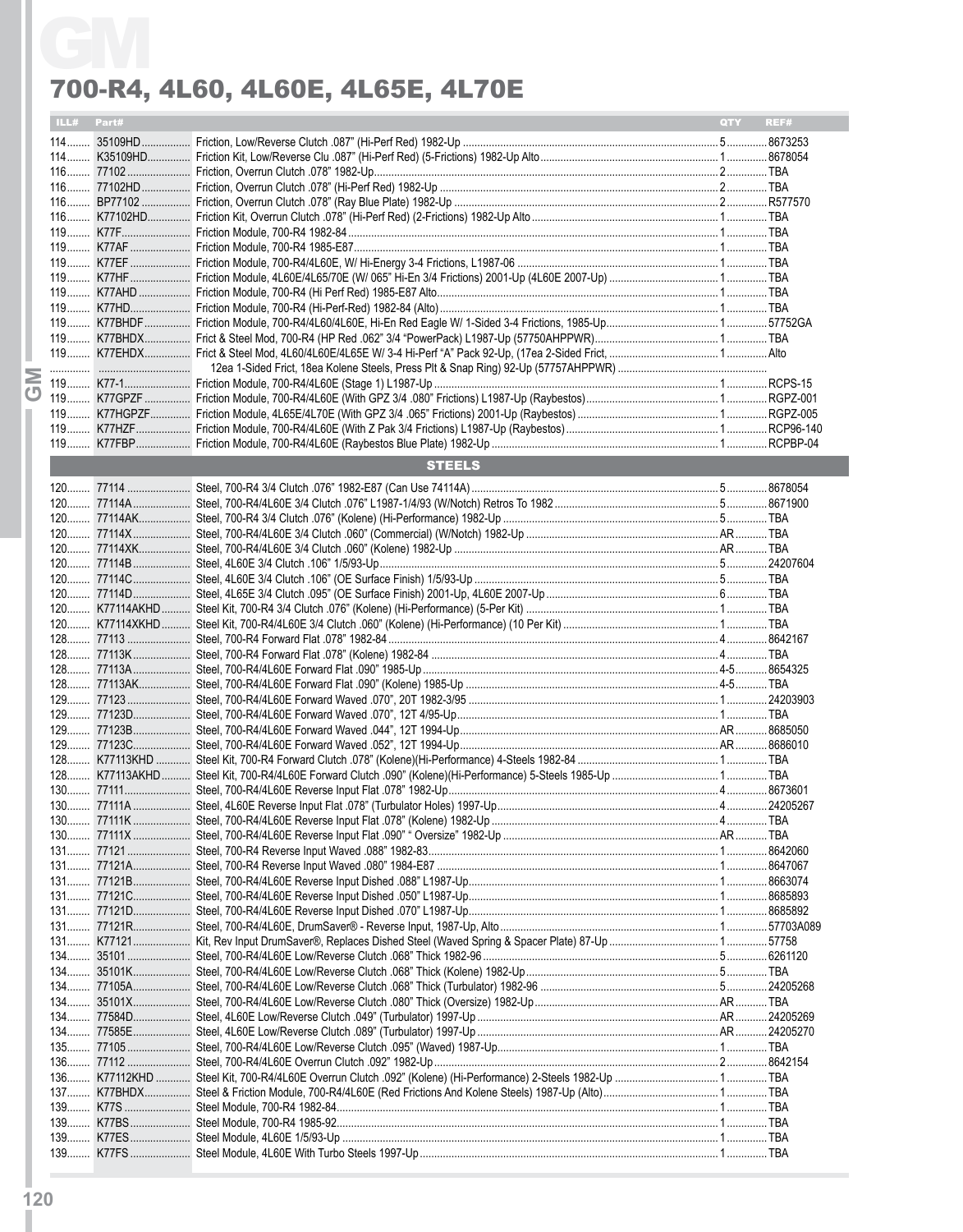# GM

## 700-R4, 4L60, 4L60E, 4L65E, 4L70E

| ILL# | Part# | Description | QTY | REF# |
|---|---|---|---|---|
| 114 | 35109HD | Friction, Low/Reverse Clutch .087" (Hi-Perf Red) 1982-Up | 5 | 8673253 |
| 114 | K35109HD | Friction Kit, Low/Reverse Clu .087" (Hi-Perf Red) (5-Frictions) 1982-Up Alto | 1 | 8678054 |
| 116 | 77102 | Friction, Overrun Clutch .078" 1982-Up | 2 | TBA |
| 116 | 77102HD | Friction, Overrun Clutch .078" (Hi-Perf Red) 1982-Up | 2 | TBA |
| 116 | BP77102 | Friction, Overrun Clutch .078" (Ray Blue Plate) 1982-Up | 2 | R577570 |
| 116 | K77102HD | Friction Kit, Overrun Clutch .078" (Hi-Perf Red) (2-Frictions) 1982-Up Alto | 1 | TBA |
| 119 | K77F | Friction Module, 700-R4 1982-84 | 1 | TBA |
| 119 | K77AF | Friction Module, 700-R4 1985-E87 | 1 | TBA |
| 119 | K77EF | Friction Module, 700-R4/4L60E, W/ Hi-Energy 3-4 Frictions, L1987-06 | 1 | TBA |
| 119 | K77HF | Friction Module, 4L60E/4L65/70E (W/ 065" Hi-En 3/4 Frictions) 2001-Up (4L60E 2007-Up) | 1 | TBA |
| 119 | K77AHD | Friction Module, 700-R4 (Hi Perf Red) 1985-E87 Alto | 1 | TBA |
| 119 | K77HD | Friction Module, 700-R4 (Hi-Perf-Red) 1982-84 (Alto) | 1 | TBA |
| 119 | K77BHDF | Friction Module, 700-R4/4L60/4L60E, Hi-En Red Eagle W/ 1-Sided 3-4 Frictions, 1985-Up | 1 | 57752GA |
| 119 | K77BHDX | Frict & Steel Mod, 700-R4 (HP Red .062" 3/4 "PowerPack) L1987-Up (57750AHPPWR) | 1 | TBA |
| 119 | K77EHDX | Frict & Steel Mod, 4L60/4L60E/4L65E W/ 3-4 Hi-Perf "A" Pack 92-Up, (17ea 2-Sided Frict, | 1 | Alto |
| | | 12ea 1-Sided Frict, 18ea Kolene Steels, Press Plt & Snap Ring) 92-Up (57757AHPPWR) | | |
| 119 | K77-1 | Friction Module, 700-R4/4L60E (Stage 1) L1987-Up | 1 | RCPS-15 |
| 119 | K77GPZF | Friction Module, 700-R4/4L60E (With GPZ 3/4 .080" Frictions) L1987-Up (Raybestos) | 1 | RGPZ-001 |
| 119 | K77HGPZF | Friction Module, 4L65E/4L70E (With GPZ 3/4 .065" Frictions) 2001-Up (Raybestos) | 1 | RGPZ-005 |
| 119 | K77HZF | Friction Module, 700-R4/4L60E (With Z Pak 3/4 Frictions) L1987-Up (Raybestos) | 1 | RCP96-140 |
| 119 | K77FBP | Friction Module, 700-R4/4L60E (Raybestos Blue Plate) 1982-Up | 1 | RCPBP-04 |

### STEELS

| ILL# | Part# | Description | QTY | REF# |
|---|---|---|---|---|
| 120 | 77114 | Steel, 700-R4 3/4 Clutch .076" 1982-E87 (Can Use 74114A) | 5 | 8678054 |
| 120 | 77114A | Steel, 700-R4/4L60E 3/4 Clutch .076" L1987-1/4/93 (W/Notch) Retros To 1982 | 5 | 8671900 |
| 120 | 77114AK | Steel, 700-R4 3/4 Clutch .076" (Kolene) (Hi-Performance) 1982-Up | 5 | TBA |
| 120 | 77114X | Steel, 700-R4/4L60E 3/4 Clutch .060" (Commercial) (W/Notch) 1982-Up | AR | TBA |
| 120 | 77114XK | Steel, 700-R4/4L60E 3/4 Clutch .060" (Kolene) 1982-Up | AR | TBA |
| 120 | 77114B | Steel, 4L60E 3/4 Clutch .106" 1/5/93-Up | 5 | 24207604 |
| 120 | 77114C | Steel, 4L60E 3/4 Clutch .106" (OE Surface Finish) 1/5/93-Up | 5 | TBA |
| 120 | 77114D | Steel, 4L65E 3/4 Clutch .095" (OE Surface Finish) 2001-Up, 4L60E 2007-Up | 6 | TBA |
| 120 | K77114AKHD | Steel Kit, 700-R4 3/4 Clutch .076" (Kolene) (Hi-Performance) (5-Per Kit) | 1 | TBA |
| 120 | K77114XKHD | Steel Kit, 700-R4/4L60E 3/4 Clutch .060" (Kolene) (Hi-Performance) (10 Per Kit) | 1 | TBA |
| 128 | 77113 | Steel, 700-R4 Forward Flat .078" 1982-84 | 4 | 8642167 |
| 128 | 77113K | Steel, 700-R4 Forward Flat .078" (Kolene) 1982-84 | 4 | TBA |
| 128 | 77113A | Steel, 700-R4/4L60E Forward Flat .090" 1985-Up | 4-5 | 8654325 |
| 128 | 77113AK | Steel, 700-R4/4L60E Forward Flat .090" (Kolene) 1985-Up | 4-5 | TBA |
| 129 | 77123 | Steel, 700-R4/4L60E Forward Waved .070", 20T 1982-3/95 | 1 | 24203903 |
| 129 | 77123D | Steel, 700-R4/4L60E Forward Waved .070", 12T 4/95-Up | 1 | TBA |
| 129 | 77123B | Steel, 700-R4/4L60E Forward Waved .044", 12T 1994-Up | AR | 8685050 |
| 129 | 77123C | Steel, 700-R4/4L60E Forward Waved .052", 12T 1994-Up | AR | 8686010 |
| 128 | K77113KHD | Steel Kit, 700-R4 Forward Clutch .078" (Kolene)(Hi-Performance) 4-Steels 1982-84 | 1 | TBA |
| 128 | K77113AKHD | Steel Kit, 700-R4/4L60E Forward Clutch .090" (Kolene)(Hi-Performance) 5-Steels 1985-Up | 1 | TBA |
| 130 | 77111 | Steel, 700-R4/4L60E Reverse Input Flat .078" 1982-Up | 4 | 8673601 |
| 130 | 77111A | Steel, 4L60E Reverse Input Flat .078" (Turbulator Holes) 1997-Up | 4 | 24205267 |
| 130 | 77111K | Steel, 700-R4/4L60E Reverse Input Flat .078" (Kolene) 1982-Up | 4 | TBA |
| 130 | 77111X | Steel, 700-R4/4L60E Reverse Input Flat .090" " Oversize" 1982-Up | AR | TBA |
| 131 | 77121 | Steel, 700-R4 Reverse Input Waved .088" 1982-83 | 1 | 8642060 |
| 131 | 77121A | Steel, 700-R4 Reverse Input Waved .080" 1984-E87 | 1 | 8647067 |
| 131 | 77121B | Steel, 700-R4/4L60E Reverse Input Dished .088" L1987-Up | 1 | 8663074 |
| 131 | 77121C | Steel, 700-R4/4L60E Reverse Input Dished .050" L1987-Up | 1 | 8685893 |
| 131 | 77121D | Steel, 700-R4/4L60E Reverse Input Dished .070" L1987-Up | 1 | 8685892 |
| 131 | 77121R | Steel, 700-R4/4L60E, DrumSaver® - Reverse Input, 1987-Up, Alto | 1 | 57703A089 |
| 131 | K77121 | Kit, Rev Input DrumSaver®, Replaces Dished Steel (Waved Spring & Spacer Plate) 87-Up | 1 | 57758 |
| 134 | 35101 | Steel, 700-R4/4L60E Low/Reverse Clutch .068" Thick 1982-96 | 5 | 6261120 |
| 134 | 35101K | Steel, 700-R4/4L60E Low/Reverse Clutch .068" Thick (Kolene) 1982-Up | 5 | TBA |
| 134 | 77105A | Steel, 700-R4/4L60E Low/Reverse Clutch .068" Thick (Turbulator) 1982-96 | 5 | 24205268 |
| 134 | 35101X | Steel, 700-R4/4L60E Low/Reverse Clutch .080" Thick (Oversize) 1982-Up | AR | TBA |
| 134 | 77584D | Steel, 4L60E Low/Reverse Clutch .049" (Turbulator) 1997-Up | AR | 24205269 |
| 134 | 77585E | Steel, 4L60E Low/Reverse Clutch .089" (Turbulator) 1997-Up | AR | 24205270 |
| 135 | 77105 | Steel, 700-R4/4L60E Low/Reverse Clutch .095" (Waved) 1987-Up | 1 | TBA |
| 136 | 77112 | Steel, 700-R4/4L60E Overrun Clutch .092" 1982-Up | 2 | 8642154 |
| 136 | K77112KHD | Steel Kit, 700-R4/4L60E Overrun Clutch .092" (Kolene) (Hi-Performance) 2-Steels 1982-Up | 1 | TBA |
| 137 | K77BHDX | Steel & Friction Module, 700-R4/4L60E (Red Frictions And Kolene Steels) 1987-Up (Alto) | 1 | TBA |
| 139 | K77S | Steel Module, 700-R4 1982-84 | 1 | TBA |
| 139 | K77BS | Steel Module, 700-R4 1985-92 | 1 | TBA |
| 139 | K77ES | Steel Module, 4L60E 1/5/93-Up | 1 | TBA |
| 139 | K77FS | Steel Module, 4L60E With Turbo Steels 1997-Up | 1 | TBA |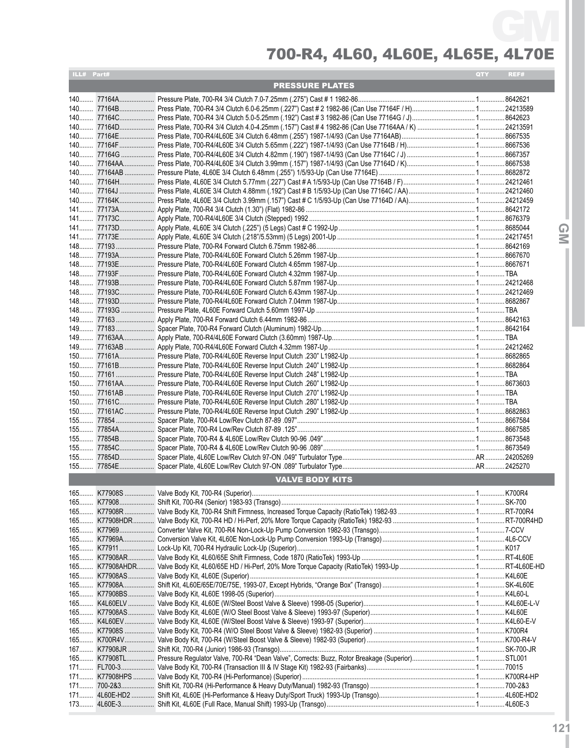# 700-R4, 4L60, 4L60E, 4L65E, 4L70E

## PRESSURE PLATES

| ILL# | Part# | | QTY | REF# |
|---|---|---|---|---|
| 140 | 77164A | Pressure Plate, 700-R4 3/4 Clutch 7.0-7.25mm (.275") Cast # 1 1982-86 | 1 | 8642621 |
| 140 | 77164B | Press Plate, 700-R4 3/4 Clutch 6.0-6.25mm (.227") Cast # 2 1982-86 (Can Use 77164F / H) | 1 | 24213589 |
| 140 | 77164C | Press Plate, 700-R4 3/4 Clutch 5.0-5.25mm (.192") Cast # 3 1982-86 (Can Use 77164G / J) | 1 | 8642623 |
| 140 | 77164D | Press Plate, 700-R4 3/4 Clutch 4.0-4.25mm (.157") Cast # 4 1982-86 (Can Use 77164AA / K) | 1 | 24213591 |
| 140 | 77164E | Press Plate, 700-R4/4L60E 3/4 Clutch 6.48mm (.255") 1987-1/4/93 (Can Use 77164AB) | 1 | 8667535 |
| 140 | 77164F | Press Plate, 700-R4/4L60E 3/4 Clutch 5.65mm (.222") 1987-1/4/93 (Can Use 77164B / H) | 1 | 8667536 |
| 140 | 77164G | Press Plate, 700-R4/4L60E 3/4 Clutch 4.82mm (.190") 1987-1/4/93 (Can Use 77164C / J) | 1 | 8667357 |
| 140 | 77164AA | Press Plate, 700-R4/4L60E 3/4 Clutch 3.99mm (.157") 1987-1/4/93 (Can Use 77164D / K) | 1 | 8667538 |
| 140 | 77164AB | Pressure Plate, 4L60E 3/4 Clutch 6.48mm (.255") 1/5/93-Up (Can Use 77164E) | 1 | 8682872 |
| 140 | 77164H | Press Plate, 4L60E 3/4 Clutch 5.77mm (.227") Cast # A 1/5/93-Up (Can Use 77164B / F) | 1 | 24212461 |
| 140 | 77164J | Press Plate, 4L60E 3/4 Clutch 4.88mm (.192") Cast # B 1/5/93-Up (Can Use 77164C / AA) | 1 | 24212460 |
| 140 | 77164K | Press Plate, 4L60E 3/4 Clutch 3.99mm (.157") Cast # C 1/5/93-Up (Can Use 77164D / AA) | 1 | 24212459 |
| 141 | 77173A | Apply Plate, 700-R4 3/4 Clutch (1.30") (Flat) 1982-86 | 1 | 8642172 |
| 141 | 77173C | Apply Plate, 700-R4/4L60E 3/4 Clutch (Stepped) 1992 | 1 | 8676379 |
| 141 | 77173D | Apply Plate, 4L60E 3/4 Clutch (.225") (5 Legs) Cast # C 1992-Up | 1 | 8685044 |
| 141 | 77173E | Apply Plate, 4L60E 3/4 Clutch (.218"/5.53mm) (5 Legs) 2001-Up | 1 | 24217451 |
| 148 | 77193 | Pressure Plate, 700-R4 Forward Clutch 6.75mm 1982-86 | 1 | 8642169 |
| 148 | 77193A | Pressure Plate, 700-R4/4L60E Forward Clutch 5.26mm 1987-Up | 1 | 8667670 |
| 148 | 77193E | Pressure Plate, 700-R4/4L60E Forward Clutch 4.65mm 1987-Up | 1 | 8667671 |
| 148 | 77193F | Pressure Plate, 700-R4/4L60E Forward Clutch 4.32mm 1987-Up | 1 | TBA |
| 148 | 77193B | Pressure Plate, 700-R4/4L60E Forward Clutch 5.87mm 1987-Up | 1 | 24212468 |
| 148 | 77193C | Pressure Plate, 700-R4/4L60E Forward Clutch 6.43mm 1987-Up | 1 | 24212469 |
| 148 | 77193D | Pressure Plate, 700-R4/4L60E Forward Clutch 7.04mm 1987-Up | 1 | 8682867 |
| 148 | 77193G | Pressure Plate, 4L60E Forward Clutch 5.60mm 1997-Up | 1 | TBA |
| 149 | 77163 | Apply Plate, 700-R4 Forward Clutch 6.44mm 1982-86 | 1 | 8642163 |
| 149 | 77183 | Spacer Plate, 700-R4 Forward Clutch (Aluminum) 1982-Up | 1 | 8642164 |
| 149 | 77163AA | Apply Plate, 700-R4/4L60E Forward Clutch (3.60mm) 1987-Up | 1 | TBA |
| 149 | 77163AB | Apply Plate, 700-R4/4L60E Forward Clutch 4.32mm 1987-Up | 1 | 24212462 |
| 150 | 77161A | Pressure Plate, 700-R4/4L60E Reverse Input Clutch .230" L1982-Up | 1 | 8682865 |
| 150 | 77161B | Pressure Plate, 700-R4/4L60E Reverse Input Clutch .240" L1982-Up | 1 | 8682864 |
| 150 | 77161 | Pressure Plate, 700-R4/4L60E Reverse Input Clutch .248" L1982-Up | 1 | TBA |
| 150 | 77161AA | Pressure Plate, 700-R4/4L60E Reverse Input Clutch .260" L1982-Up | 1 | 8673603 |
| 150 | 77161AB | Pressure Plate, 700-R4/4L60E Reverse Input Clutch .270" L1982-Up | 1 | TBA |
| 150 | 77161C | Pressure Plate, 700-R4/4L60E Reverse Input Clutch .280" L1982-Up | 1 | TBA |
| 150 | 77161AC | Pressure Plate, 700-R4/4L60E Reverse Input Clutch .290" L1982-Up | 1 | 8682863 |
| 155 | 77854 | Spacer Plate, 700-R4 Low/Rev Clutch 87-89 .097" | 1 | 8667584 |
| 155 | 77854A | Spacer Plate, 700-R4 Low/Rev Clutch 87-89 .125" | 1 | 8667585 |
| 155 | 77854B | Spacer Plate, 700-R4 & 4L60E Low/Rev Clutch 90-96 .049" | 1 | 8673548 |
| 155 | 77854C | Spacer Plate, 700-R4 & 4L60E Low/Rev Clutch 90-96 .089" | 1 | 8673549 |
| 155 | 77854D | Spacer Plate, 4L60E Low/Rev Clutch 97-ON .049" Turbulator Type | AR | 24205269 |
| 155 | 77854E | Spacer Plate, 4L60E Low/Rev Clutch 97-ON .089" Turbulator Type | AR | 2425270 |

## VALVE BODY KITS

| ILL# | Part# | | QTY | REF# |
|---|---|---|---|---|
| 165 | K77908S | Valve Body Kit, 700-R4 (Superior) | 1 | K700R4 |
| 165 | K77908 | Shift Kit, 700-R4 (Senior) 1983-93 (Transgo) | 1 | SK-700 |
| 165 | K77908R | Valve Body Kit, 700-R4 Shift Firmness, Increased Torque Capacity (RatioTek) 1982-93 | 1 | RT-700R4 |
| 165 | K77908HDR | Valve Body Kit, 700-R4 HD / Hi-Perf, 20% More Torque Capacity (RatioTek) 1982-93 | 1 | RT-700R4HD |
| 165 | K77969 | Converter Valve Kit, 700-R4 Non-Lock-Up Pump Conversion 1982-93 (Transgo) | 1 | 7-CCV |
| 165 | K77969A | Conversion Valve Kit, 4L60E Non-Lock-Up Pump Conversion 1993-Up (Transgo) | 1 | 4L6-CCV |
| 165 | K77911 | Lock-Up Kit, 700-R4 Hydraulic Lock-Up (Superior) | 1 | K017 |
| 165 | K77908AR | Valve Body Kit, 4L60/65E Shift Firmness, Code 1870 (RatioTek) 1993-Up | 1 | RT-4L60E |
| 165 | K77908AHDR | Valve Body Kit, 4L60/65E HD / Hi-Perf, 20% More Torque Capacity (RatioTek) 1993-Up | 1 | RT-4L60E-HD |
| 165 | K77908AS | Valve Body Kit, 4L60E (Superior) | 1 | K4L60E |
| 165 | K77908A | Shift Kit, 4L60E/65E/70E/75E, 1993-07, Except Hybrids, "Orange Box" (Transgo) | 1 | SK-4L60E |
| 165 | K77908BS | Valve Body Kit, 4L60E 1998-05 (Superior) | 1 | K4L60-L |
| 165 | K4L60ELV | Valve Body Kit, 4L60E (W/Steel Boost Valve & Sleeve) 1998-05 (Superior) | 1 | K4L60E-L-V |
| 165 | K77908AS | Valve Body Kit, 4L60E (W/O Steel Boost Valve & Sleeve) 1993-97 (Superior) | 1 | K4L60E |
| 165 | K4L60EV | Valve Body Kit, 4L60E (W/Steel Boost Valve & Sleeve) 1993-97 (Superior) | 1 | K4L60-E-V |
| 165 | K77908S | Valve Body Kit, 700-R4 (W/O Steel Boost Valve & Sleeve) 1982-93 (Superior) | 1 | K700R4 |
| 165 | K700R4V | Valve Body Kit, 700-R4 (W/Steel Boost Valve & Sleeve) 1982-93 (Superior) | 1 | K700-R4-V |
| 167 | K77908JR | Shift Kit, 700-R4 (Junior) 1986-93 (Transgo) | 1 | SK-700-JR |
| 165 | K77908TL | Pressure Regulator Valve, 700-R4 "Dean Valve", Corrects: Buzz, Rotor Breakage (Superior) | 1 | STL001 |
| 171 | FL700-3 | Valve Body Kit, 700-R4 (Transaction III & IV Stage Kit) 1982-93 (Fairbanks) | 1 | 70015 |
| 171 | K77908HPS | Valve Body Kit, 700-R4 (Hi-Performance) (Superior) | 1 | K700R4-HP |
| 171 | 700-2&3 | Shift Kit, 700-R4 (Hi-Performance & Heavy Duty/Manual) 1982-93 (Transgo) | 1 | 700-2&3 |
| 171 | 4L60E-HD2 | Shift Kit, 4L60E (Hi-Performance & Heavy Duty/Sport Truck) 1993-Up (Transgo) | 1 | 4L60E-HD2 |
| 173 | 4L60E-3 | Shift Kit, 4L60E (Full Race, Manual Shift) 1993-Up (Transgo) | 1 | 4L60E-3 |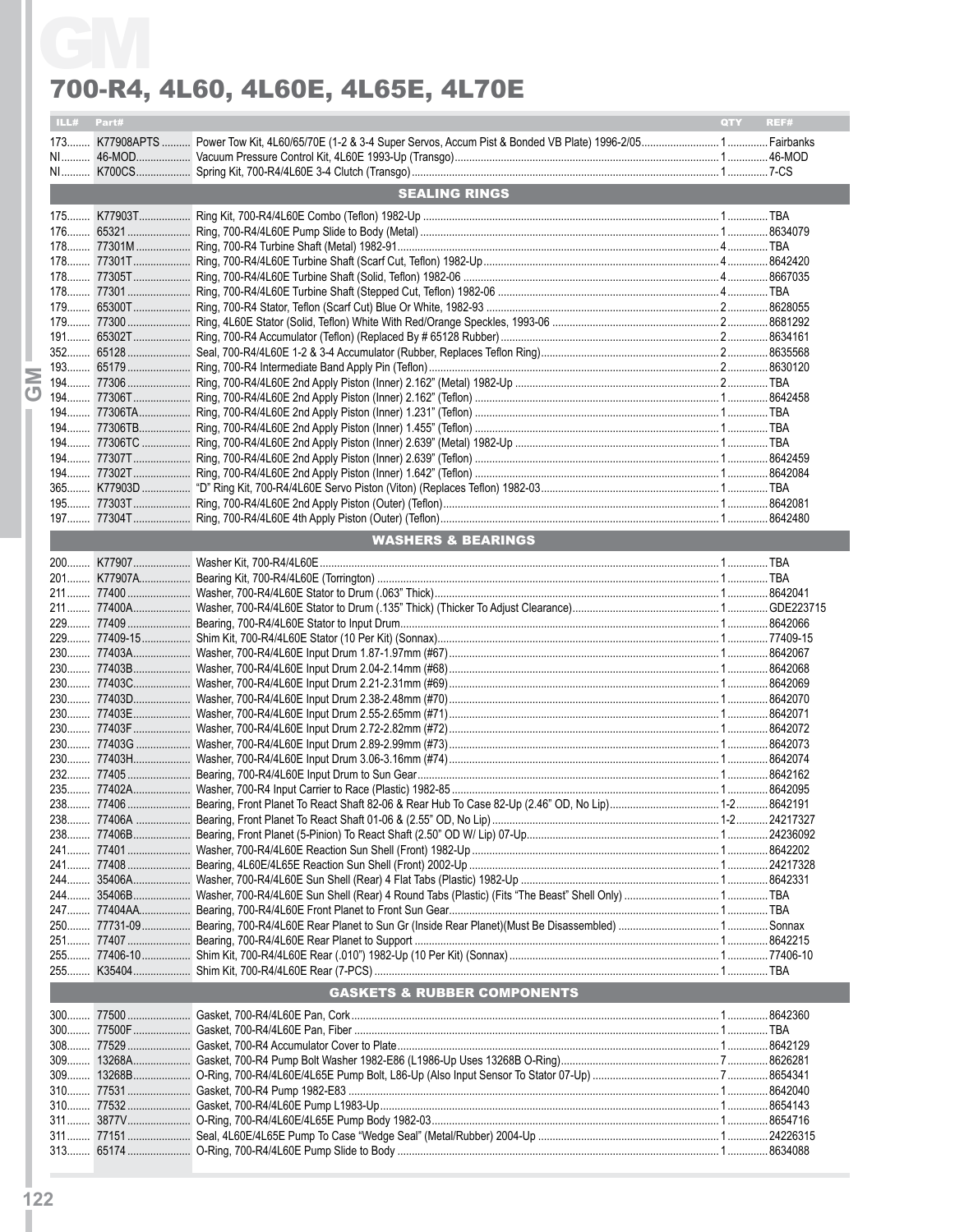# 700-R4, 4L60, 4L60E, 4L65E, 4L70E

| ILL# | Part# | | QTY | REF# |
|---|---|---|---|---|
| 173 | K77908APTS | Power Tow Kit, 4L60/65/70E (1-2 & 3-4 Super Servos, Accum Pist & Bonded VB Plate) 1996-2/05 | 1 | Fairbanks |
| NI | 46-MOD | Vacuum Pressure Control Kit, 4L60E 1993-Up (Transgo) | 1 | 46-MOD |
| NI | K700CS | Spring Kit, 700-R4/4L60E 3-4 Clutch (Transgo) | 1 | 7-CS |
| | | **SEALING RINGS** | | |
| 175 | K77903T | Ring Kit, 700-R4/4L60E Combo (Teflon) 1982-Up | 1 | TBA |
| 176 | 65321 | Ring, 700-R4/4L60E Pump Slide to Body (Metal) | 1 | 8634079 |
| 178 | 77301M | Ring, 700-R4 Turbine Shaft (Metal) 1982-91 | 4 | TBA |
| 178 | 77301T | Ring, 700-R4/4L60E Turbine Shaft (Scarf Cut, Teflon) 1982-Up | 4 | 8642420 |
| 178 | 77305T | Ring, 700-R4/4L60E Turbine Shaft (Solid, Teflon) 1982-06 | 4 | 8667035 |
| 178 | 77301 | Ring, 700-R4/4L60E Turbine Shaft (Stepped Cut, Teflon) 1982-06 | 4 | TBA |
| 179 | 65300T | Ring, 700-R4 Stator, Teflon (Scarf Cut) Blue Or White, 1982-93 | 2 | 8628055 |
| 179 | 77300 | Ring, 4L60E Stator (Solid, Teflon) White With Red/Orange Speckles, 1993-06 | 2 | 8681292 |
| 191 | 65302T | Ring, 700-R4 Accumulator (Teflon) (Replaced By # 65128 Rubber) | 2 | 8634161 |
| 352 | 65128 | Seal, 700-R4/4L60E 1-2 & 3-4 Accumulator (Rubber, Replaces Teflon Ring) | 2 | 8635568 |
| 193 | 65179 | Ring, 700-R4 Intermediate Band Apply Pin (Teflon) | 2 | 8630120 |
| 194 | 77306 | Ring, 700-R4/4L60E 2nd Apply Piston (Inner) 2.162" (Metal) 1982-Up | 2 | TBA |
| 194 | 77306T | Ring, 700-R4/4L60E 2nd Apply Piston (Inner) 2.162" (Teflon) | 1 | 8642458 |
| 194 | 77306TA | Ring, 700-R4/4L60E 2nd Apply Piston (Inner) 1.231" (Teflon) | 1 | TBA |
| 194 | 77306TB | Ring, 700-R4/4L60E 2nd Apply Piston (Inner) 1.455" (Teflon) | 1 | TBA |
| 194 | 77306TC | Ring, 700-R4/4L60E 2nd Apply Piston (Inner) 2.639" (Metal) 1982-Up | 1 | TBA |
| 194 | 77307T | Ring, 700-R4/4L60E 2nd Apply Piston (Inner) 2.639" (Teflon) | 1 | 8642459 |
| 194 | 77302T | Ring, 700-R4/4L60E 2nd Apply Piston (Inner) 1.642" (Teflon) | 1 | 8642084 |
| 365 | K77903D | "D" Ring Kit, 700-R4/4L60E Servo Piston (Viton) (Replaces Teflon) 1982-03 | 1 | TBA |
| 195 | 77303T | Ring, 700-R4/4L60E 2nd Apply Piston (Outer) (Teflon) | 1 | 8642081 |
| 197 | 77304T | Ring, 700-R4/4L60E 4th Apply Piston (Outer) (Teflon) | 1 | 8642480 |
| | | **WASHERS & BEARINGS** | | |
| 200 | K77907 | Washer Kit, 700-R4/4L60E | 1 | TBA |
| 201 | K77907A | Bearing Kit, 700-R4/4L60E (Torrington) | 1 | TBA |
| 211 | 77400 | Washer, 700-R4/4L60E Stator to Drum (.063" Thick) | 1 | 8642041 |
| 211 | 77400A | Washer, 700-R4/4L60E Stator to Drum (.135" Thick) (Thicker To Adjust Clearance) | 1 | GDE223715 |
| 229 | 77409 | Bearing, 700-R4/4L60E Stator to Input Drum | 1 | 8642066 |
| 229 | 77409-15 | Shim Kit, 700-R4/4L60E Stator (10 Per Kit) (Sonnax) | 1 | 77409-15 |
| 230 | 77403A | Washer, 700-R4/4L60E Input Drum 1.87-1.97mm (#67) | 1 | 8642067 |
| 230 | 77403B | Washer, 700-R4/4L60E Input Drum 2.04-2.14mm (#68) | 1 | 8642068 |
| 230 | 77403C | Washer, 700-R4/4L60E Input Drum 2.21-2.31mm (#69) | 1 | 8642069 |
| 230 | 77403D | Washer, 700-R4/4L60E Input Drum 2.38-2.48mm (#70) | 1 | 8642070 |
| 230 | 77403E | Washer, 700-R4/4L60E Input Drum 2.55-2.65mm (#71) | 1 | 8642071 |
| 230 | 77403F | Washer, 700-R4/4L60E Input Drum 2.72-2.82mm (#72) | 1 | 8642072 |
| 230 | 77403G | Washer, 700-R4/4L60E Input Drum 2.89-2.99mm (#73) | 1 | 8642073 |
| 230 | 77403H | Washer, 700-R4/4L60E Input Drum 3.06-3.16mm (#74) | 1 | 8642074 |
| 232 | 77405 | Bearing, 700-R4/4L60E Input Drum to Sun Gear | 1 | 8642162 |
| 235 | 77402A | Washer, 700-R4 Input Carrier to Race (Plastic) 1982-85 | 1 | 8642095 |
| 238 | 77406 | Bearing, Front Planet To React Shaft 82-06 & Rear Hub To Case 82-Up (2.46" OD, No Lip) | 1-2 | 8642191 |
| 238 | 77406A | Bearing, Front Planet To React Shaft 01-06 & (2.55" OD, No Lip) | 1-2 | 24217327 |
| 238 | 77406B | Bearing, Front Planet (5-Pinion) To React Shaft (2.50" OD W/ Lip) 07-Up | 1 | 24236092 |
| 241 | 77401 | Washer, 700-R4/4L60E Reaction Sun Shell (Front) 1982-Up | 1 | 8642202 |
| 241 | 77408 | Bearing, 4L60E/4L65E Reaction Sun Shell (Front) 2002-Up | 1 | 24217328 |
| 244 | 35406A | Washer, 700-R4/4L60E Sun Shell (Rear) 4 Flat Tabs (Plastic) 1982-Up | 1 | 8642331 |
| 244 | 35406B | Washer, 700-R4/4L60E Sun Shell (Rear) 4 Round Tabs (Plastic) (Fits "The Beast" Shell Only) | 1 | TBA |
| 247 | 77404AA | Bearing, 700-R4/4L60E Front Planet to Front Sun Gear | 1 | TBA |
| 250 | 77731-09 | Bearing, 700-R4/4L60E Rear Planet to Sun Gr (Inside Rear Planet)(Must Be Disassembled) | 1 | Sonnax |
| 251 | 77407 | Bearing, 700-R4/4L60E Rear Planet to Support | 1 | 8642215 |
| 255 | 77406-10 | Shim Kit, 700-R4/4L60E Rear (.010") 1982-Up (10 Per Kit) (Sonnax) | 1 | 77406-10 |
| 255 | K35404 | Shim Kit, 700-R4/4L60E Rear (7-PCS) | 1 | TBA |
| | | **GASKETS & RUBBER COMPONENTS** | | |
| 300 | 77500 | Gasket, 700-R4/4L60E Pan, Cork | 1 | 8642360 |
| 300 | 77500F | Gasket, 700-R4/4L60E Pan, Fiber | 1 | TBA |
| 308 | 77529 | Gasket, 700-R4 Accumulator Cover to Plate | 1 | 8642129 |
| 309 | 13268A | Gasket, 700-R4 Pump Bolt Washer 1982-E86 (L1986-Up Uses 13268B O-Ring) | 7 | 8626281 |
| 309 | 13268B | O-Ring, 700-R4/4L60E/4L65E Pump Bolt, L86-Up (Also Input Sensor To Stator 07-Up) | 7 | 8654341 |
| 310 | 77531 | Gasket, 700-R4 Pump 1982-E83 | 1 | 8642040 |
| 310 | 77532 | Gasket, 700-R4/4L60E Pump L1983-Up | 1 | 8654143 |
| 311 | 3877V | O-Ring, 700-R4/4L60E/4L65E Pump Body 1982-03 | 1 | 8654716 |
| 311 | 77151 | Seal, 4L60E/4L65E Pump To Case "Wedge Seal" (Metal/Rubber) 2004-Up | 1 | 24226315 |
| 313 | 65174 | O-Ring, 700-R4/4L60E Pump Slide to Body | 1 | 8634088 |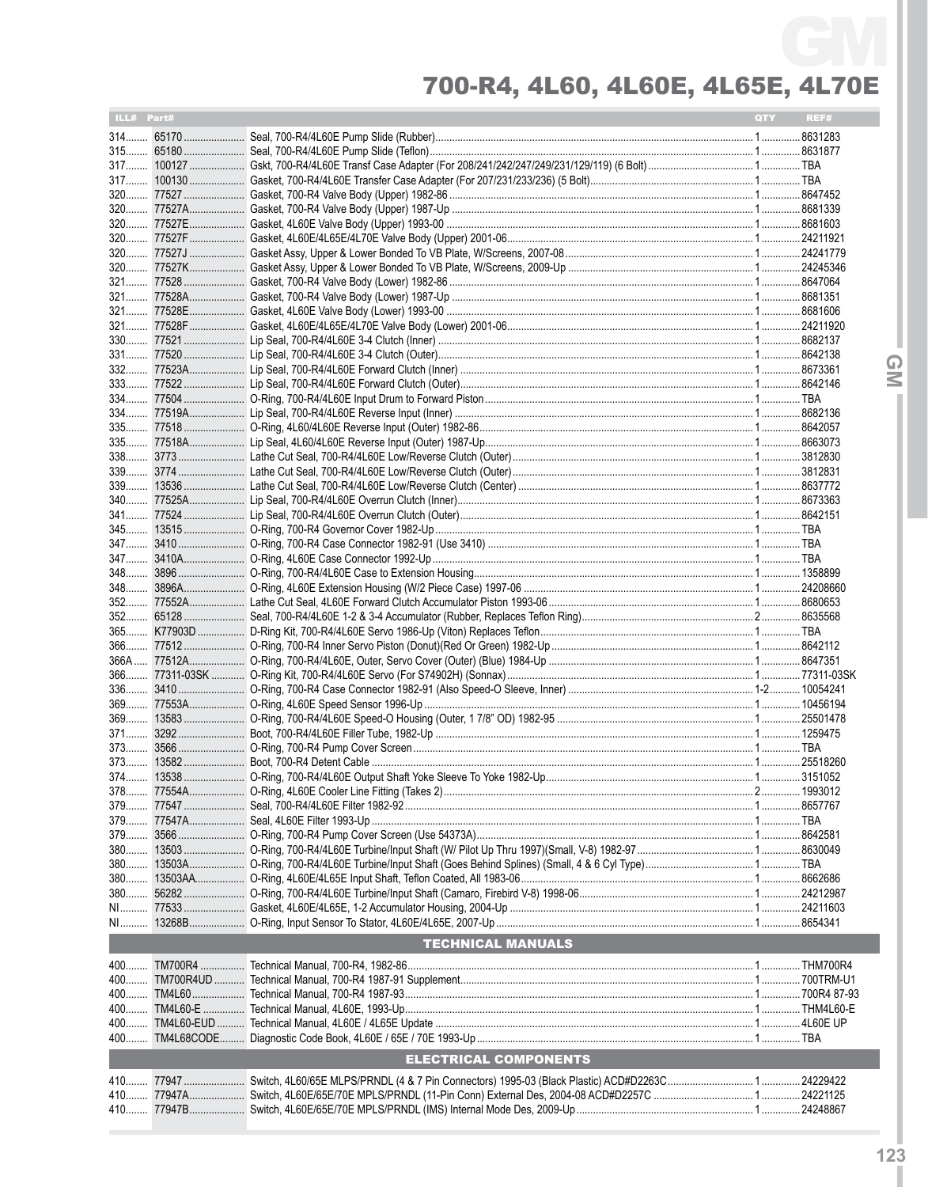# 700-R4, 4L60, 4L60E, 4L65E, 4L70E

| ILL# | Part# | | QTY | REF# |
|---|---|---|---|---|
| 314 | 65170 | Seal, 700-R4/4L60E Pump Slide (Rubber) | 1 | 8631283 |
| 315 | 65180 | Seal, 700-R4/4L60E Pump Slide (Teflon) | 1 | 8631877 |
| 317 | 100127 | Gskt, 700-R4/4L60E Transf Case Adapter (For 208/241/242/247/249/231/129/119) (6 Bolt) | 1 | TBA |
| 317 | 100130 | Gasket, 700-R4/4L60E Transfer Case Adapter (For 207/231/233/236) (5 Bolt) | 1 | TBA |
| 320 | 77527 | Gasket, 700-R4 Valve Body (Upper) 1982-86 | 1 | 8647452 |
| 320 | 77527A | Gasket, 700-R4 Valve Body (Upper) 1987-Up | 1 | 8681339 |
| 320 | 77527E | Gasket, 4L60E Valve Body (Upper) 1993-00 | 1 | 8681603 |
| 320 | 77527F | Gasket, 4L60E/4L65E/4L70E Valve Body (Upper) 2001-06 | 1 | 24211921 |
| 320 | 77527J | Gasket Assy, Upper & Lower Bonded To VB Plate, W/Screens, 2007-08 | 1 | 24241779 |
| 320 | 77527K | Gasket Assy, Upper & Lower Bonded To VB Plate, W/Screens, 2009-Up | 1 | 24245346 |
| 321 | 77528 | Gasket, 700-R4 Valve Body (Lower) 1982-86 | 1 | 8647064 |
| 321 | 77528A | Gasket, 700-R4 Valve Body (Lower) 1987-Up | 1 | 8681351 |
| 321 | 77528E | Gasket, 4L60E Valve Body (Lower) 1993-00 | 1 | 8681606 |
| 321 | 77528F | Gasket, 4L60E/4L65E/4L70E Valve Body (Lower) 2001-06 | 1 | 24211920 |
| 330 | 77521 | Lip Seal, 700-R4/4L60E 3-4 Clutch (Inner) | 1 | 8682137 |
| 331 | 77520 | Lip Seal, 700-R4/4L60E 3-4 Clutch (Outer) | 1 | 8642138 |
| 332 | 77523A | Lip Seal, 700-R4/4L60E Forward Clutch (Inner) | 1 | 8673361 |
| 333 | 77522 | Lip Seal, 700-R4/4L60E Forward Clutch (Outer) | 1 | 8642146 |
| 334 | 77504 | O-Ring, 700-R4/4L60E Input Drum to Forward Piston | 1 | TBA |
| 334 | 77519A | Lip Seal, 700-R4/4L60E Reverse Input (Inner) | 1 | 8682136 |
| 335 | 77518 | O-Ring, 4L60/4L60E Reverse Input (Outer) 1982-86 | 1 | 8642057 |
| 335 | 77518A | Lip Seal, 4L60/4L60E Reverse Input (Outer) 1987-Up | 1 | 8663073 |
| 338 | 3773 | Lathe Cut Seal, 700-R4/4L60E Low/Reverse Clutch (Outer) | 1 | 3812830 |
| 339 | 3774 | Lathe Cut Seal, 700-R4/4L60E Low/Reverse Clutch (Outer) | 1 | 3812831 |
| 339 | 13536 | Lathe Cut Seal, 700-R4/4L60E Low/Reverse Clutch (Center) | 1 | 8637772 |
| 340 | 77525A | Lip Seal, 700-R4/4L60E Overrun Clutch (Inner) | 1 | 8673363 |
| 341 | 77524 | Lip Seal, 700-R4/4L60E Overrun Clutch (Outer) | 1 | 8642151 |
| 345 | 13515 | O-Ring, 700-R4 Governor Cover 1982-Up | 1 | TBA |
| 347 | 3410 | O-Ring, 700-R4 Case Connector 1982-91 (Use 3410) | 1 | TBA |
| 347 | 3410A | O-Ring, 4L60E Case Connector 1992-Up | 1 | TBA |
| 348 | 3896 | O-Ring, 700-R4/4L60E Case to Extension Housing | 1 | 1358899 |
| 348 | 3896A | O-Ring, 4L60E Extension Housing (W/2 Piece Case) 1997-06 | 1 | 24208660 |
| 352 | 77552A | Lathe Cut Seal, 4L60E Forward Clutch Accumulator Piston 1993-06 | 1 | 8680653 |
| 352 | 65128 | Seal, 700-R4/4L60E 1-2 & 3-4 Accumulator (Rubber, Replaces Teflon Ring) | 2 | 8635568 |
| 365 | K77903D | D-Ring Kit, 700-R4/4L60E Servo 1986-Up (Viton) Replaces Teflon | 1 | TBA |
| 366 | 77512 | O-Ring, 700-R4 Inner Servo Piston (Donut)(Red Or Green) 1982-Up | 1 | 8642112 |
| 366A | 77512A | O-Ring, 700-R4/4L60E, Outer, Servo Cover (Outer) (Blue) 1984-Up | 1 | 8647351 |
| 366 | 77311-03SK | O-Ring Kit, 700-R4/4L60E Servo (For S74902H) (Sonnax) | 1 | 77311-03SK |
| 336 | 3410 | O-Ring, 700-R4 Case Connector 1982-91 (Also Speed-O Sleeve, Inner) | 1-2 | 10054241 |
| 369 | 77553A | O-Ring, 4L60E Speed Sensor 1996-Up | 1 | 10456194 |
| 369 | 13583 | O-Ring, 700-R4/4L60E Speed-O Housing (Outer, 1 7/8" OD) 1982-95 | 1 | 25501478 |
| 371 | 3292 | Boot, 700-R4/4L60E Filler Tube, 1982-Up | 1 | 1259475 |
| 373 | 3566 | O-Ring, 700-R4 Pump Cover Screen | 1 | TBA |
| 373 | 13582 | Boot, 700-R4 Detent Cable | 1 | 25518260 |
| 374 | 13538 | O-Ring, 700-R4/4L60E Output Shaft Yoke Sleeve To Yoke 1982-Up | 1 | 3151052 |
| 378 | 77554A | O-Ring, 4L60E Cooler Line Fitting (Takes 2) | 2 | 1993012 |
| 379 | 77547 | Seal, 700-R4/4L60E Filter 1982-92 | 1 | 8657767 |
| 379 | 77547A | Seal, 4L60E Filter 1993-Up | 1 | TBA |
| 379 | 3566 | O-Ring, 700-R4 Pump Cover Screen (Use 54373A) | 1 | 8642581 |
| 380 | 13503 | O-Ring, 700-R4/4L60E Turbine/Input Shaft (W/ Pilot Up Thru 1997)(Small, V-8) 1982-97 | 1 | 8630049 |
| 380 | 13503A | O-Ring, 700-R4/4L60E Turbine/Input Shaft (Goes Behind Splines) (Small, 4 & 6 Cyl Type) | 1 | TBA |
| 380 | 13503AA | O-Ring, 4L60E/4L65E Input Shaft, Teflon Coated, All 1983-06 | 1 | 8662686 |
| 380 | 56282 | O-Ring, 700-R4/4L60E Turbine/Input Shaft (Camaro, Firebird V-8) 1998-06 | 1 | 24212987 |
| NI | 77533 | Gasket, 4L60E/4L65E, 1-2 Accumulator Housing, 2004-Up | 1 | 24211603 |
| NI | 13268B | O-Ring, Input Sensor To Stator, 4L60E/4L65E, 2007-Up | 1 | 8654341 |

## TECHNICAL MANUALS

| ILL# | Part# | | QTY | REF# |
|---|---|---|---|---|
| 400 | TM700R4 | Technical Manual, 700-R4, 1982-86 | 1 | THM700R4 |
| 400 | TM700R4UD | Technical Manual, 700-R4 1987-91 Supplement | 1 | 700TRM-U1 |
| 400 | TM4L60 | Technical Manual, 700-R4 1987-93 | 1 | 700R4 87-93 |
| 400 | TM4L60-E | Technical Manual, 4L60E, 1993-Up | 1 | THM4L60-E |
| 400 | TM4L60-EUD | Technical Manual, 4L60E / 4L65E Update | 1 | 4L60E UP |
| 400 | TM4L68CODE | Diagnostic Code Book, 4L60E / 65E / 70E 1993-Up | 1 | TBA |

## ELECTRICAL COMPONENTS

| ILL# | Part# | | QTY | REF# |
|---|---|---|---|---|
| 410 | 77947 | Switch, 4L60/65E MLPS/PRNDL (4 & 7 Pin Connectors) 1995-03 (Black Plastic) ACD#D2263C | 1 | 24229422 |
| 410 | 77947A | Switch, 4L60E/65E/70E MPLS/PRNDL (11-Pin Conn) External Des, 2004-08 ACD#D2257C | 1 | 24221125 |
| 410 | 77947B | Switch, 4L60E/65E/70E MPLS/PRNDL (IMS) Internal Mode Des, 2009-Up | 1 | 24248867 |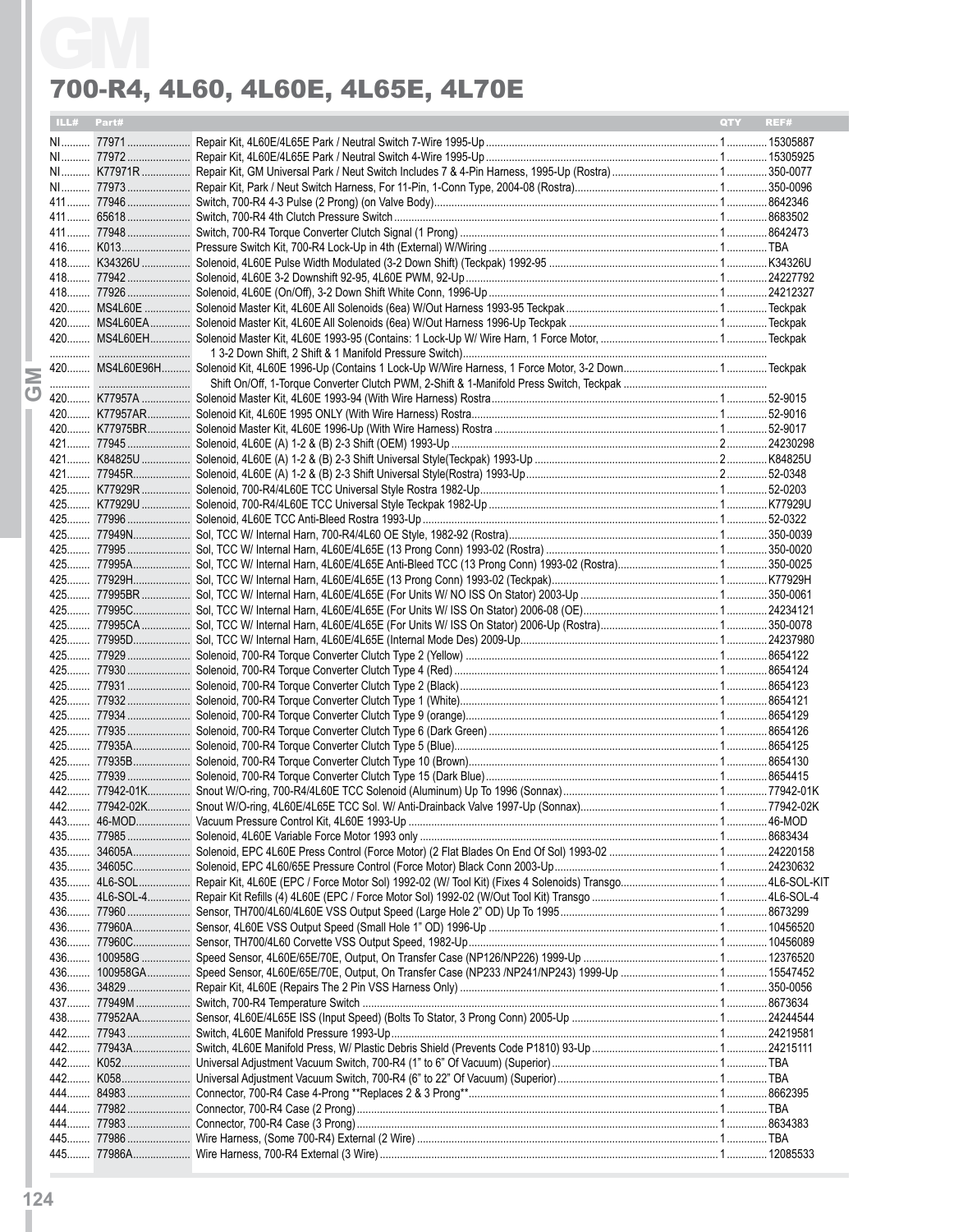# GM

## 700-R4, 4L60, 4L60E, 4L65E, 4L70E

| ILL# | Part# | | QTY | REF# |
|---|---|---|---|---|
| NI | 77971 | Repair Kit, 4L60E/4L65E Park / Neutral Switch 7-Wire 1995-Up | 1 | 15305887 |
| NI | 77972 | Repair Kit, 4L60E/4L65E Park / Neutral Switch 4-Wire 1995-Up | 1 | 15305925 |
| NI | K77971R | Repair Kit, GM Universal Park / Neut Switch Includes 7 & 4-Pin Harness, 1995-Up (Rostra) | 1 | 350-0077 |
| NI | 77973 | Repair Kit, Park / Neut Switch Harness, For 11-Pin, 1-Conn Type, 2004-08 (Rostra) | 1 | 350-0096 |
| 411 | 77946 | Switch, 700-R4 4-3 Pulse (2 Prong) (on Valve Body) | 1 | 8642346 |
| 411 | 65618 | Switch, 700-R4 4th Clutch Pressure Switch | 1 | 8683502 |
| 411 | 77948 | Switch, 700-R4 Torque Converter Clutch Signal (1 Prong) | 1 | 8642473 |
| 416 | K013 | Pressure Switch Kit, 700-R4 Lock-Up in 4th (External) W/Wiring | 1 | TBA |
| 418 | K34326U | Solenoid, 4L60E Pulse Width Modulated (3-2 Down Shift) (Teckpak) 1992-95 | 1 | K34326U |
| 418 | 77942 | Solenoid, 4L60E 3-2 Downshift 92-95, 4L60E PWM, 92-Up | 1 | 24227792 |
| 418 | 77926 | Solenoid, 4L60E (On/Off), 3-2 Down Shift White Conn, 1996-Up | 1 | 24212327 |
| 420 | MS4L60E | Solenoid Master Kit, 4L60E All Solenoids (6ea) W/Out Harness 1993-95 Teckpak | 1 | Teckpak |
| 420 | MS4L60EA | Solenoid Master Kit, 4L60E All Solenoids (6ea) W/Out Harness 1996-Up Teckpak | 1 | Teckpak |
| 420 | MS4L60EH | Solenoid Master Kit, 4L60E 1993-95 (Contains: 1 Lock-Up W/ Wire Harn, 1 Force Motor, 1 3-2 Down Shift, 2 Shift & 1 Manifold Pressure Switch) | 1 | Teckpak |
| 420 | MS4L60E96H | Solenoid Kit, 4L60E 1996-Up (Contains 1 Lock-Up W/Wire Harness, 1 Force Motor, 3-2 Down Shift On/Off, 1-Torque Converter Clutch PWM, 2-Shift & 1-Manifold Press Switch, Teckpak | 1 | Teckpak |
| 420 | K77957A | Solenoid Master Kit, 4L60E 1993-94 (With Wire Harness) Rostra | 1 | 52-9015 |
| 420 | K77957AR | Solenoid Kit, 4L60E 1995 ONLY (With Wire Harness) Rostra | 1 | 52-9016 |
| 420 | K77975BR | Solenoid Master Kit, 4L60E 1996-Up (With Wire Harness) Rostra | 1 | 52-9017 |
| 421 | 77945 | Solenoid, 4L60E (A) 1-2 & (B) 2-3 Shift (OEM) 1993-Up | 2 | 24230298 |
| 421 | K84825U | Solenoid, 4L60E (A) 1-2 & (B) 2-3 Shift Universal Style(Teckpak) 1993-Up | 2 | K84825U |
| 421 | 77945R | Solenoid, 4L60E (A) 1-2 & (B) 2-3 Shift Universal Style(Rostra) 1993-Up | 2 | 52-0348 |
| 425 | K77929R | Solenoid, 700-R4/4L60E TCC Universal Style Rostra 1982-Up | 1 | 52-0203 |
| 425 | K77929U | Solenoid, 700-R4/4L60E TCC Universal Style Teckpak 1982-Up | 1 | K77929U |
| 425 | 77996 | Solenoid, 4L60E TCC Anti-Bleed Rostra 1993-Up | 1 | 52-0322 |
| 425 | 77949N | Sol, TCC W/ Internal Harn, 700-R4/4L60 OE Style, 1982-92 (Rostra) | 1 | 350-0039 |
| 425 | 77995 | Sol, TCC W/ Internal Harn, 4L60E/4L65E (13 Prong Conn) 1993-02 (Rostra) | 1 | 350-0020 |
| 425 | 77995A | Sol, TCC W/ Internal Harn, 4L60E/4L65E Anti-Bleed TCC (13 Prong Conn) 1993-02 (Rostra) | 1 | 350-0025 |
| 425 | 77929H | Sol, TCC W/ Internal Harn, 4L60E/4L65E (13 Prong Conn) 1993-02 (Teckpak) | 1 | K77929H |
| 425 | 77995BR | Sol, TCC W/ Internal Harn, 4L60E/4L65E (For Units W/ NO ISS On Stator) 2003-Up | 1 | 350-0061 |
| 425 | 77995C | Sol, TCC W/ Internal Harn, 4L60E/4L65E (For Units W/ ISS On Stator) 2006-08 (OE) | 1 | 24234121 |
| 425 | 77995CA | Sol, TCC W/ Internal Harn, 4L60E/4L65E (For Units W/ ISS On Stator) 2006-Up (Rostra) | 1 | 350-0078 |
| 425 | 77995D | Sol, TCC W/ Internal Harn, 4L60E/4L65E (Internal Mode Des) 2009-Up | 1 | 24237980 |
| 425 | 77929 | Solenoid, 700-R4 Torque Converter Clutch Type 2 (Yellow) | 1 | 8654122 |
| 425 | 77930 | Solenoid, 700-R4 Torque Converter Clutch Type 4 (Red) | 1 | 8654124 |
| 425 | 77931 | Solenoid, 700-R4 Torque Converter Clutch Type 2 (Black) | 1 | 8654123 |
| 425 | 77932 | Solenoid, 700-R4 Torque Converter Clutch Type 1 (White) | 1 | 8654121 |
| 425 | 77934 | Solenoid, 700-R4 Torque Converter Clutch Type 9 (orange) | 1 | 8654129 |
| 425 | 77935 | Solenoid, 700-R4 Torque Converter Clutch Type 6 (Dark Green) | 1 | 8654126 |
| 425 | 77935A | Solenoid, 700-R4 Torque Converter Clutch Type 5 (Blue) | 1 | 8654125 |
| 425 | 77935B | Solenoid, 700-R4 Torque Converter Clutch Type 10 (Brown) | 1 | 8654130 |
| 425 | 77939 | Solenoid, 700-R4 Torque Converter Clutch Type 15 (Dark Blue) | 1 | 8654415 |
| 442 | 77942-01K | Snout W/O-ring, 700-R4/4L60E TCC Solenoid (Aluminum) Up To 1996 (Sonnax) | 1 | 77942-01K |
| 442 | 77942-02K | Snout W/O-ring, 4L60E/4L65E TCC Sol. W/ Anti-Drainback Valve 1997-Up (Sonnax) | 1 | 77942-02K |
| 443 | 46-MOD | Vacuum Pressure Control Kit, 4L60E 1993-Up | 1 | 46-MOD |
| 435 | 77985 | Solenoid, 4L60E Variable Force Motor 1993 only | 1 | 8683434 |
| 435 | 34605A | Solenoid, EPC 4L60E Press Control (Force Motor) (2 Flat Blades On End Of Sol) 1993-02 | 1 | 24220158 |
| 435 | 34605C | Solenoid, EPC 4L60/65E Pressure Control (Force Motor) Black Conn 2003-Up | 1 | 24230632 |
| 435 | 4L6-SOL | Repair Kit, 4L60E (EPC / Force Motor Sol) 1992-02 (W/ Tool Kit) (Fixes 4 Solenoids) Transgo | 1 | 4L6-SOL-KIT |
| 435 | 4L6-SOL-4 | Repair Kit Refills (4) 4L60E (EPC / Force Motor Sol) 1992-02 (W/Out Tool Kit) Transgo | 1 | 4L6-SOL-4 |
| 436 | 77960 | Sensor, TH700/4L60/4L60E VSS Output Speed (Large Hole 2" OD) Up To 1995 | 1 | 8673299 |
| 436 | 77960A | Sensor, 4L60E VSS Output Speed (Small Hole 1" OD) 1996-Up | 1 | 10456520 |
| 436 | 77960C | Sensor, TH700/4L60 Corvette VSS Output Speed, 1982-Up | 1 | 10456089 |
| 436 | 100958G | Speed Sensor, 4L60E/65E/70E, Output, On Transfer Case (NP126/NP226) 1999-Up | 1 | 12376520 |
| 436 | 100958GA | Speed Sensor, 4L60E/65E/70E, Output, On Transfer Case (NP233 /NP241/NP243) 1999-Up | 1 | 15547452 |
| 436 | 34829 | Repair Kit, 4L60E (Repairs The 2 Pin VSS Harness Only) | 1 | 350-0056 |
| 437 | 77949M | Switch, 700-R4 Temperature Switch | 1 | 8673634 |
| 438 | 77952AA | Sensor, 4L60E/4L65E ISS (Input Speed) (Bolts To Stator, 3 Prong Conn) 2005-Up | 1 | 24244544 |
| 442 | 77943 | Switch, 4L60E Manifold Pressure 1993-Up | 1 | 24219581 |
| 442 | 77943A | Switch, 4L60E Manifold Press, W/ Plastic Debris Shield (Prevents Code P1810) 93-Up | 1 | 24215111 |
| 442 | K052 | Universal Adjustment Vacuum Switch, 700-R4 (1" to 6" Of Vacuum) (Superior) | 1 | TBA |
| 442 | K058 | Universal Adjustment Vacuum Switch, 700-R4 (6" to 22" Of Vacuum) (Superior) | 1 | TBA |
| 444 | 84983 | Connector, 700-R4 Case 4-Prong **Replaces 2 & 3 Prong** | 1 | 8662395 |
| 444 | 77982 | Connector, 700-R4 Case (2 Prong) | 1 | TBA |
| 444 | 77983 | Connector, 700-R4 Case (3 Prong) | 1 | 8634383 |
| 445 | 77986 | Wire Harness, (Some 700-R4) External (2 Wire) | 1 | TBA |
| 445 | 77986A | Wire Harness, 700-R4 External (3 Wire) | 1 | 12085533 |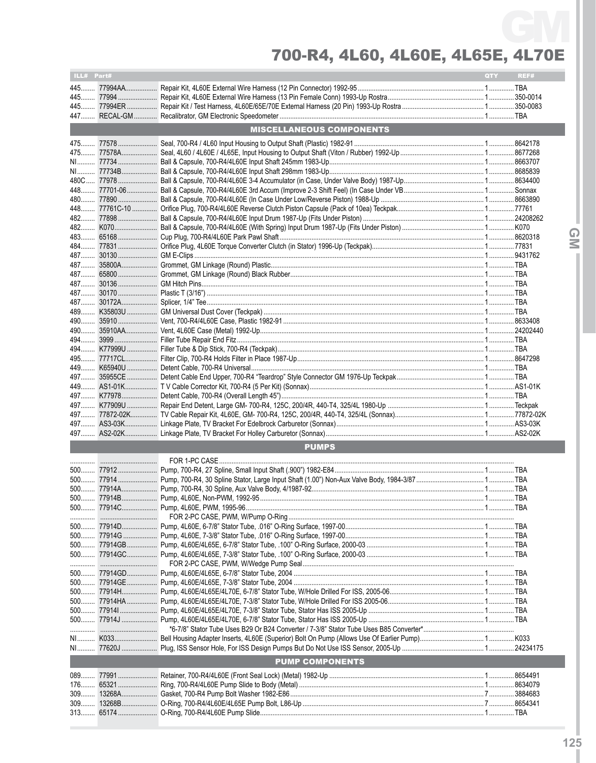# 700-R4, 4L60, 4L60E, 4L65E, 4L70E

| ILL# | Part# | | QTY | REF# |
|---|---|---|---|---|
| 445 | 77994AA | Repair Kit, 4L60E External Wire Harness (12 Pin Connector) 1992-95 | 1 | TBA |
| 445 | 77994 | Repair Kit, 4L60E External Wire Harness (13 Pin Female Conn) 1993-Up Rostra | 1 | 350-0014 |
| 445 | 77994ER | Repair Kit / Test Harness, 4L60E/65E/70E External Harness (20 Pin) 1993-Up Rostra | 1 | 350-0083 |
| 447 | RECAL-GM | Recalibrator, GM Electronic Speedometer | 1 | TBA |
| | | **MISCELLANEOUS COMPONENTS** | | |
| 475 | 77578 | Seal, 700-R4 / 4L60 Input Housing to Output Shaft (Plastic) 1982-91 | 1 | 8642178 |
| 475 | 77578A | Seal, 4L60 / 4L60E / 4L65E, Input Housing to Output Shaft (Viton / Rubber) 1992-Up | 1 | 8677268 |
| NI | 77734 | Ball & Capsule, 700-R4/4L60E Input Shaft 245mm 1983-Up | 1 | 8663707 |
| NI | 77734B | Ball & Capsule, 700-R4/4L60E Input Shaft 298mm 1983-Up | 1 | 8685839 |
| 480C | 77978 | Ball & Capsule, 700-R4/4L60E 3-4 Accumulator (in Case, Under Valve Body) 1987-Up | 1 | 8634400 |
| 448 | 77701-06 | Ball & Capsule, 700-R4/4L60E 3rd Accum (Improve 2-3 Shift Feel) (In Case Under VB | 1 | Sonnax |
| 480 | 77890 | Ball & Capsule, 700-R4/4L60E (In Case Under Low/Reverse Piston) 1988-Up | 1 | 8663890 |
| 448 | 77761C-10 | Orifice Plug, 700-R4/4L60E Reverse Clutch Piston Capsule (Pack of 10ea) Teckpak | 1 | 77761 |
| 482 | 77898 | Ball & Capsule, 700-R4/4L60E Input Drum 1987-Up (Fits Under Piston) | 1 | 24208262 |
| 482 | K070 | Ball & Capsule, 700-R4/4L60E (With Spring) Input Drum 1987-Up (Fits Under Piston) | 1 | K070 |
| 483 | 65168 | Cup Plug, 700-R4/4L60E Park Pawl Shaft | 1 | 8620318 |
| 484 | 77831 | Orifice Plug, 4L60E Torque Converter Clutch (in Stator) 1996-Up (Teckpak) | 1 | 77831 |
| 487 | 30130 | GM E-Clips | 1 | 9431762 |
| 487 | 35800A | Grommet, GM Linkage (Round) Plastic | 1 | TBA |
| 487 | 65800 | Grommet, GM Linkage (Round) Black Rubber | 1 | TBA |
| 487 | 30136 | GM Hitch Pins | 1 | TBA |
| 487 | 30170 | Plastic T (3/16") | 1 | TBA |
| 487 | 30172A | Splicer, 1/4" Tee | 1 | TBA |
| 489 | K35803U | GM Universal Dust Cover (Teckpak) | 1 | TBA |
| 490 | 35910 | Vent, 700-R4/4L60E Case, Plastic 1982-91 | 1 | 8633408 |
| 490 | 35910AA | Vent, 4L60E Case (Metal) 1992-Up | 1 | 24202440 |
| 494 | 3999 | Filler Tube Repair End Fitz | 1 | TBA |
| 494 | K77999U | Filler Tube & Dip Stick, 700-R4 (Teckpak) | 1 | TBA |
| 495 | 77717CL | Filter Clip, 700-R4 Holds Filter in Place 1987-Up | 1 | 8647298 |
| 449 | K65940U | Detent Cable, 700-R4 Universal | 1 | TBA |
| 497 | 35955CE | Detent Cable End Upper, 700-R4 "Teardrop" Style Connector GM 1976-Up Teckpak | 1 | TBA |
| 449 | AS1-01K | T V Cable Corrector Kit, 700-R4 (5 Per Kit) (Sonnax) | 1 | AS1-01K |
| 497 | K77978 | Detent Cable, 700-R4 (Overall Length 45") | 1 | TBA |
| 497 | K77909U | Repair End Detent, Large GM- 700-R4, 125C, 200/4R, 440-T4, 325/4L 1980-Up | 1 | Teckpak |
| 497 | 77872-02K | TV Cable Repair Kit, 4L60E, GM- 700-R4, 125C, 200/4R, 440-T4, 325/4L (Sonnax) | 1 | 77872-02K |
| 497 | AS3-03K | Linkage Plate, TV Bracket For Edelbrock Carburetor (Sonnax) | 1 | AS3-03K |
| 497 | AS2-02K | Linkage Plate, TV Bracket For Holley Carburetor (Sonnax) | 1 | AS2-02K |
| | | **PUMPS** | | |
| | | FOR 1-PC CASE | | |
| 500 | 77912 | Pump, 700-R4, 27 Spline, Small Input Shaft (.900") 1982-E84 | 1 | TBA |
| 500 | 77914 | Pump, 700-R4, 30 Spline Stator, Large Input Shaft (1.00") Non-Aux Valve Body, 1984-3/87 | 1 | TBA |
| 500 | 77914A | Pump, 700-R4, 30 Spline, Aux Valve Body, 4/1987-92 | 1 | TBA |
| 500 | 77914B | Pump, 4L60E, Non-PWM, 1992-95 | 1 | TBA |
| 500 | 77914C | Pump, 4L60E, PWM, 1995-96 | 1 | TBA |
| | | FOR 2-PC CASE, PWM, W/Pump O-Ring | | |
| 500 | 77914D | Pump, 4L60E, 6-7/8" Stator Tube, .016" O-Ring Surface, 1997-00 | 1 | TBA |
| 500 | 77914G | Pump, 4L60E, 7-3/8" Stator Tube, .016" O-Ring Surface, 1997-00 | 1 | TBA |
| 500 | 77914GB | Pump, 4L60E/4L65E, 6-7/8" Stator Tube, .100" O-Ring Surface, 2000-03 | 1 | TBA |
| 500 | 77914GC | Pump, 4L60E/4L65E, 7-3/8" Stator Tube, .100" O-Ring Surface, 2000-03 | 1 | TBA |
| | | FOR 2-PC CASE, PWM, W/Wedge Pump Seal | | |
| 500 | 77914GD | Pump, 4L60E/4L65E, 6-7/8" Stator Tube, 2004 | 1 | TBA |
| 500 | 77914GE | Pump, 4L60E/4L65E, 7-3/8" Stator Tube, 2004 | 1 | TBA |
| 500 | 77914H | Pump, 4L60E/4L65E/4L70E, 6-7/8" Stator Tube, W/Hole Drilled For ISS, 2005-06 | 1 | TBA |
| 500 | 77914HA | Pump, 4L60E/4L65E/4L70E, 7-3/8" Stator Tube, W/Hole Drilled For ISS 2005-06 | 1 | TBA |
| 500 | 77914I | Pump, 4L60E/4L65E/4L70E, 7-3/8" Stator Tube, Stator Has ISS 2005-Up | 1 | TBA |
| 500 | 77914J | Pump, 4L60E/4L65E/4L70E, 6-7/8" Stator Tube, Stator Has ISS 2005-Up | 1 | TBA |
| | | *6-7/8" Stator Tube Uses B29 Or B24 Converter / 7-3/8" Stator Tube Uses B85 Converter* | | |
| NI | K033 | Bell Housing Adapter Inserts, 4L60E (Superior) Bolt On Pump (Allows Use Of Earlier Pump) | 1 | K033 |
| NI | 77620J | Plug, ISS Sensor Hole, For ISS Design Pumps But Do Not Use ISS Sensor, 2005-Up | 1 | 24234175 |
| | | **PUMP COMPONENTS** | | |
| 089 | 77991 | Retainer, 700-R4/4L60E (Front Seal Lock) (Metal) 1982-Up | 1 | 8654491 |
| 176 | 65321 | Ring, 700-R4/4L60E Pump Slide to Body (Metal) | 1 | 8634079 |
| 309 | 13268A | Gasket, 700-R4 Pump Bolt Washer 1982-E86 | 7 | 3884683 |
| 309 | 13268B | O-Ring, 700-R4/4L60E/4L65E Pump Bolt, L86-Up | 7 | 8654341 |
| 313 | 65174 | O-Ring, 700-R4/4L60E Pump Slide | 1 | TBA |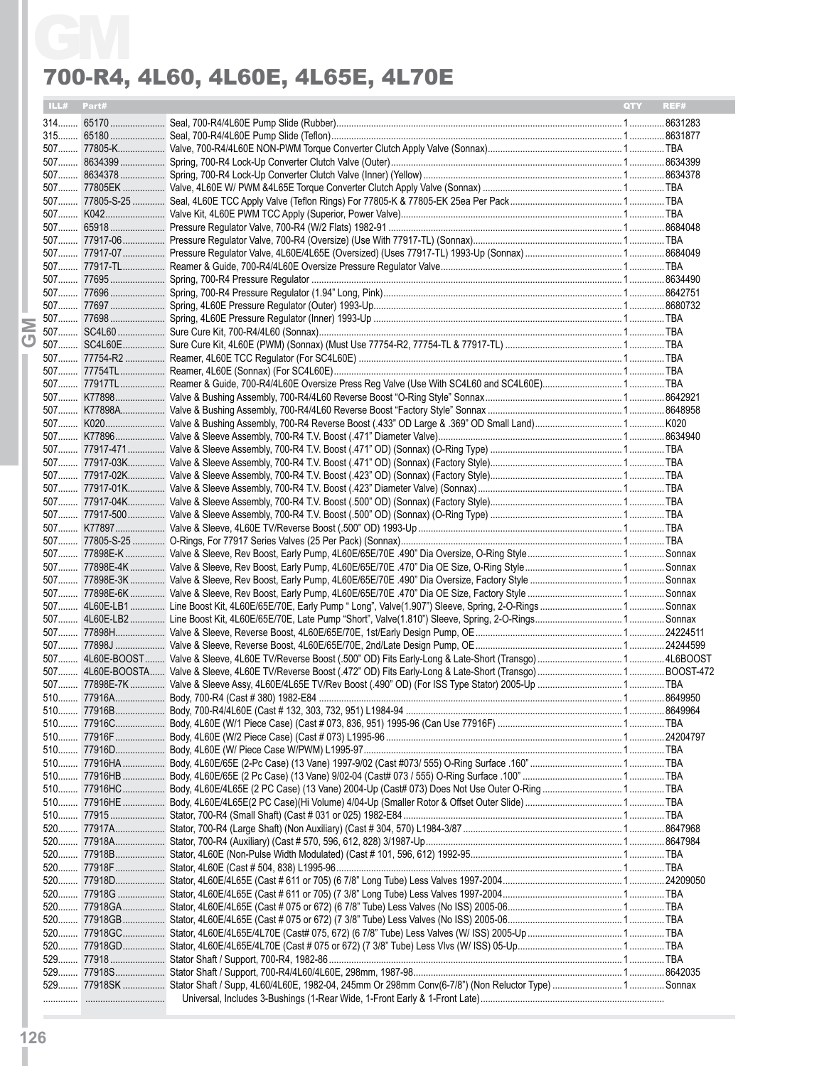# GM

## 700-R4, 4L60, 4L60E, 4L65E, 4L70E

| ILL# | Part# | Description | QTY | REF# |
|---|---|---|---|---|
| 314 | 65170 | Seal, 700-R4/4L60E Pump Slide (Rubber) | 1 | 8631283 |
| 315 | 65180 | Seal, 700-R4/4L60E Pump Slide (Teflon) | 1 | 8631877 |
| 507 | 77805-K | Valve, 700-R4/4L60E NON-PWM Torque Converter Clutch Apply Valve (Sonnax) | 1 | TBA |
| 507 | 8634399 | Spring, 700-R4 Lock-Up Converter Clutch Valve (Outer) | 1 | 8634399 |
| 507 | 8634378 | Spring, 700-R4 Lock-Up Converter Clutch Valve (Inner) (Yellow) | 1 | 8634378 |
| 507 | 77805EK | Valve, 4L60E W/ PWM &4L65E Torque Converter Clutch Apply Valve (Sonnax) | 1 | TBA |
| 507 | 77805-S-25 | Seal, 4L60E TCC Apply Valve (Teflon Rings) For 77805-K & 77805-EK 25ea Per Pack | 1 | TBA |
| 507 | K042 | Valve Kit, 4L60E PWM TCC Apply (Superior, Power Valve) | 1 | TBA |
| 507 | 65918 | Pressure Regulator Valve, 700-R4 (W/2 Flats) 1982-91 | 1 | 8684048 |
| 507 | 77917-06 | Pressure Regulator Valve, 700-R4 (Oversize) (Use With 77917-TL) (Sonnax) | 1 | TBA |
| 507 | 77917-07 | Pressure Regulator Valve, 4L60E/4L65E (Oversized) (Uses 77917-TL) 1993-Up (Sonnax) | 1 | 8684049 |
| 507 | 77917-TL | Reamer & Guide, 700-R4/4L60E Oversize Pressure Regulator Valve | 1 | TBA |
| 507 | 77695 | Spring, 700-R4 Pressure Regulator | 1 | 8634490 |
| 507 | 77696 | Spring, 700-R4 Pressure Regulator (1.94" Long, Pink) | 1 | 8642751 |
| 507 | 77697 | Spring, 4L60E Pressure Regulator (Outer) 1993-Up | 1 | 8680732 |
| 507 | 77698 | Spring, 4L60E Pressure Regulator (Inner) 1993-Up | 1 | TBA |
| 507 | SC4L60 | Sure Cure Kit, 700-R4/4L60 (Sonnax) | 1 | TBA |
| 507 | SC4L60E | Sure Cure Kit, 4L60E (PWM) (Sonnax) (Must Use 77754-R2, 77754-TL & 77917-TL) | 1 | TBA |
| 507 | 77754-R2 | Reamer, 4L60E TCC Regulator (For SC4L60E) | 1 | TBA |
| 507 | 77754TL | Reamer, 4L60E (Sonnax) (For SC4L60E) | 1 | TBA |
| 507 | 77917TL | Reamer & Guide, 700-R4/4L60E Oversize Press Reg Valve (Use With SC4L60 and SC4L60E) | 1 | TBA |
| 507 | K77898 | Valve & Bushing Assembly, 700-R4/4L60 Reverse Boost "O-Ring Style" Sonnax | 1 | 8642921 |
| 507 | K77898A | Valve & Bushing Assembly, 700-R4/4L60 Reverse Boost "Factory Style" Sonnax | 1 | 8648958 |
| 507 | K020 | Valve & Bushing Assembly, 700-R4 Reverse Boost (.433" OD Large & .369" OD Small Land) | 1 | K020 |
| 507 | K77896 | Valve & Sleeve Assembly, 700-R4 T.V. Boost (.471" Diameter Valve) | 1 | 8634940 |
| 507 | 77917-471 | Valve & Sleeve Assembly, 700-R4 T.V. Boost (.471" OD) (Sonnax) (O-Ring Type) | 1 | TBA |
| 507 | 77917-03K | Valve & Sleeve Assembly, 700-R4 T.V. Boost (.471" OD) (Sonnax) (Factory Style) | 1 | TBA |
| 507 | 77917-02K | Valve & Sleeve Assembly, 700-R4 T.V. Boost (.423" OD) (Sonnax) (Factory Style) | 1 | TBA |
| 507 | 77917-01K | Valve & Sleeve Assembly, 700-R4 T.V. Boost (.423" Diameter Valve) (Sonnax) | 1 | TBA |
| 507 | 77917-04K | Valve & Sleeve Assembly, 700-R4 T.V. Boost (.500" OD) (Sonnax) (Factory Style) | 1 | TBA |
| 507 | 77917-500 | Valve & Sleeve Assembly, 700-R4 T.V. Boost (.500" OD) (Sonnax) (O-Ring Type) | 1 | TBA |
| 507 | K77897 | Valve & Sleeve, 4L60E TV/Reverse Boost (.500" OD) 1993-Up | 1 | TBA |
| 507 | 77805-S-25 | O-Rings, For 77917 Series Valves (25 Per Pack) (Sonnax) | 1 | TBA |
| 507 | 77898E-K | Valve & Sleeve, Rev Boost, Early Pump, 4L60E/65E/70E .490" Dia Oversize, O-Ring Style | 1 | Sonnax |
| 507 | 77898E-4K | Valve & Sleeve, Rev Boost, Early Pump, 4L60E/65E/70E .470" Dia OE Size, O-Ring Style | 1 | Sonnax |
| 507 | 77898E-3K | Valve & Sleeve, Rev Boost, Early Pump, 4L60E/65E/70E .490" Dia Oversize, Factory Style | 1 | Sonnax |
| 507 | 77898E-6K | Valve & Sleeve, Rev Boost, Early Pump, 4L60E/65E/70E .470" Dia OE Size, Factory Style | 1 | Sonnax |
| 507 | 4L60E-LB1 | Line Boost Kit, 4L60E/65E/70E, Early Pump " Long", Valve(1.907") Sleeve, Spring, 2-O-Rings | 1 | Sonnax |
| 507 | 4L60E-LB2 | Line Boost Kit, 4L60E/65E/70E, Late Pump "Short", Valve(1.810") Sleeve, Spring, 2-O-Rings | 1 | Sonnax |
| 507 | 77898H | Valve & Sleeve, Reverse Boost, 4L60E/65E/70E, 1st/Early Design Pump, OE | 1 | 24224511 |
| 507 | 77898J | Valve & Sleeve, Reverse Boost, 4L60E/65E/70E, 2nd/Late Design Pump, OE | 1 | 24244599 |
| 507 | 4L60E-BOOST | Valve & Sleeve, 4L60E TV/Reverse Boost (.500" OD) Fits Early-Long & Late-Short (Transgo) | 1 | 4L6BOOST |
| 507 | 4L60E-BOOSTA | Valve & Sleeve, 4L60E TV/Reverse Boost (.472" OD) Fits Early-Long & Late-Short (Transgo) | 1 | BOOST-472 |
| 507 | 77898E-7K | Valve & Sleeve Assy, 4L60E/4L65E TV/Rev Boost (.490" OD) (For ISS Type Stator) 2005-Up | 1 | TBA |
| 510 | 77916A | Body, 700-R4 (Cast # 380) 1982-E84 | 1 | 8649950 |
| 510 | 77916B | Body, 700-R4/4L60E (Cast # 132, 303, 732, 951) L1984-94 | 1 | 8649964 |
| 510 | 77916C | Body, 4L60E (W/1 Piece Case) (Cast # 073, 836, 951) 1995-96 (Can Use 77916F) | 1 | TBA |
| 510 | 77916F | Body, 4L60E (W/2 Piece Case) (Cast # 073) L1995-96 | 1 | 24204797 |
| 510 | 77916D | Body, 4L60E (W/ Piece Case W/PWM) L1995-97 | 1 | TBA |
| 510 | 77916HA | Body, 4L60E/65E (2-Pc Case) (13 Vane) 1997-9/02 (Cast #073/ 555) O-Ring Surface .160" | 1 | TBA |
| 510 | 77916HB | Body, 4L60E/65E (2 Pc Case) (13 Vane) 9/02-04 (Cast# 073 / 555) O-Ring Surface .100" | 1 | TBA |
| 510 | 77916HC | Body, 4L60E/4L65E (2 PC Case) (13 Vane) 2004-Up (Cast# 073) Does Not Use Outer O-Ring | 1 | TBA |
| 510 | 77916HE | Body, 4L60E/4L65E(2 PC Case)(Hi Volume) 4/04-Up (Smaller Rotor & Offset Outer Slide) | 1 | TBA |
| 510 | 77915 | Stator, 700-R4 (Small Shaft) (Cast # 031 or 025) 1982-E84 | 1 | TBA |
| 520 | 77917A | Stator, 700-R4 (Large Shaft) (Non Auxiliary) (Cast # 304, 570) L1984-3/87 | 1 | 8647968 |
| 520 | 77918A | Stator, 700-R4 (Auxiliary) (Cast # 570, 596, 612, 828) 3/1987-Up | 1 | 8647984 |
| 520 | 77918B | Stator, 4L60E (Non-Pulse Width Modulated) (Cast # 101, 596, 612) 1992-95 | 1 | TBA |
| 520 | 77918F | Stator, 4L60E (Cast # 504, 838) L1995-96 | 1 | TBA |
| 520 | 77918D | Stator, 4L60E/4L65E (Cast # 611 or 705) (6 7/8" Long Tube) Less Valves 1997-2004 | 1 | 24209050 |
| 520 | 77918G | Stator, 4L60E/4L65E (Cast # 611 or 705) (7 3/8" Long Tube) Less Valves 1997-2004 | 1 | TBA |
| 520 | 77918GA | Stator, 4L60E/4L65E (Cast # 075 or 672) (6 7/8" Tube) Less Valves (No ISS) 2005-06 | 1 | TBA |
| 520 | 77918GB | Stator, 4L60E/4L65E (Cast # 075 or 672) (7 3/8" Tube) Less Valves (No ISS) 2005-06 | 1 | TBA |
| 520 | 77918GC | Stator, 4L60E/4L65E/4L70E (Cast# 075, 672) (6 7/8" Tube) Less Valves (W/ ISS) 2005-Up | 1 | TBA |
| 520 | 77918GD | Stator, 4L60E/4L65E/4L70E (Cast # 075 or 672) (7 3/8" Tube) Less Vlvs (W/ ISS) 05-Up | 1 | TBA |
| 529 | 77918 | Stator Shaft / Support, 700-R4, 1982-86 | 1 | TBA |
| 529 | 77918S | Stator Shaft / Support, 700-R4/4L60/4L60E, 298mm, 1987-98 | 1 | 8642035 |
| 529 | 77918SK | Stator Shaft / Supp, 4L60/4L60E, 1982-04, 245mm Or 298mm Conv(6-7/8") (Non Reluctor Type) | 1 | Sonnax |
| | | Universal, Includes 3-Bushings (1-Rear Wide, 1-Front Early & 1-Front Late) | | |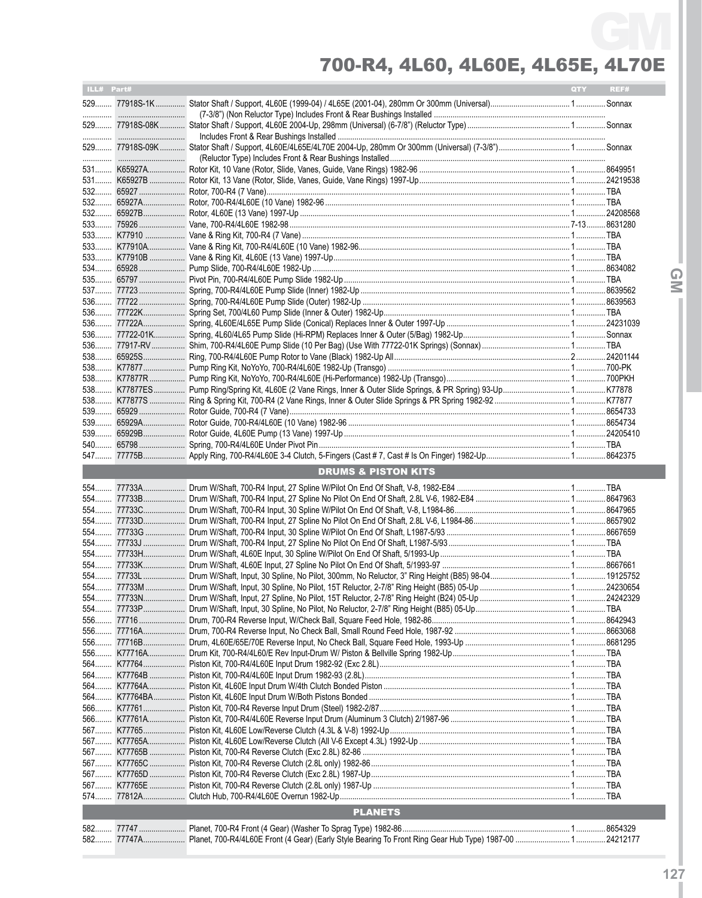# 700-R4, 4L60, 4L60E, 4L65E, 4L70E

| ILL# | Part# | | QTY | REF# |
|---|---|---|---|---|
| 529 | 77918S-1K | Stator Shaft / Support, 4L60E (1999-04) / 4L65E (2001-04), 280mm Or 300mm (Universal) (7-3/8") (Non Reluctor Type) Includes Front & Rear Bushings Installed | 1 | Sonnax |
| 529 | 77918S-08K | Stator Shaft / Support, 4L60E 2004-Up, 298mm (Universal) (6-7/8") (Reluctor Type) Includes Front & Rear Bushings Installed | 1 | Sonnax |
| 529 | 77918S-09K | Stator Shaft / Support, 4L60E/4L65E/4L70E 2004-Up, 280mm Or 300mm (Universal) (7-3/8") (Reluctor Type) Includes Front & Rear Bushings Installed | 1 | Sonnax |
| 531 | K65927A | Rotor Kit, 10 Vane (Rotor, Slide, Vanes, Guide, Vane Rings) 1982-96 | 1 | 8649951 |
| 531 | K65927B | Rotor Kit, 13 Vane (Rotor, Slide, Vanes, Guide, Vane Rings) 1997-Up | 1 | 24219538 |
| 532 | 65927 | Rotor, 700-R4 (7 Vane) | 1 | TBA |
| 532 | 65927A | Rotor, 700-R4/4L60E (10 Vane) 1982-96 | 1 | TBA |
| 532 | 65927B | Rotor, 4L60E (13 Vane) 1997-Up | 1 | 24208568 |
| 533 | 75926 | Vane, 700-R4/4L60E 1982-98 | 7-13 | 8631280 |
| 533 | K77910 | Vane & Ring Kit, 700-R4 (7 Vane) | 1 | TBA |
| 533 | K77910A | Vane & Ring Kit, 700-R4/4L60E (10 Vane) 1982-96 | 1 | TBA |
| 533 | K77910B | Vane & Ring Kit, 4L60E (13 Vane) 1997-Up | 1 | TBA |
| 534 | 65928 | Pump Slide, 700-R4/4L60E 1982-Up | 1 | 8634082 |
| 535 | 65797 | Pivot Pin, 700-R4/4L60E Pump Slide 1982-Up | 1 | TBA |
| 537 | 77723 | Spring, 700-R4/4L60E Pump Slide (Inner) 1982-Up | 1 | 8639562 |
| 536 | 77722 | Spring, 700-R4/4L60E Pump Slide (Outer) 1982-Up | 1 | 8639563 |
| 536 | 77722K | Spring Set, 700/4L60 Pump Slide (Inner & Outer) 1982-Up | 1 | TBA |
| 536 | 77722A | Spring, 4L60E/4L65E Pump Slide (Conical) Replaces Inner & Outer 1997-Up | 1 | 24231039 |
| 536 | 77722-01K | Spring, 4L60/4L65 Pump Slide (Hi-RPM) Replaces Inner & Outer (5/Bag) 1982-Up | 1 | Sonnax |
| 536 | 77917-RV | Shim, 700-R4/4L60E Pump Slide (10 Per Bag) (Use With 77722-01K Springs) (Sonnax) | 1 | TBA |
| 538 | 65925S | Ring, 700-R4/4L60E Pump Rotor to Vane (Black) 1982-Up All | 2 | 24201144 |
| 538 | K77877 | Pump Ring Kit, NoYoYo, 700-R4/4L60E 1982-Up (Transgo) | 1 | 700-PK |
| 538 | K77877R | Pump Ring Kit, NoYoYo, 700-R4/4L60E (Hi-Performance) 1982-Up (Transgo) | 1 | 700PKH |
| 538 | K77877ES | Pump Ring/Spring Kit, 4L60E (2 Vane Rings, Inner & Outer Slide Springs, & PR Spring) 93-Up | 1 | K77878 |
| 538 | K77877S | Ring & Spring Kit, 700-R4 (2 Vane Rings, Inner & Outer Slide Springs & PR Spring 1982-92 | 1 | K77877 |
| 539 | 65929 | Rotor Guide, 700-R4 (7 Vane) | 1 | 8654733 |
| 539 | 65929A | Rotor Guide, 700-R4/4L60E (10 Vane) 1982-96 | 1 | 8654734 |
| 539 | 65929B | Rotor Guide, 4L60E Pump (13 Vane) 1997-Up | 1 | 24205410 |
| 540 | 65798 | Spring, 700-R4/4L60E Under Pivot Pin | 1 | TBA |
| 547 | 77775B | Apply Ring, 700-R4/4L60E 3-4 Clutch, 5-Fingers (Cast # 7, Cast # Is On Finger) 1982-Up | 1 | 8642375 |

## DRUMS & PISTON KITS

| ILL# | Part# | | QTY | REF# |
|---|---|---|---|---|
| 554 | 77733A | Drum W/Shaft, 700-R4 Input, 27 Spline W/Pilot On End Of Shaft, V-8, 1982-E84 | 1 | TBA |
| 554 | 77733B | Drum W/Shaft, 700-R4 Input, 27 Spline No Pilot On End Of Shaft, 2.8L V-6, 1982-E84 | 1 | 8647963 |
| 554 | 77733C | Drum W/Shaft, 700-R4 Input, 30 Spline W/Pilot On End Of Shaft, V-8, L1984-86 | 1 | 8647965 |
| 554 | 77733D | Drum W/Shaft, 700-R4 Input, 27 Spline No Pilot On End Of Shaft, 2.8L V-6, L1984-86 | 1 | 8657902 |
| 554 | 77733G | Drum W/Shaft, 700-R4 Input, 30 Spline W/Pilot On End Of Shaft, L1987-5/93 | 1 | 8667659 |
| 554 | 77733J | Drum W/Shaft, 700-R4 Input, 27 Spline No Pilot On End Of Shaft, L1987-5/93 | 1 | TBA |
| 554 | 77733H | Drum W/Shaft, 4L60E Input, 30 Spline W/Pilot On End Of Shaft, 5/1993-Up | 1 | TBA |
| 554 | 77733K | Drum W/Shaft, 4L60E Input, 27 Spline No Pilot On End Of Shaft, 5/1993-97 | 1 | 8667661 |
| 554 | 77733L | Drum W/Shaft, Input, 30 Spline, No Pilot, 300mm, No Reluctor, 3" Ring Height (B85) 98-04 | 1 | 19125752 |
| 554 | 77733M | Drum W/Shaft, Input, 30 Spline, No Pilot, 15T Reluctor, 2-7/8" Ring Height (B85) 05-Up | 1 | 24230654 |
| 554 | 77733N | Drum W/Shaft, Input, 27 Spline, No Pilot, 15T Reluctor, 2-7/8" Ring Height (B24) 05-Up | 1 | 24242329 |
| 554 | 77733P | Drum W/Shaft, Input, 30 Spline, No Pilot, No Reluctor, 2-7/8" Ring Height (B85) 05-Up | 1 | TBA |
| 556 | 77716 | Drum, 700-R4 Reverse Input, W/Check Ball, Square Feed Hole, 1982-86 | 1 | 8642943 |
| 556 | 77716A | Drum, 700-R4 Reverse Input, No Check Ball, Small Round Feed Hole, 1987-92 | 1 | 8663068 |
| 556 | 77716B | Drum, 4L60E/65E/70E Reverse Input, No Check Ball, Square Feed Hole, 1993-Up | 1 | 8681295 |
| 556 | K77716A | Drum Kit, 700-R4/4L60/E Rev Input-Drum W/ Piston & Bellville Spring 1982-Up | 1 | TBA |
| 564 | K77764 | Piston Kit, 700-R4/4L60E Input Drum 1982-92 (Exc 2.8L) | 1 | TBA |
| 564 | K77764B | Piston Kit, 700-R4/4L60E Input Drum 1982-93 (2.8L) | 1 | TBA |
| 564 | K77764A | Piston Kit, 4L60E Input Drum W/4th Clutch Bonded Piston | 1 | TBA |
| 564 | K77764BA | Piston Kit, 4L60E Input Drum W/Both Pistons Bonded | 1 | TBA |
| 566 | K77761 | Piston Kit, 700-R4 Reverse Input Drum (Steel) 1982-2/87 | 1 | TBA |
| 566 | K77761A | Piston Kit, 700-R4/4L60E Reverse Input Drum (Aluminum 3 Clutch) 2/1987-96 | 1 | TBA |
| 567 | K77765 | Piston Kit, 4L60E Low/Reverse Clutch (4.3L & V-8) 1992-Up | 1 | TBA |
| 567 | K77765A | Piston Kit, 4L60E Low/Reverse Clutch (All V-6 Except 4.3L) 1992-Up | 1 | TBA |
| 567 | K77765B | Piston Kit, 700-R4 Reverse Clutch (Exc 2.8L) 82-86 | 1 | TBA |
| 567 | K77765C | Piston Kit, 700-R4 Reverse Clutch (2.8L only) 1982-86 | 1 | TBA |
| 567 | K77765D | Piston Kit, 700-R4 Reverse Clutch (Exc 2.8L) 1987-Up | 1 | TBA |
| 567 | K77765E | Piston Kit, 700-R4 Reverse Clutch (2.8L only) 1987-Up | 1 | TBA |
| 574 | 77812A | Clutch Hub, 700-R4/4L60E Overrun 1982-Up | 1 | TBA |

## PLANETS

| ILL# | Part# | | QTY | REF# |
|---|---|---|---|---|
| 582 | 77747 | Planet, 700-R4 Front (4 Gear) (Washer To Sprag Type) 1982-86 | 1 | 8654329 |
| 582 | 77747A | Planet, 700-R4/4L60E Front (4 Gear) (Early Style Bearing To Front Ring Gear Hub Type) 1987-00 | 1 | 24212177 |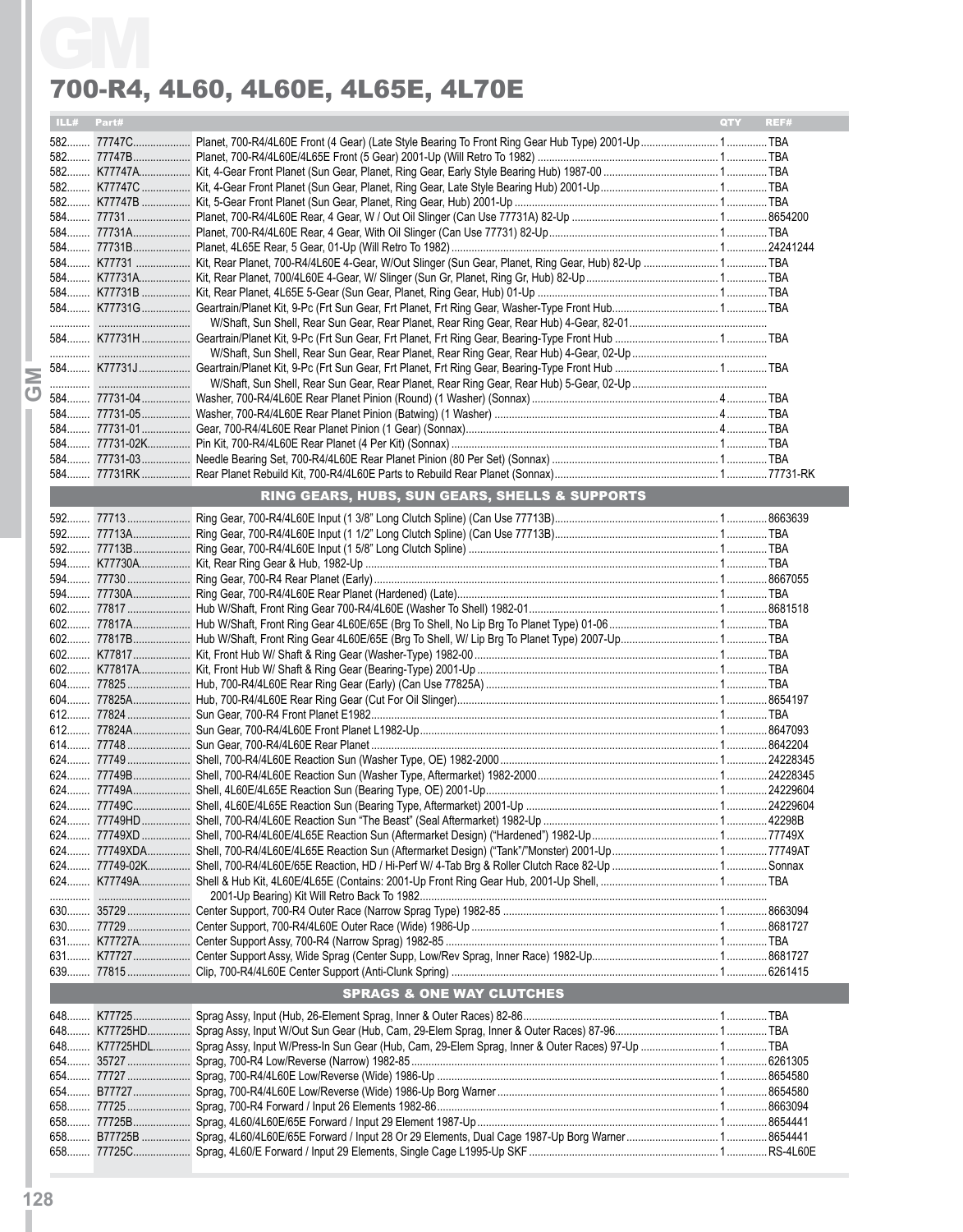# 700-R4, 4L60, 4L60E, 4L65E, 4L70E

| ILL# | Part# | | QTY | REF# |
|---|---|---|---|---|
| 582 | 77747C | Planet, 700-R4/4L60E Front (4 Gear) (Late Style Bearing To Front Ring Gear Hub Type) 2001-Up | 1 | TBA |
| 582 | 77747B | Planet, 700-R4/4L60E/4L65E Front (5 Gear) 2001-Up (Will Retro To 1982) | 1 | TBA |
| 582 | K77747A | Kit, 4-Gear Front Planet (Sun Gear, Planet, Ring Gear, Early Style Bearing Hub) 1987-00 | 1 | TBA |
| 582 | K77747C | Kit, 4-Gear Front Planet (Sun Gear, Planet, Ring Gear, Late Style Bearing Hub) 2001-Up | 1 | TBA |
| 582 | K77747B | Kit, 5-Gear Front Planet (Sun Gear, Planet, Ring Gear, Hub) 2001-Up | 1 | TBA |
| 584 | 77731 | Planet, 700-R4/4L60E Rear, 4 Gear, W / Out Oil Slinger (Can Use 77731A) 82-Up | 1 | 8654200 |
| 584 | 77731A | Planet, 700-R4/4L60E Rear, 4 Gear, With Oil Slinger (Can Use 77731) 82-Up | 1 | TBA |
| 584 | 77731B | Planet, 4L65E Rear, 5 Gear, 01-Up (Will Retro To 1982) | 1 | 24241244 |
| 584 | K77731 | Kit, Rear Planet, 700-R4/4L60E 4-Gear, W/Out Slinger (Sun Gear, Planet, Ring Gear, Hub) 82-Up | 1 | TBA |
| 584 | K77731A | Kit, Rear Planet, 700/4L60E 4-Gear, W/ Slinger (Sun Gr, Planet, Ring Gr, Hub) 82-Up | 1 | TBA |
| 584 | K77731B | Kit, Rear Planet, 4L65E 5-Gear (Sun Gear, Planet, Ring Gear, Hub) 01-Up | 1 | TBA |
| 584 | K77731G | Geartrain/Planet Kit, 9-Pc (Frt Sun Gear, Frt Planet, Frt Ring Gear, Washer-Type Front Hub W/Shaft, Sun Shell, Rear Sun Gear, Rear Planet, Rear Ring Gear, Rear Hub) 4-Gear, 82-01 | 1 | TBA |
| 584 | K77731H | Geartrain/Planet Kit, 9-Pc (Frt Sun Gear, Frt Planet, Frt Ring Gear, Bearing-Type Front Hub W/Shaft, Sun Shell, Rear Sun Gear, Rear Planet, Rear Ring Gear, Rear Hub) 4-Gear, 02-Up | 1 | TBA |
| 584 | K77731J | Geartrain/Planet Kit, 9-Pc (Frt Sun Gear, Frt Planet, Frt Ring Gear, Bearing-Type Front Hub W/Shaft, Sun Shell, Rear Sun Gear, Rear Planet, Rear Ring Gear, Rear Hub) 5-Gear, 02-Up | 1 | TBA |
| 584 | 77731-04 | Washer, 700-R4/4L60E Rear Planet Pinion (Round) (1 Washer) (Sonnax) | 4 | TBA |
| 584 | 77731-05 | Washer, 700-R4/4L60E Rear Planet Pinion (Batwing) (1 Washer) | 4 | TBA |
| 584 | 77731-01 | Gear, 700-R4/4L60E Rear Planet Pinion (1 Gear) (Sonnax) | 4 | TBA |
| 584 | 77731-02K | Pin Kit, 700-R4/4L60E Rear Planet (4 Per Kit) (Sonnax) | 1 | TBA |
| 584 | 77731-03 | Needle Bearing Set, 700-R4/4L60E Rear Planet Pinion (80 Per Set) (Sonnax) | 1 | TBA |
| 584 | 77731RK | Rear Planet Rebuild Kit, 700-R4/4L60E Parts to Rebuild Rear Planet (Sonnax) | 1 | 77731-RK |

## RING GEARS, HUBS, SUN GEARS, SHELLS & SUPPORTS

| ILL# | Part# | | QTY | REF# |
|---|---|---|---|---|
| 592 | 77713 | Ring Gear, 700-R4/4L60E Input (1 3/8" Long Clutch Spline) (Can Use 77713B) | 1 | 8663639 |
| 592 | 77713A | Ring Gear, 700-R4/4L60E Input (1 1/2" Long Clutch Spline) (Can Use 77713B) | 1 | TBA |
| 592 | 77713B | Ring Gear, 700-R4/4L60E Input (1 5/8" Long Clutch Spline) | 1 | TBA |
| 594 | K77730A | Kit, Rear Ring Gear & Hub, 1982-Up | 1 | TBA |
| 594 | 77730 | Ring Gear, 700-R4 Rear Planet (Early) | 1 | 8667055 |
| 594 | 77730A | Ring Gear, 700-R4/4L60E Rear Planet (Hardened) (Late) | 1 | TBA |
| 602 | 77817 | Hub W/Shaft, Front Ring Gear 700-R4/4L60E (Washer To Shell) 1982-01 | 1 | 8681518 |
| 602 | 77817A | Hub W/Shaft, Front Ring Gear 4L60E/65E (Brg To Shell, No Lip Brg To Planet Type) 01-06 | 1 | TBA |
| 602 | 77817B | Hub W/Shaft, Front Ring Gear 4L60E/65E (Brg To Shell, W/ Lip Brg To Planet Type) 2007-Up | 1 | TBA |
| 602 | K77817 | Kit, Front Hub W/ Shaft & Ring Gear (Washer-Type) 1982-00 | 1 | TBA |
| 602 | K77817A | Kit, Front Hub W/ Shaft & Ring Gear (Bearing-Type) 2001-Up | 1 | TBA |
| 604 | 77825 | Hub, 700-R4/4L60E Rear Ring Gear (Early) (Can Use 77825A) | 1 | TBA |
| 604 | 77825A | Hub, 700-R4/4L60E Rear Ring Gear (Cut For Oil Slinger) | 1 | 8654197 |
| 612 | 77824 | Sun Gear, 700-R4 Front Planet E1982 | 1 | TBA |
| 612 | 77824A | Sun Gear, 700-R4/4L60E Front Planet L1982-Up | 1 | 8647093 |
| 614 | 77748 | Sun Gear, 700-R4/4L60E Rear Planet | 1 | 8642204 |
| 624 | 77749 | Shell, 700-R4/4L60E Reaction Sun (Washer Type, OE) 1982-2000 | 1 | 24228345 |
| 624 | 77749B | Shell, 700-R4/4L60E Reaction Sun (Washer Type, Aftermarket) 1982-2000 | 1 | 24228345 |
| 624 | 77749A | Shell, 4L60E/4L65E Reaction Sun (Bearing Type, OE) 2001-Up | 1 | 24229604 |
| 624 | 77749C | Shell, 4L60E/4L65E Reaction Sun (Bearing Type, Aftermarket) 2001-Up | 1 | 24229604 |
| 624 | 77749HD | Shell, 700-R4/4L60E Reaction Sun "The Beast" (Seal Aftermarket) 1982-Up | 1 | 42298B |
| 624 | 77749XD | Shell, 700-R4/4L60E/4L65E Reaction Sun (Aftermarket Design) ("Hardened") 1982-Up | 1 | 77749X |
| 624 | 77749XDA | Shell, 700-R4/4L60E/4L65E Reaction Sun (Aftermarket Design) ("Tank"/"Monster) 2001-Up | 1 | 77749AT |
| 624 | 77749-02K | Shell, 700-R4/4L60E/65E Reaction, HD / Hi-Perf W/ 4-Tab Brg & Roller Clutch Race 82-Up | 1 | Sonnax |
| 624 | K77749A | Shell & Hub Kit, 4L60E/4L65E (Contains: 2001-Up Front Ring Gear Hub, 2001-Up Shell, 2001-Up Bearing) Kit Will Retro Back To 1982 | 1 | TBA |
| 630 | 35729 | Center Support, 700-R4 Outer Race (Narrow Sprag Type) 1982-85 | 1 | 8663094 |
| 630 | 77729 | Center Support, 700-R4/4L60E Outer Race (Wide) 1986-Up | 1 | 8681727 |
| 631 | K77727A | Center Support Assy, 700-R4 (Narrow Sprag) 1982-85 | 1 | TBA |
| 631 | K77727 | Center Support Assy, Wide Sprag (Center Supp, Low/Rev Sprag, Inner Race) 1982-Up | 1 | 8681727 |
| 639 | 77815 | Clip, 700-R4/4L60E Center Support (Anti-Clunk Spring) | 1 | 6261415 |

## SPRAGS & ONE WAY CLUTCHES

| ILL# | Part# | | QTY | REF# |
|---|---|---|---|---|
| 648 | K77725 | Sprag Assy, Input (Hub, 26-Element Sprag, Inner & Outer Races) 82-86 | 1 | TBA |
| 648 | K77725HD | Sprag Assy, Input W/Out Sun Gear (Hub, Cam, 29-Elem Sprag, Inner & Outer Races) 87-96 | 1 | TBA |
| 648 | K77725HDL | Sprag Assy, Input W/Press-In Sun Gear (Hub, Cam, 29-Elem Sprag, Inner & Outer Races) 97-Up | 1 | TBA |
| 654 | 35727 | Sprag, 700-R4 Low/Reverse (Narrow) 1982-85 | 1 | 6261305 |
| 654 | 77727 | Sprag, 700-R4/4L60E Low/Reverse (Wide) 1986-Up | 1 | 8654580 |
| 654 | B77727 | Sprag, 700-R4/4L60E Low/Reverse (Wide) 1986-Up Borg Warner | 1 | 8654580 |
| 658 | 77725 | Sprag, 700-R4 Forward / Input 26 Elements 1982-86 | 1 | 8663094 |
| 658 | 77725B | Sprag, 4L60/4L60E/65E Forward / Input 29 Element 1987-Up | 1 | 8654441 |
| 658 | B77725B | Sprag, 4L60/4L60E/65E Forward / Input 28 Or 29 Elements, Dual Cage 1987-Up Borg Warner | 1 | 8654441 |
| 658 | 77725C | Sprag, 4L60/E Forward / Input 29 Elements, Single Cage L1995-Up SKF | 1 | RS-4L60E |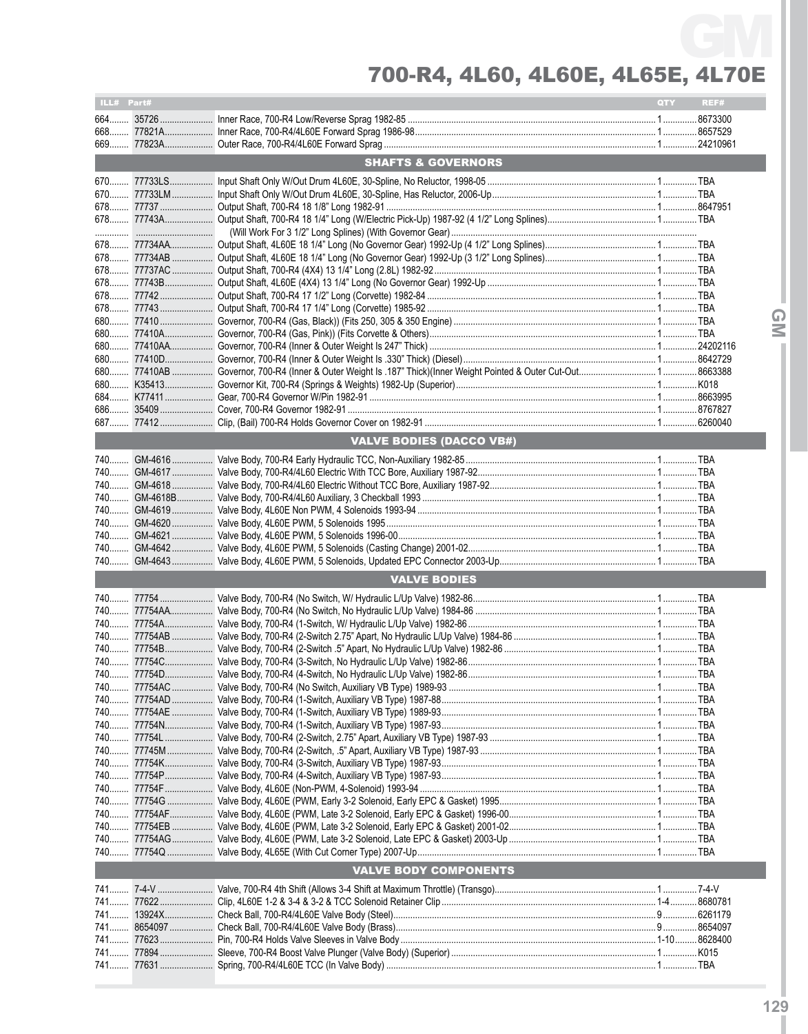# 700-R4, 4L60, 4L60E, 4L65E, 4L70E

| ILL# | Part# | | QTY | REF# |
|---|---|---|---|---|
| 664 | 35726 | Inner Race, 700-R4 Low/Reverse Sprag 1982-85 | 1 | 8673300 |
| 668 | 77821A | Inner Race, 700-R4/4L60E Forward Sprag 1986-98 | 1 | 8657529 |
| 669 | 77823A | Outer Race, 700-R4/4L60E Forward Sprag | 1 | 24210961 |
| | | **SHAFTS & GOVERNORS** | | |
| 670 | 77733LS | Input Shaft Only W/Out Drum 4L60E, 30-Spline, No Reluctor, 1998-05 | 1 | TBA |
| 670 | 77733LM | Input Shaft Only W/Out Drum 4L60E, 30-Spline, Has Reluctor, 2006-Up | 1 | TBA |
| 678 | 77737 | Output Shaft, 700-R4 18 1/8" Long 1982-91 | 1 | 8647951 |
| 678 | 77743A | Output Shaft, 700-R4 18 1/4" Long (W/Electric Pick-Up) 1987-92 (4 1/2" Long Splines) | 1 | TBA |
| | | (Will Work For 3 1/2" Long Splines) (With Governor Gear) | | |
| 678 | 77734AA | Output Shaft, 4L60E 18 1/4" Long (No Governor Gear) 1992-Up (4 1/2" Long Splines) | 1 | TBA |
| 678 | 77734AB | Output Shaft, 4L60E 18 1/4" Long (No Governor Gear) 1992-Up (3 1/2" Long Splines) | 1 | TBA |
| 678 | 77737AC | Output Shaft, 700-R4 (4X4) 13 1/4" Long (2.8L) 1982-92 | 1 | TBA |
| 678 | 77743B | Output Shaft, 4L60E (4X4) 13 1/4" Long (No Governor Gear) 1992-Up | 1 | TBA |
| 678 | 77742 | Output Shaft, 700-R4 17 1/2" Long (Corvette) 1982-84 | 1 | TBA |
| 678 | 77743 | Output Shaft, 700-R4 17 1/4" Long (Corvette) 1985-92 | 1 | TBA |
| 680 | 77410 | Governor, 700-R4 (Gas, Black)) (Fits 250, 305 & 350 Engine) | 1 | TBA |
| 680 | 77410A | Governor, 700-R4 (Gas, Pink)) (Fits Corvette & Others) | 1 | TBA |
| 680 | 77410AA | Governor, 700-R4 (Inner & Outer Weight Is 247" Thick) | 1 | 24202116 |
| 680 | 77410D | Governor, 700-R4 (Inner & Outer Weight Is .330" Thick) (Diesel) | 1 | 8642729 |
| 680 | 77410AB | Governor, 700-R4 (Inner & Outer Weight Is .187" Thick)(Inner Weight Pointed & Outer Cut-Out | 1 | 8663388 |
| 680 | K35413 | Governor Kit, 700-R4 (Springs & Weights) 1982-Up (Superior) | 1 | K018 |
| 684 | K77411 | Gear, 700-R4 Governor W/Pin 1982-91 | 1 | 8663995 |
| 686 | 35409 | Cover, 700-R4 Governor 1982-91 | 1 | 8767827 |
| 687 | 77412 | Clip, (Bail) 700-R4 Holds Governor Cover on 1982-91 | 1 | 6260040 |
| | | **VALVE BODIES (DACCO VB#)** | | |
| 740 | GM-4616 | Valve Body, 700-R4 Early Hydraulic TCC, Non-Auxiliary 1982-85 | 1 | TBA |
| 740 | GM-4617 | Valve Body, 700-R4/4L60 Electric With TCC Bore, Auxiliary 1987-92 | 1 | TBA |
| 740 | GM-4618 | Valve Body, 700-R4/4L60 Electric Without TCC Bore, Auxiliary 1987-92 | 1 | TBA |
| 740 | GM-4618B | Valve Body, 700-R4/4L60 Auxiliary, 3 Checkball 1993 | 1 | TBA |
| 740 | GM-4619 | Valve Body, 4L60E Non PWM, 4 Solenoids 1993-94 | 1 | TBA |
| 740 | GM-4620 | Valve Body, 4L60E PWM, 5 Solenoids 1995 | 1 | TBA |
| 740 | GM-4621 | Valve Body, 4L60E PWM, 5 Solenoids 1996-00 | 1 | TBA |
| 740 | GM-4642 | Valve Body, 4L60E PWM, 5 Solenoids (Casting Change) 2001-02 | 1 | TBA |
| 740 | GM-4643 | Valve Body, 4L60E PWM, 5 Solenoids, Updated EPC Connector 2003-Up | 1 | TBA |
| | | **VALVE BODIES** | | |
| 740 | 77754 | Valve Body, 700-R4 (No Switch, W/ Hydraulic L/Up Valve) 1982-86 | 1 | TBA |
| 740 | 77754AA | Valve Body, 700-R4 (No Switch, No Hydraulic L/Up Valve) 1984-86 | 1 | TBA |
| 740 | 77754A | Valve Body, 700-R4 (1-Switch, W/ Hydraulic L/Up Valve) 1982-86 | 1 | TBA |
| 740 | 77754AB | Valve Body, 700-R4 (2-Switch 2.75" Apart, No Hydraulic L/Up Valve) 1984-86 | 1 | TBA |
| 740 | 77754B | Valve Body, 700-R4 (2-Switch .5" Apart, No Hydraulic L/Up Valve) 1982-86 | 1 | TBA |
| 740 | 77754C | Valve Body, 700-R4 (3-Switch, No Hydraulic L/Up Valve) 1982-86 | 1 | TBA |
| 740 | 77754D | Valve Body, 700-R4 (4-Switch, No Hydraulic L/Up Valve) 1982-86 | 1 | TBA |
| 740 | 77754AC | Valve Body, 700-R4 (No Switch, Auxiliary VB Type) 1989-93 | 1 | TBA |
| 740 | 77754AD | Valve Body, 700-R4 (1-Switch, Auxiliary VB Type) 1987-88 | 1 | TBA |
| 740 | 77754AE | Valve Body, 700-R4 (1-Switch, Auxiliary VB Type) 1989-93 | 1 | TBA |
| 740 | 77754N | Valve Body, 700-R4 (1-Switch, Auxiliary VB Type) 1987-93 | 1 | TBA |
| 740 | 77754L | Valve Body, 700-R4 (2-Switch, 2.75" Apart, Auxiliary VB Type) 1987-93 | 1 | TBA |
| 740 | 77745M | Valve Body, 700-R4 (2-Switch, .5" Apart, Auxiliary VB Type) 1987-93 | 1 | TBA |
| 740 | 77754K | Valve Body, 700-R4 (3-Switch, Auxiliary VB Type) 1987-93 | 1 | TBA |
| 740 | 77754P | Valve Body, 700-R4 (4-Switch, Auxiliary VB Type) 1987-93 | 1 | TBA |
| 740 | 77754F | Valve Body, 4L60E (Non-PWM, 4-Solenoid) 1993-94 | 1 | TBA |
| 740 | 77754G | Valve Body, 4L60E (PWM, Early 3-2 Solenoid, Early EPC & Gasket) 1995 | 1 | TBA |
| 740 | 77754AF | Valve Body, 4L60E (PWM, Late 3-2 Solenoid, Early EPC & Gasket) 1996-00 | 1 | TBA |
| 740 | 77754EB | Valve Body, 4L60E (PWM, Late 3-2 Solenoid, Early EPC & Gasket) 2001-02 | 1 | TBA |
| 740 | 77754AG | Valve Body, 4L60E (PWM, Late 3-2 Solenoid, Late EPC & Gasket) 2003-Up | 1 | TBA |
| 740 | 77754Q | Valve Body, 4L65E (With Cut Corner Type) 2007-Up | 1 | TBA |
| | | **VALVE BODY COMPONENTS** | | |
| 741 | 7-4-V | Valve, 700-R4 4th Shift (Allows 3-4 Shift at Maximum Throttle) (Transgo) | 1 | 7-4-V |
| 741 | 77622 | Clip, 4L60E 1-2 & 3-4 & 3-2 & TCC Solenoid Retainer Clip | 1-4 | 8680781 |
| 741 | 13924X | Check Ball, 700-R4/4L60E Valve Body (Steel) | 9 | 6261179 |
| 741 | 8654097 | Check Ball, 700-R4/4L60E Valve Body (Brass) | 9 | 8654097 |
| 741 | 77623 | Pin, 700-R4 Holds Valve Sleeves in Valve Body | 1-10 | 8628400 |
| 741 | 77894 | Sleeve, 700-R4 Boost Valve Plunger (Valve Body) (Superior) | 1 | K015 |
| 741 | 77631 | Spring, 700-R4/4L60E TCC (In Valve Body) | 1 | TBA |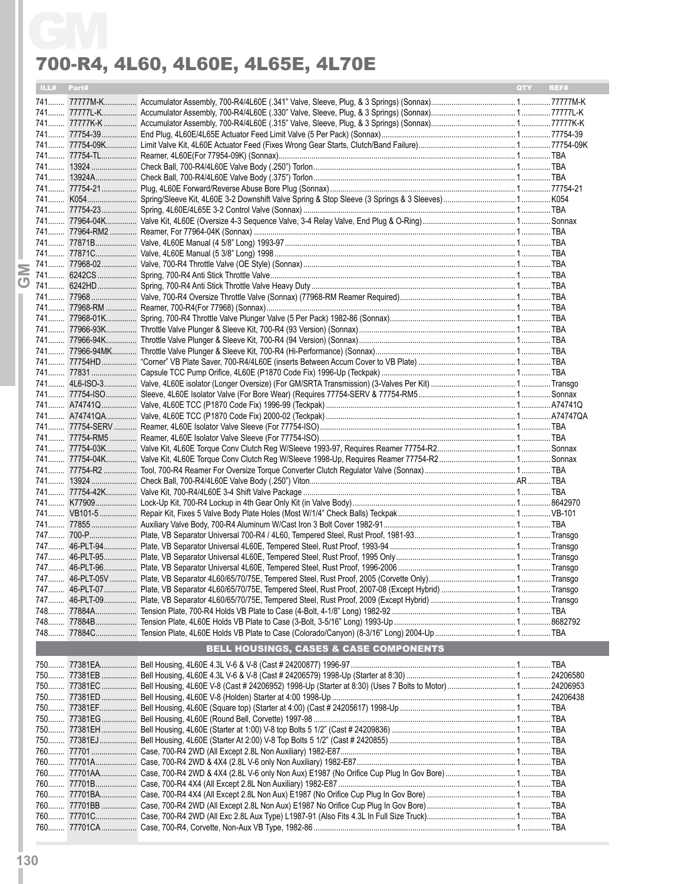# 700-R4, 4L60, 4L60E, 4L65E, 4L70E

| ILL# | Part# | | QTY | REF# |
|---|---|---|---|---|
| 741 | 77777M-K | Accumulator Assembly, 700-R4/4L60E (.341" Valve, Sleeve, Plug, & 3 Springs) (Sonnax) | 1 | 77777M-K |
| 741 | 77777L-K | Accumulator Assembly, 700-R4/4L60E (.330" Valve, Sleeve, Plug, & 3 Springs) (Sonnax) | 1 | 77777L-K |
| 741 | 77777K-K | Accumulator Assembly, 700-R4/4L60E (.315" Valve, Sleeve, Plug, & 3 Springs) (Sonnax) | 1 | 77777K-K |
| 741 | 77754-39 | End Plug, 4L60E/4L65E Actuator Feed Limit Valve (5 Per Pack) (Sonnax) | 1 | 77754-39 |
| 741 | 77754-09K | Limit Valve Kit, 4L60E Actuator Feed (Fixes Wrong Gear Starts, Clutch/Band Failure) | 1 | 77754-09K |
| 741 | 77754-TL | Reamer, 4L60E(For 77954-09K) (Sonnax) | 1 | TBA |
| 741 | 13924 | Check Ball, 700-R4/4L60E Valve Body (.250") Torlon | 1 | TBA |
| 741 | 13924A | Check Ball, 700-R4/4L60E Valve Body (.375") Torlon | 1 | TBA |
| 741 | 77754-21 | Plug, 4L60E Forward/Reverse Abuse Bore Plug (Sonnax) | 1 | 77754-21 |
| 741 | K054 | Spring/Sleeve Kit, 4L60E 3-2 Downshift Valve Spring & Stop Sleeve (3 Springs & 3 Sleeves) | 1 | K054 |
| 741 | 77754-23 | Spring, 4L60E/4L65E 3-2 Control Valve (Sonnax) | 1 | TBA |
| 741 | 77964-04K | Valve Kit, 4L60E (Oversize 4-3 Sequence Valve, 3-4 Relay Valve, End Plug & O-Ring) | 1 | Sonnax |
| 741 | 77964-RM2 | Reamer, For 77964-04K (Sonnax) | 1 | TBA |
| 741 | 77871B | Valve, 4L60E Manual (4 5/8" Long) 1993-97 | 1 | TBA |
| 741 | 77871C | Valve, 4L60E Manual (5 3/8" Long) 1998 | 1 | TBA |
| 741 | 77968-02 | Valve, 700-R4 Throttle Valve (OE Style) (Sonnax) | 1 | TBA |
| 741 | 6242CS | Spring, 700-R4 Anti Stick Throttle Valve | 1 | TBA |
| 741 | 6242HD | Spring, 700-R4 Anti Stick Throttle Valve Heavy Duty | 1 | TBA |
| 741 | 77968 | Valve, 700-R4 Oversize Throttle Valve (Sonnax) (77968-RM Reamer Required) | 1 | TBA |
| 741 | 77968-RM | Reamer, 700-R4(For 77968) (Sonnax) | 1 | TBA |
| 741 | 77968-01K | Spring, 700-R4 Throttle Valve Plunger Valve (5 Per Pack) 1982-86 (Sonnax) | 1 | TBA |
| 741 | 77966-93K | Throttle Valve Plunger & Sleeve Kit, 700-R4 (93 Version) (Sonnax) | 1 | TBA |
| 741 | 77966-94K | Throttle Valve Plunger & Sleeve Kit, 700-R4 (94 Version) (Sonnax) | 1 | TBA |
| 741 | 77966-94MK | Throttle Valve Plunger & Sleeve Kit, 700-R4 (Hi-Performance) (Sonnax) | 1 | TBA |
| 741 | 77754HD | "Corner" VB Plate Saver, 700-R4/4L60E (inserts Between Accum Cover to VB Plate) | 1 | TBA |
| 741 | 77831 | Capsule TCC Pump Orifice, 4L60E (P1870 Code Fix) 1996-Up (Teckpak) | 1 | TBA |
| 741 | 4L6-ISO-3 | Valve, 4L60E isolator (Longer Oversize) (For GM/SRTA Transmission) (3-Valves Per Kit) | 1 | Transgo |
| 741 | 77754-ISO | Sleeve, 4L60E Isolator Valve (For Bore Wear) (Requires 77754-SERV & 77754-RM5 | 1 | Sonnax |
| 741 | A74741Q | Valve, 4L60E TCC (P1870 Code Fix) 1996-99 (Teckpak) | 1 | A74741Q |
| 741 | A74741QA | Valve, 4L60E TCC (P1870 Code Fix) 2000-02 (Teckpak) | 1 | A74747QA |
| 741 | 77754-SERV | Reamer, 4L60E Isolator Valve Sleeve (For 77754-ISO) | 1 | TBA |
| 741 | 77754-RM5 | Reamer, 4L60E Isolator Valve Sleeve (For 77754-ISO) | 1 | TBA |
| 741 | 77754-03K | Valve Kit, 4L60E Torque Conv Clutch Reg W/Sleeve 1993-97, Requires Reamer 77754-R2 | 1 | Sonnax |
| 741 | 77754-04K | Valve Kit, 4L60E Torque Conv Clutch Reg W/Sleeve 1998-Up, Requires Reamer 77754-R2 | 1 | Sonnax |
| 741 | 77754-R2 | Tool, 700-R4 Reamer For Oversize Torque Converter Clutch Regulator Valve (Sonnax) | 1 | TBA |
| 741 | 13924 | Check Ball, 700-R4/4L60E Valve Body (.250") Viton | AR | TBA |
| 741 | 77754-42K | Valve Kit, 700-R4/4L60E 3-4 Shift Valve Package | 1 | TBA |
| 741 | K77909 | Lock-Up Kit, 700-R4 Lockup in 4th Gear Only Kit (in Valve Body) | 1 | 8642970 |
| 741 | VB101-5 | Repair Kit, Fixes 5 Valve Body Plate Holes (Most W/1/4" Check Balls) Teckpak | 1 | VB-101 |
| 741 | 77855 | Auxiliary Valve Body, 700-R4 Aluminum W/Cast Iron 3 Bolt Cover 1982-91 | 1 | TBA |
| 747 | 700-P | Plate, VB Separator Universal 700-R4 / 4L60, Tempered Steel, Rust Proof, 1981-93 | 1 | Transgo |
| 747 | 46-PLT-94 | Plate, VB Separator Universal 4L60E, Tempered Steel, Rust Proof, 1993-94 | 1 | Transgo |
| 747 | 46-PLT-95 | Plate, VB Separator Universal 4L60E, Tempered Steel, Rust Proof, 1995 Only | 1 | Transgo |
| 747 | 46-PLT-96 | Plate, VB Separator Universal 4L60E, Tempered Steel, Rust Proof, 1996-2006 | 1 | Transgo |
| 747 | 46-PLT-05V | Plate, VB Separator 4L60/65/70/75E, Tempered Steel, Rust Proof, 2005 (Corvette Only) | 1 | Transgo |
| 747 | 46-PLT-07 | Plate, VB Separator 4L60/65/70/75E, Tempered Steel, Rust Proof, 2007-08 (Except Hybrid) | 1 | Transgo |
| 747 | 46-PLT-09 | Plate, VB Separator 4L60/65/70/75E, Tempered Steel, Rust Proof, 2009 (Except Hybrid) | 1 | Transgo |
| 748 | 77884A | Tension Plate, 700-R4 Holds VB Plate to Case (4-Bolt, 4-1/8" Long) 1982-92 | 1 | TBA |
| 748 | 77884B | Tension Plate, 4L60E Holds VB Plate to Case (3-Bolt, 3-5/16" Long) 1993-Up | 1 | 8682792 |
| 748 | 77884C | Tension Plate, 4L60E Holds VB Plate to Case (Colorado/Canyon) (8-3/16" Long) 2004-Up | 1 | TBA |

## BELL HOUSINGS, CASES & CASE COMPONENTS

| ILL# | Part# | | QTY | REF# |
|---|---|---|---|---|
| 750 | 77381EA | Bell Housing, 4L60E 4.3L V-6 & V-8 (Cast # 24200877) 1996-97 | 1 | TBA |
| 750 | 77381EB | Bell Housing, 4L60E 4.3L V-6 & V-8 (Cast # 24206579) 1998-Up (Starter at 8:30) | 1 | 24206580 |
| 750 | 77381EC | Bell Housing, 4L60E V-8 (Cast # 24206952) 1998-Up (Starter at 8:30) (Uses 7 Bolts to Motor) | 1 | 24206953 |
| 750 | 77381ED | Bell Housing, 4L60E V-8 (Holden) Starter at 4:00 1998-Up | 1 | 24206438 |
| 750 | 77381EF | Bell Housing, 4L60E (Square top) (Starter at 4:00) (Cast # 24205617) 1998-Up | 1 | TBA |
| 750 | 77381EG | Bell Housing, 4L60E (Round Bell, Corvette) 1997-98 | 1 | TBA |
| 750 | 77381EH | Bell Housing, 4L60E (Starter at 1:00) V-8 Top Bolts 5 1/2" (Cast # 24209836) | 1 | TBA |
| 750 | 77381EJ | Bell Housing, 4L60E (Starter At 2:00) V-8 Top Bolts 5 1/2" (Cast # 2420855) | 1 | TBA |
| 760 | 77701 | Case, 700-R4 2WD (All Except 2.8L Non Auxiliary) 1982-E87 | 1 | TBA |
| 760 | 77701A | Case, 700-R4 2WD & 4X4 (2.8L V-6 only Non Auxiliary) 1982-E87 | 1 | TBA |
| 760 | 77701AA | Case, 700-R4 2WD & 4X4 (2.8L V-6 only Non Aux) E1987 (No Orifice Cup Plug In Gov Bore) | 1 | TBA |
| 760 | 77701B | Case, 700-R4 4X4 (All Except 2.8L Non Auxiliary) 1982-E87 | 1 | TBA |
| 760 | 77701BA | Case, 700-R4 4X4 (All Except 2.8L Non Aux) E1987 (No Orifice Cup Plug In Gov Bore) | 1 | TBA |
| 760 | 77701BB | Case, 700-R4 2WD (All Except 2.8L Non Aux) E1987 No Orifice Cup Plug In Gov Bore) | 1 | TBA |
| 760 | 77701C | Case, 700-R4 2WD (All Exc 2.8L Aux Type) L1987-91 (Also Fits 4.3L In Full Size Truck) | 1 | TBA |
| 760 | 77701CA | Case, 700-R4, Corvette, Non-Aux VB Type, 1982-86 | 1 | TBA |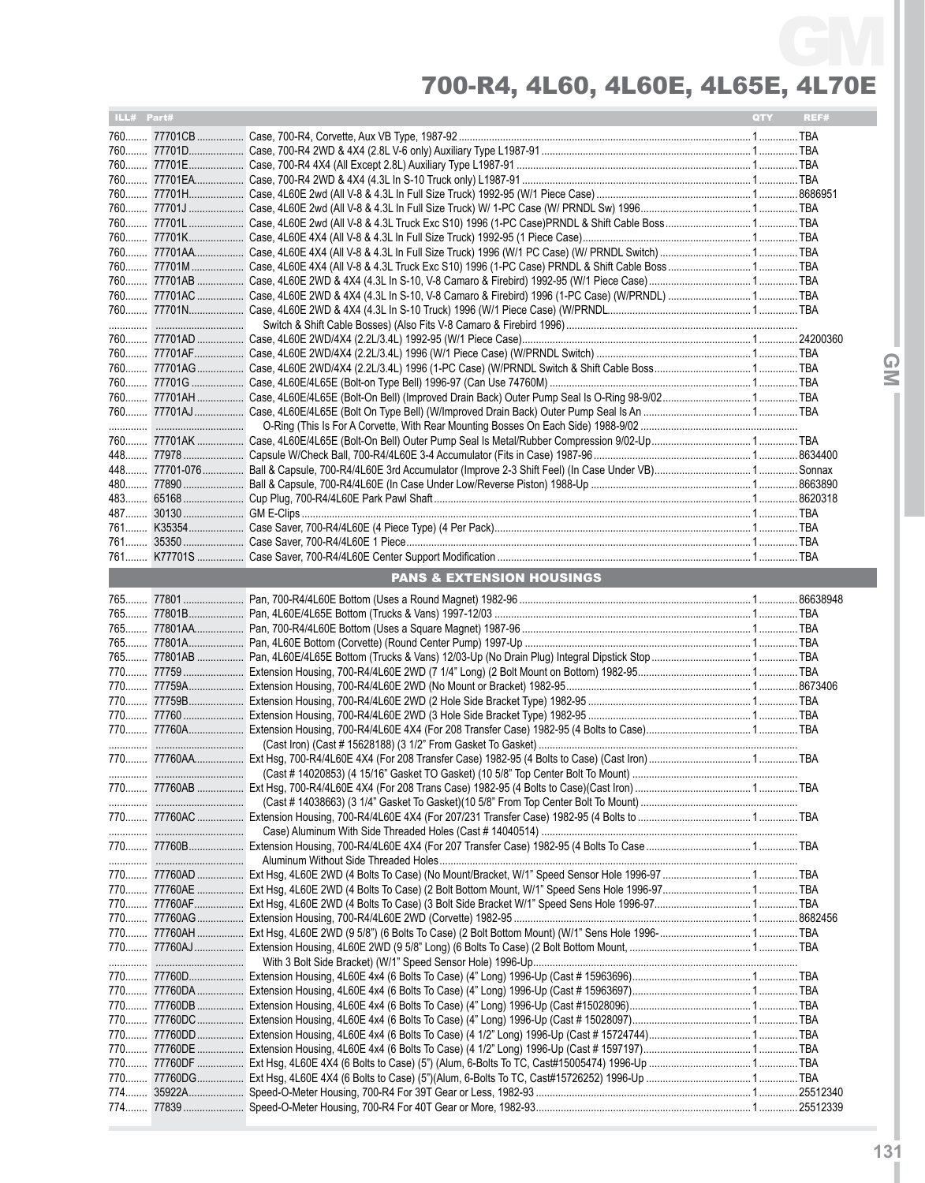# 700-R4, 4L60, 4L60E, 4L65E, 4L70E

| ILL# | Part# | | QTY | REF# |
|---|---|---|---|---|
| 760 | 77701CB | Case, 700-R4, Corvette, Aux VB Type, 1987-92 | 1 | TBA |
| 760 | 77701D | Case, 700-R4 2WD & 4X4 (2.8L V-6 only) Auxiliary Type L1987-91 | 1 | TBA |
| 760 | 77701E | Case, 700-R4 4X4 (All Except 2.8L) Auxiliary Type L1987-91 | 1 | TBA |
| 760 | 77701EA | Case, 700-R4 2WD & 4X4 (4.3L In S-10 Truck only) L1987-91 | 1 | TBA |
| 760 | 77701H | Case, 4L60E 2wd (All V-8 & 4.3L In Full Size Truck) 1992-95 (W/1 Piece Case) | 1 | 8686951 |
| 760 | 77701J | Case, 4L60E 2wd (All V-8 & 4.3L In Full Size Truck) W/ 1-PC Case (W/ PRNDL Sw) 1996 | 1 | TBA |
| 760 | 77701L | Case, 4L60E 2wd (All V-8 & 4.3L Truck Exc S10) 1996 (1-PC Case)PRNDL & Shift Cable Boss | 1 | TBA |
| 760 | 77701K | Case, 4L60E 4X4 (All V-8 & 4.3L In Full Size Truck) 1992-95 (1 Piece Case) | 1 | TBA |
| 760 | 77701AA | Case, 4L60E 4X4 (All V-8 & 4.3L In Full Size Truck) 1996 (W/1 PC Case) (W/ PRNDL Switch) | 1 | TBA |
| 760 | 77701M | Case, 4L60E 4X4 (All V-8 & 4.3L Truck Exc S10) 1996 (1-PC Case) PRNDL & Shift Cable Boss | 1 | TBA |
| 760 | 77701AB | Case, 4L60E 2WD & 4X4 (4.3L In S-10, V-8 Camaro & Firebird) 1992-95 (W/1 Piece Case) | 1 | TBA |
| 760 | 77701AC | Case, 4L60E 2WD & 4X4 (4.3L In S-10, V-8 Camaro & Firebird) 1996 (1-PC Case) (W/PRNDL) | 1 | TBA |
| 760 | 77701N | Case, 4L60E 2WD & 4X4 (4.3L In S-10 Truck) 1996 (W/1 Piece Case) (W/PRNDL | 1 | TBA |
| | | Switch & Shift Cable Bosses) (Also Fits V-8 Camaro & Firebird 1996) | | |
| 760 | 77701AD | Case, 4L60E 2WD/4X4 (2.2L/3.4L) 1992-95 (W/1 Piece Case) | 1 | 24200360 |
| 760 | 77701AF | Case, 4L60E 2WD/4X4 (2.2L/3.4L) 1996 (W/1 Piece Case) (W/PRNDL Switch) | 1 | TBA |
| 760 | 77701AG | Case, 4L60E 2WD/4X4 (2.2L/3.4L) 1996 (1-PC Case) (W/PRNDL Switch & Shift Cable Boss | 1 | TBA |
| 760 | 77701G | Case, 4L60E/4L65E (Bolt-on Type Bell) 1996-97 (Can Use 74760M) | 1 | TBA |
| 760 | 77701AH | Case, 4L60E/4L65E (Bolt-On Bell) (Improved Drain Back) Outer Pump Seal Is O-Ring 98-9/02 | 1 | TBA |
| 760 | 77701AJ | Case, 4L60E/4L65E (Bolt On Type Bell) (W/Improved Drain Back) Outer Pump Seal Is An | 1 | TBA |
| | | O-Ring (This Is For A Corvette, With Rear Mounting Bosses On Each Side) 1988-9/02 | | |
| 760 | 77701AK | Case, 4L60E/4L65E (Bolt-On Bell) Outer Pump Seal Is Metal/Rubber Compression 9/02-Up | 1 | TBA |
| 448 | 77978 | Capsule W/Check Ball, 700-R4/4L60E 3-4 Accumulator (Fits in Case) 1987-96 | 1 | 8634400 |
| 448 | 77701-076 | Ball & Capsule, 700-R4/4L60E 3rd Accumulator (Improve 2-3 Shift Feel) (In Case Under VB) | 1 | Sonnax |
| 480 | 77890 | Ball & Capsule, 700-R4/4L60E (In Case Under Low/Reverse Piston) 1988-Up | 1 | 8663890 |
| 483 | 65168 | Cup Plug, 700-R4/4L60E Park Pawl Shaft | 1 | 8620318 |
| 487 | 30130 | GM E-Clips | 1 | TBA |
| 761 | K35354 | Case Saver, 700-R4/4L60E (4 Piece Type) (4 Per Pack) | 1 | TBA |
| 761 | 35350 | Case Saver, 700-R4/4L60E 1 Piece | 1 | TBA |
| 761 | K77701S | Case Saver, 700-R4/4L60E Center Support Modification | 1 | TBA |

## PANS & EXTENSION HOUSINGS

| ILL# | Part# | | QTY | REF# |
|---|---|---|---|---|
| 765 | 77801 | Pan, 700-R4/4L60E Bottom (Uses a Round Magnet) 1982-96 | 1 | 86638948 |
| 765 | 77801B | Pan, 4L60E/4L65E Bottom (Trucks & Vans) 1997-12/03 | 1 | TBA |
| 765 | 77801AA | Pan, 700-R4/4L60E Bottom (Uses a Square Magnet) 1987-96 | 1 | TBA |
| 765 | 77801A | Pan, 4L60E Bottom (Corvette) (Round Center Pump) 1997-Up | 1 | TBA |
| 765 | 77801AB | Pan, 4L60E/4L65E Bottom (Trucks & Vans) 12/03-Up (No Drain Plug) Integral Dipstick Stop | 1 | TBA |
| 770 | 77759 | Extension Housing, 700-R4/4L60E 2WD (7 1/4" Long) (2 Bolt Mount on Bottom) 1982-95 | 1 | TBA |
| 770 | 77759A | Extension Housing, 700-R4/4L60E 2WD (No Mount or Bracket) 1982-95 | 1 | 8673406 |
| 770 | 77759B | Extension Housing, 700-R4/4L60E 2WD (2 Hole Side Bracket Type) 1982-95 | 1 | TBA |
| 770 | 77760 | Extension Housing, 700-R4/4L60E 2WD (3 Hole Side Bracket Type) 1982-95 | 1 | TBA |
| 770 | 77760A | Extension Housing, 700-R4/4L60E 4X4 (For 208 Transfer Case) 1982-95 (4 Bolts to Case) | 1 | TBA |
| | | (Cast Iron) (Cast # 15628188) (3 1/2" From Gasket To Gasket) | | |
| 770 | 77760AA | Ext Hsg, 700-R4/4L60E 4X4 (For 208 Transfer Case) 1982-95 (4 Bolts to Case) (Cast Iron) | 1 | TBA |
| | | (Cast # 14020853) (4 15/16" Gasket TO Gasket) (10 5/8" Top Center Bolt To Mount) | | |
| 770 | 77760AB | Ext Hsg, 700-R4/4L60E 4X4 (For 208 Trans Case) 1982-95 (4 Bolts to Case)(Cast Iron) | 1 | TBA |
| | | (Cast # 14038663) (3 1/4" Gasket To Gasket)(10 5/8" From Top Center Bolt To Mount) | | |
| 770 | 77760AC | Extension Housing, 700-R4/4L60E 4X4 (For 207/231 Transfer Case) 1982-95 (4 Bolts to | 1 | TBA |
| | | Case) Aluminum With Side Threaded Holes (Cast # 14040514) | | |
| 770 | 77760B | Extension Housing, 700-R4/4L60E 4X4 (For 207 Transfer Case) 1982-95 (4 Bolts To Case | 1 | TBA |
| | | Aluminum Without Side Threaded Holes | | |
| 770 | 77760AD | Ext Hsg, 4L60E 2WD (4 Bolts To Case) (No Mount/Bracket, W/1" Speed Sensor Hole 1996-97 | 1 | TBA |
| 770 | 77760AE | Ext Hsg, 4L60E 2WD (4 Bolts To Case) (2 Bolt Bottom Mount, W/1" Speed Sens Hole 1996-97 | 1 | TBA |
| 770 | 77760AF | Ext Hsg, 4L60E 2WD (4 Bolts To Case) (3 Bolt Side Bracket W/1" Speed Sens Hole 1996-97 | 1 | TBA |
| 770 | 77760AG | Extension Housing, 700-R4/4L60E 2WD (Corvette) 1982-95 | 1 | 8682456 |
| 770 | 77760AH | Ext Hsg, 4L60E 2WD (9 5/8") (6 Bolts To Case) (2 Bolt Bottom Mount) (W/1" Sens Hole 1996- | 1 | TBA |
| 770 | 77760AJ | Extension Housing, 4L60E 2WD (9 5/8" Long) (6 Bolts To Case) (2 Bolt Bottom Mount, | 1 | TBA |
| | | With 3 Bolt Side Bracket) (W/1" Speed Sensor Hole) 1996-Up | | |
| 770 | 77760D | Extension Housing, 4L60E 4x4 (6 Bolts To Case) (4" Long) 1996-Up (Cast # 15963696) | 1 | TBA |
| 770 | 77760DA | Extension Housing, 4L60E 4x4 (6 Bolts To Case) (4" Long) 1996-Up (Cast # 15963697) | 1 | TBA |
| 770 | 77760DB | Extension Housing, 4L60E 4x4 (6 Bolts To Case) (4" Long) 1996-Up (Cast #15028096) | 1 | TBA |
| 770 | 77760DC | Extension Housing, 4L60E 4x4 (6 Bolts To Case) (4" Long) 1996-Up (Cast # 15028097) | 1 | TBA |
| 770 | 77760DD | Extension Housing, 4L60E 4x4 (6 Bolts To Case) (4 1/2" Long) 1996-Up (Cast # 15724744) | 1 | TBA |
| 770 | 77760DE | Extension Housing, 4L60E 4x4 (6 Bolts To Case) (4 1/2" Long) 1996-Up (Cast # 1597197) | 1 | TBA |
| 770 | 77760DF | Ext Hsg, 4L60E 4X4 (6 Bolts to Case) (5") (Alum, 6-Bolts To TC, Cast#15005474) 1996-Up | 1 | TBA |
| 770 | 77760DG | Ext Hsg, 4L60E 4X4 (6 Bolts to Case) (5")(Alum, 6-Bolts To TC, Cast#15726252) 1996-Up | 1 | TBA |
| 774 | 35922A | Speed-O-Meter Housing, 700-R4 For 39T Gear or Less, 1982-93 | 1 | 25512340 |
| 774 | 77839 | Speed-O-Meter Housing, 700-R4 For 40T Gear or More, 1982-93 | 1 | 25512339 |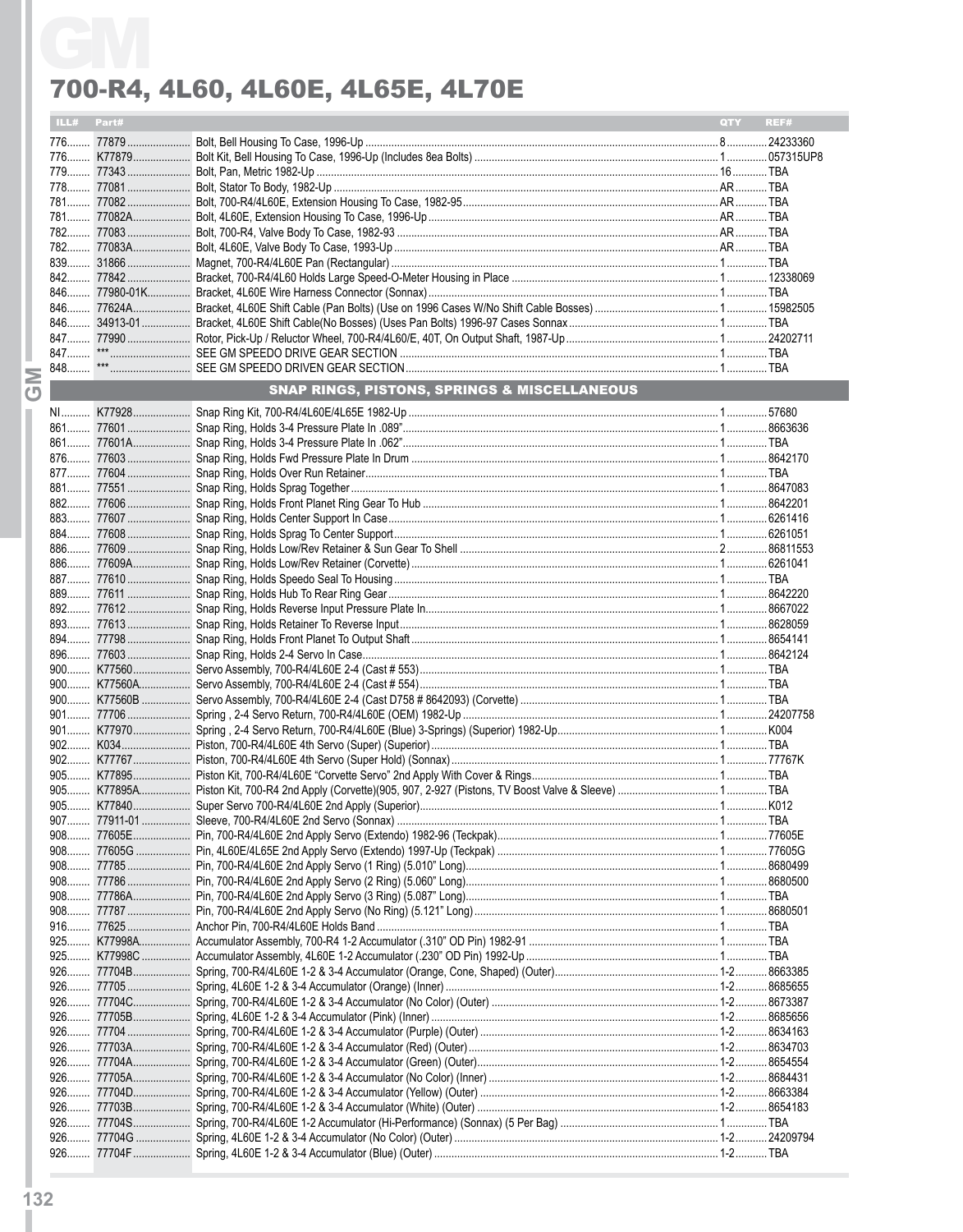# 700-R4, 4L60, 4L60E, 4L65E, 4L70E

| ILL# | Part# | | QTY | REF# |
|---|---|---|---|---|
| 776 | 77879 | Bolt, Bell Housing To Case, 1996-Up | 8 | 24233360 |
| 776 | K77879 | Bolt Kit, Bell Housing To Case, 1996-Up (Includes 8ea Bolts) | 1 | 057315UP8 |
| 779 | 77343 | Bolt, Pan, Metric 1982-Up | 16 | TBA |
| 778 | 77081 | Bolt, Stator To Body, 1982-Up | AR | TBA |
| 781 | 77082 | Bolt, 700-R4/4L60E, Extension Housing To Case, 1982-95 | AR | TBA |
| 781 | 77082A | Bolt, 4L60E, Extension Housing To Case, 1996-Up | AR | TBA |
| 782 | 77083 | Bolt, 700-R4, Valve Body To Case, 1982-93 | AR | TBA |
| 782 | 77083A | Bolt, 4L60E, Valve Body To Case, 1993-Up | AR | TBA |
| 839 | 31866 | Magnet, 700-R4/4L60E Pan (Rectangular) | 1 | TBA |
| 842 | 77842 | Bracket, 700-R4/4L60 Holds Large Speed-O-Meter Housing in Place | 1 | 12338069 |
| 846 | 77980-01K | Bracket, 4L60E Wire Harness Connector (Sonnax) | 1 | TBA |
| 846 | 77624A | Bracket, 4L60E Shift Cable (Pan Bolts) (Use on 1996 Cases W/No Shift Cable Bosses) | 1 | 15982505 |
| 846 | 34913-01 | Bracket, 4L60E Shift Cable(No Bosses) (Uses Pan Bolts) 1996-97 Cases Sonnax | 1 | TBA |
| 847 | 77990 | Rotor, Pick-Up / Reluctor Wheel, 700-R4/4L60/E, 40T, On Output Shaft, 1987-Up | 1 | 24202711 |
| 847 | *** | SEE GM SPEEDO DRIVE GEAR SECTION | 1 | TBA |
| 848 | *** | SEE GM SPEEDO DRIVEN GEAR SECTION | 1 | TBA |

## SNAP RINGS, PISTONS, SPRINGS & MISCELLANEOUS

| ILL# | Part# | | QTY | REF# |
|---|---|---|---|---|
| NI | K77928 | Snap Ring Kit, 700-R4/4L60E/4L65E 1982-Up | 1 | 57680 |
| 861 | 77601 | Snap Ring, Holds 3-4 Pressure Plate In .089" | 1 | 8663636 |
| 861 | 77601A | Snap Ring, Holds 3-4 Pressure Plate In .062" | 1 | TBA |
| 876 | 77603 | Snap Ring, Holds Fwd Pressure Plate In Drum | 1 | 8642170 |
| 877 | 77604 | Snap Ring, Holds Over Run Retainer | 1 | TBA |
| 881 | 77551 | Snap Ring, Holds Sprag Together | 1 | 8647083 |
| 882 | 77606 | Snap Ring, Holds Front Planet Ring Gear To Hub | 1 | 8642201 |
| 883 | 77607 | Snap Ring, Holds Center Support In Case | 1 | 6261416 |
| 884 | 77608 | Snap Ring, Holds Sprag To Center Support | 1 | 6261051 |
| 886 | 77609 | Snap Ring, Holds Low/Rev Retainer & Sun Gear To Shell | 2 | 86811553 |
| 886 | 77609A | Snap Ring, Holds Low/Rev Retainer (Corvette) | 1 | 6261041 |
| 887 | 77610 | Snap Ring, Holds Speedo Seal To Housing | 1 | TBA |
| 889 | 77611 | Snap Ring, Holds Hub To Rear Ring Gear | 1 | 8642220 |
| 892 | 77612 | Snap Ring, Holds Reverse Input Pressure Plate In | 1 | 8667022 |
| 893 | 77613 | Snap Ring, Holds Retainer To Reverse Input | 1 | 8628059 |
| 894 | 77798 | Snap Ring, Holds Front Planet To Output Shaft | 1 | 8654141 |
| 896 | 77603 | Snap Ring, Holds 2-4 Servo In Case | 1 | 8642124 |
| 900 | K77560 | Servo Assembly, 700-R4/4L60E 2-4 (Cast # 553) | 1 | TBA |
| 900 | K77560A | Servo Assembly, 700-R4/4L60E 2-4 (Cast # 554) | 1 | TBA |
| 900 | K77560B | Servo Assembly, 700-R4/4L60E 2-4 (Cast D758 # 8642093) (Corvette) | 1 | TBA |
| 901 | 77706 | Spring , 2-4 Servo Return, 700-R4/4L60E (OEM) 1982-Up | 1 | 24207758 |
| 901 | K77970 | Spring , 2-4 Servo Return, 700-R4/4L60E (Blue) 3-Springs) (Superior) 1982-Up | 1 | K004 |
| 902 | K034 | Piston, 700-R4/4L60E 4th Servo (Super) (Superior) | 1 | TBA |
| 902 | K77767 | Piston, 700-R4/4L60E 4th Servo (Super Hold) (Sonnax) | 1 | 77767K |
| 905 | K77895 | Piston Kit, 700-R4/4L60E "Corvette Servo" 2nd Apply With Cover & Rings | 1 | TBA |
| 905 | K77895A | Piston Kit, 700-R4 2nd Apply (Corvette)(905, 907, 2-927 (Pistons, TV Boost Valve & Sleeve) | 1 | TBA |
| 905 | K77840 | Super Servo 700-R4/4L60E 2nd Apply (Superior) | 1 | K012 |
| 907 | 77911-01 | Sleeve, 700-R4/4L60E 2nd Servo (Sonnax) | 1 | TBA |
| 908 | 77605E | Pin, 700-R4/4L60E 2nd Apply Servo (Extendo) 1982-96 (Teckpak) | 1 | 77605E |
| 908 | 77605G | Pin, 4L60E/4L65E 2nd Apply Servo (Extendo) 1997-Up (Teckpak) | 1 | 77605G |
| 908 | 77785 | Pin, 700-R4/4L60E 2nd Apply Servo (1 Ring) (5.010" Long) | 1 | 8680499 |
| 908 | 77786 | Pin, 700-R4/4L60E 2nd Apply Servo (2 Ring) (5.060" Long) | 1 | 8680500 |
| 908 | 77786A | Pin, 700-R4/4L60E 2nd Apply Servo (3 Ring) (5.087" Long) | 1 | TBA |
| 908 | 77787 | Pin, 700-R4/4L60E 2nd Apply Servo (No Ring) (5.121" Long) | 1 | 8680501 |
| 916 | 77625 | Anchor Pin, 700-R4/4L60E Holds Band | 1 | TBA |
| 925 | K77998A | Accumulator Assembly, 700-R4 1-2 Accumulator (.310" OD Pin) 1982-91 | 1 | TBA |
| 925 | K77998C | Accumulator Assembly, 4L60E 1-2 Accumulator (.230" OD Pin) 1992-Up | 1 | TBA |
| 926 | 77704B | Spring, 700-R4/4L60E 1-2 & 3-4 Accumulator (Orange, Cone, Shaped) (Outer) | 1-2 | 8663385 |
| 926 | 77705 | Spring, 4L60E 1-2 & 3-4 Accumulator (Orange) (Inner) | 1-2 | 8685655 |
| 926 | 77704C | Spring, 700-R4/4L60E 1-2 & 3-4 Accumulator (No Color) (Outer) | 1-2 | 8673387 |
| 926 | 77705B | Spring, 4L60E 1-2 & 3-4 Accumulator (Pink) (Inner) | 1-2 | 8685656 |
| 926 | 77704 | Spring, 700-R4/4L60E 1-2 & 3-4 Accumulator (Purple) (Outer) | 1-2 | 8634163 |
| 926 | 77703A | Spring, 700-R4/4L60E 1-2 & 3-4 Accumulator (Red) (Outer) | 1-2 | 8634703 |
| 926 | 77704A | Spring, 700-R4/4L60E 1-2 & 3-4 Accumulator (Green) (Outer) | 1-2 | 8654554 |
| 926 | 77705A | Spring, 700-R4/4L60E 1-2 & 3-4 Accumulator (No Color) (Inner) | 1-2 | 8684431 |
| 926 | 77704D | Spring, 700-R4/4L60E 1-2 & 3-4 Accumulator (Yellow) (Outer) | 1-2 | 8663384 |
| 926 | 77703B | Spring, 700-R4/4L60E 1-2 & 3-4 Accumulator (White) (Outer) | 1-2 | 8654183 |
| 926 | 77704S | Spring, 700-R4/4L60E 1-2 Accumulator (Hi-Performance) (Sonnax) (5 Per Bag) | 1 | TBA |
| 926 | 77704G | Spring, 4L60E 1-2 & 3-4 Accumulator (No Color) (Outer) | 1-2 | 24209794 |
| 926 | 77704F | Spring, 4L60E 1-2 & 3-4 Accumulator (Blue) (Outer) | 1-2 | TBA |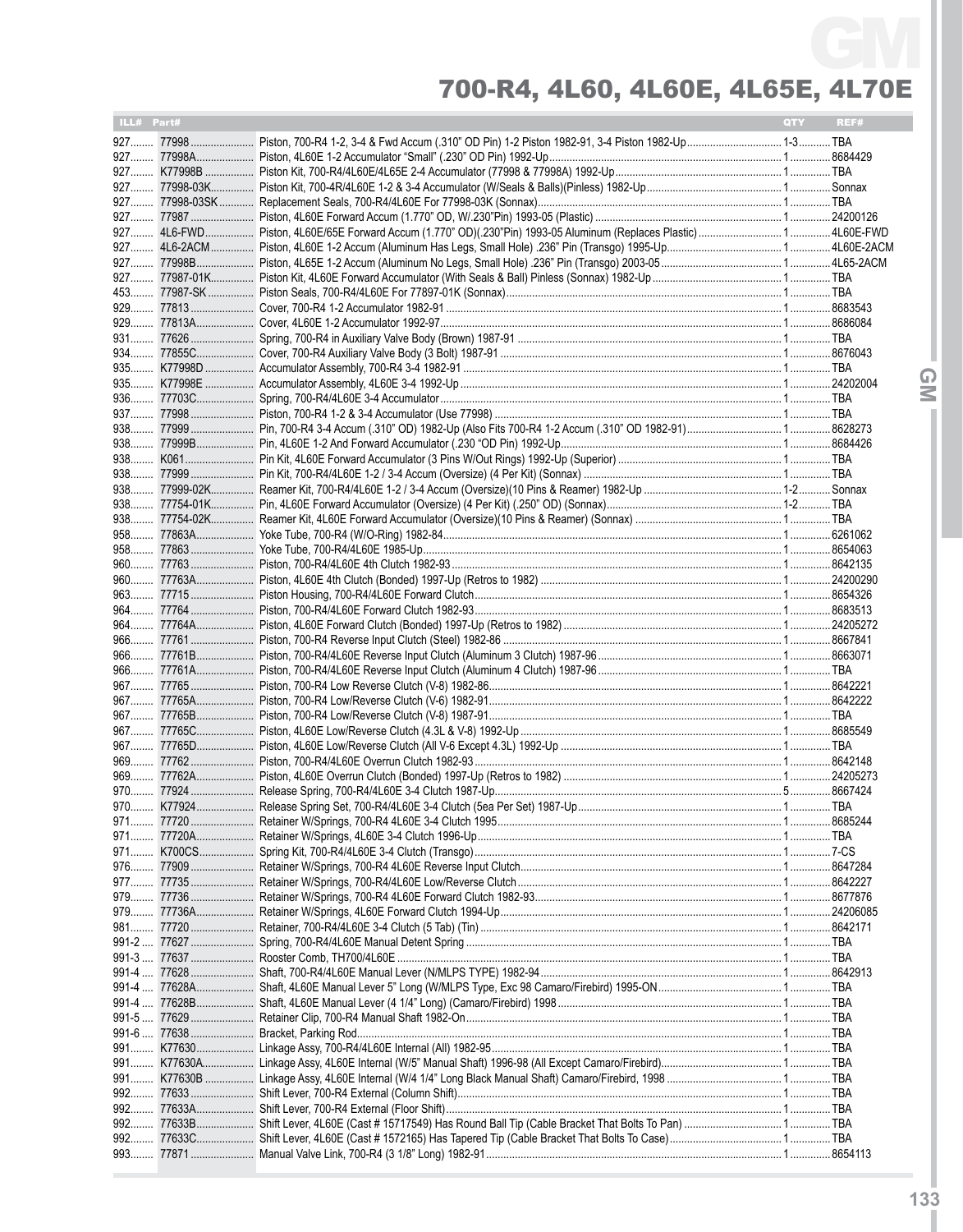# 700-R4, 4L60, 4L60E, 4L65E, 4L70E

| ILL# | Part# | | QTY | REF# |
|---|---|---|---|---|
| 927 | 77998 | Piston, 700-R4 1-2, 3-4 & Fwd Accum (.310" OD Pin) 1-2 Piston 1982-91, 3-4 Piston 1982-Up | 1-3 | TBA |
| 927 | 77998A | Piston, 4L60E 1-2 Accumulator "Small" (.230" OD Pin) 1992-Up | 1 | 8684429 |
| 927 | K77998B | Piston Kit, 700-R4/4L60E/4L65E 2-4 Accumulator (77998 & 77998A) 1992-Up | 1 | TBA |
| 927 | 77998-03K | Piston Kit, 700-4R/4L60E 1-2 & 3-4 Accumulator (W/Seals & Balls)(Pinless) 1982-Up | 1 | Sonnax |
| 927 | 77998-03SK | Replacement Seals, 700-R4/4L60E For 77998-03K (Sonnax) | 1 | TBA |
| 927 | 77987 | Piston, 4L60E Forward Accum (1.770" OD, W/.230"Pin) 1993-05 (Plastic) | 1 | 24200126 |
| 927 | 4L6-FWD | Piston, 4L60E/65E Forward Accum (1.770" OD)(.230"Pin) 1993-05 Aluminum (Replaces Plastic) | 1 | 4L60E-FWD |
| 927 | 4L6-2ACM | Piston, 4L60E 1-2 Accum (Aluminum Has Legs, Small Hole) .236" Pin (Transgo) 1995-Up | 1 | 4L60E-2ACM |
| 927 | 77998B | Piston, 4L65E 1-2 Accum (Aluminum No Legs, Small Hole) .236" Pin (Transgo) 2003-05 | 1 | 4L65-2ACM |
| 927 | 77987-01K | Piston Kit, 4L60E Forward Accumulator (With Seals & Ball) Pinless (Sonnax) 1982-Up | 1 | TBA |
| 453 | 77987-SK | Piston Seals, 700-R4/4L60E For 77897-01K (Sonnax) | 1 | TBA |
| 929 | 77813 | Cover, 700-R4 1-2 Accumulator 1982-91 | 1 | 8683543 |
| 929 | 77813A | Cover, 4L60E 1-2 Accumulator 1992-97 | 1 | 8686084 |
| 931 | 77626 | Spring, 700-R4 in Auxiliary Valve Body (Brown) 1987-91 | 1 | TBA |
| 934 | 77855C | Cover, 700-R4 Auxiliary Valve Body (3 Bolt) 1987-91 | 1 | 8676043 |
| 935 | K77998D | Accumulator Assembly, 700-R4 3-4 1982-91 | 1 | TBA |
| 935 | K77998E | Accumulator Assembly, 4L60E 3-4 1992-Up | 1 | 24202004 |
| 936 | 77703C | Spring, 700-R4/4L60E 3-4 Accumulator | 1 | TBA |
| 937 | 77998 | Piston, 700-R4 1-2 & 3-4 Accumulator (Use 77998) | 1 | TBA |
| 938 | 77999 | Pin, 700-R4 3-4 Accum (.310" OD) 1982-Up (Also Fits 700-R4 1-2 Accum (.310" OD 1982-91) | 1 | 8628273 |
| 938 | 77999B | Pin, 4L60E 1-2 And Forward Accumulator (.230 "OD Pin) 1992-Up | 1 | 8684426 |
| 938 | K061 | Pin Kit, 4L60E Forward Accumulator (3 Pins W/Out Rings) 1992-Up (Superior) | 1 | TBA |
| 938 | 77999 | Pin Kit, 700-R4/4L60E 1-2 / 3-4 Accum (Oversize) (4 Per Kit) (Sonnax) | 1 | TBA |
| 938 | 77999-02K | Reamer Kit, 700-R4/4L60E 1-2 / 3-4 Accum (Oversize)(10 Pins & Reamer) 1982-Up | 1-2 | Sonnax |
| 938 | 77754-01K | Pin, 4L60E Forward Accumulator (Oversize) (4 Per Kit) (.250" OD) (Sonnax) | 1-2 | TBA |
| 938 | 77754-02K | Reamer Kit, 4L60E Forward Accumulator (Oversize)(10 Pins & Reamer) (Sonnax) | 1 | TBA |
| 958 | 77863A | Yoke Tube, 700-R4 (W/O-Ring) 1982-84 | 1 | 6261062 |
| 958 | 77863 | Yoke Tube, 700-R4/4L60E 1985-Up | 1 | 8654063 |
| 960 | 77763 | Piston, 700-R4/4L60E 4th Clutch 1982-93 | 1 | 8642135 |
| 960 | 77763A | Piston, 4L60E 4th Clutch (Bonded) 1997-Up (Retros to 1982) | 1 | 24200290 |
| 963 | 77715 | Piston Housing, 700-R4/4L60E Forward Clutch | 1 | 8654326 |
| 964 | 77764 | Piston, 700-R4/4L60E Forward Clutch 1982-93 | 1 | 8683513 |
| 964 | 77764A | Piston, 4L60E Forward Clutch (Bonded) 1997-Up (Retros to 1982) | 1 | 24205272 |
| 966 | 77761 | Piston, 700-R4 Reverse Input Clutch (Steel) 1982-86 | 1 | 8667841 |
| 966 | 77761B | Piston, 700-R4/4L60E Reverse Input Clutch (Aluminum 3 Clutch) 1987-96 | 1 | 8663071 |
| 966 | 77761A | Piston, 700-R4/4L60E Reverse Input Clutch (Aluminum 4 Clutch) 1987-96 | 1 | TBA |
| 967 | 77765 | Piston, 700-R4 Low Reverse Clutch (V-8) 1982-86 | 1 | 8642221 |
| 967 | 77765A | Piston, 700-R4 Low/Reverse Clutch (V-6) 1982-91 | 1 | 8642222 |
| 967 | 77765B | Piston, 700-R4 Low/Reverse Clutch (V-8) 1987-91 | 1 | TBA |
| 967 | 77765C | Piston, 4L60E Low/Reverse Clutch (4.3L & V-8) 1992-Up | 1 | 8685549 |
| 967 | 77765D | Piston, 4L60E Low/Reverse Clutch (All V-6 Except 4.3L) 1992-Up | 1 | TBA |
| 969 | 77762 | Piston, 700-R4/4L60E Overrun Clutch 1982-93 | 1 | 8642148 |
| 969 | 77762A | Piston, 4L60E Overrun Clutch (Bonded) 1997-Up (Retros to 1982) | 1 | 24205273 |
| 970 | 77924 | Release Spring, 700-R4/4L60E 3-4 Clutch 1987-Up | 5 | 8667424 |
| 970 | K77924 | Release Spring Set, 700-R4/4L60E 3-4 Clutch (5ea Per Set) 1987-Up | 1 | TBA |
| 971 | 77720 | Retainer W/Springs, 700-R4 4L60E 3-4 Clutch 1995 | 1 | 8685244 |
| 971 | 77720A | Retainer W/Springs, 4L60E 3-4 Clutch 1996-Up | 1 | TBA |
| 971 | K700CS | Spring Kit, 700-R4/4L60E 3-4 Clutch (Transgo) | 1 | 7-CS |
| 976 | 77909 | Retainer W/Springs, 700-R4 4L60E Reverse Input Clutch | 1 | 8647284 |
| 977 | 77735 | Retainer W/Springs, 700-R4 4L60E Low/Reverse Clutch | 1 | 8642227 |
| 979 | 77736 | Retainer W/Springs, 700-R4 4L60E Forward Clutch 1982-93 | 1 | 8677876 |
| 979 | 77736A | Retainer W/Springs, 4L60E Forward Clutch 1994-Up | 1 | 24206085 |
| 981 | 77720 | Retainer, 700-R4/4L60E 3-4 Clutch (5 Tab) (Tin) | 1 | 8642171 |
| 991-2 | 77627 | Spring, 700-R4/4L60E Manual Detent Spring | 1 | TBA |
| 991-3 | 77637 | Rooster Comb, TH700/4L60E | 1 | TBA |
| 991-4 | 77628 | Shaft, 700-R4/4L60E Manual Lever (N/MLPS TYPE) 1982-94 | 1 | 8642913 |
| 991-4 | 77628A | Shaft, 4L60E Manual Lever 5" Long (W/MLPS Type, Exc 98 Camaro/Firebird) 1995-ON | 1 | TBA |
| 991-4 | 77628B | Shaft, 4L60E Manual Lever (4 1/4" Long) (Camaro/Firebird) 1998 | 1 | TBA |
| 991-5 | 77629 | Retainer Clip, 700-R4 Manual Shaft 1982-On | 1 | TBA |
| 991-6 | 77638 | Bracket, Parking Rod | 1 | TBA |
| 991 | K77630 | Linkage Assy, 700-R4/4L60E Internal (All) 1982-95 | 1 | TBA |
| 991 | K77630A | Linkage Assy, 4L60E Internal (W/5" Manual Shaft) 1996-98 (All Except Camaro/Firebird) | 1 | TBA |
| 991 | K77630B | Linkage Assy, 4L60E Internal (W/4 1/4" Long Black Manual Shaft) Camaro/Firebird, 1998 | 1 | TBA |
| 992 | 77633 | Shift Lever, 700-R4 External (Column Shift) | 1 | TBA |
| 992 | 77633A | Shift Lever, 700-R4 External (Floor Shift) | 1 | TBA |
| 992 | 77633B | Shift Lever, 4L60E (Cast # 15717549) Has Round Ball Tip (Cable Bracket That Bolts To Pan) | 1 | TBA |
| 992 | 77633C | Shift Lever, 4L60E (Cast # 1572165) Has Tapered Tip (Cable Bracket That Bolts To Case) | 1 | TBA |
| 993 | 77871 | Manual Valve Link, 700-R4 (3 1/8" Long) 1982-91 | 1 | 8654113 |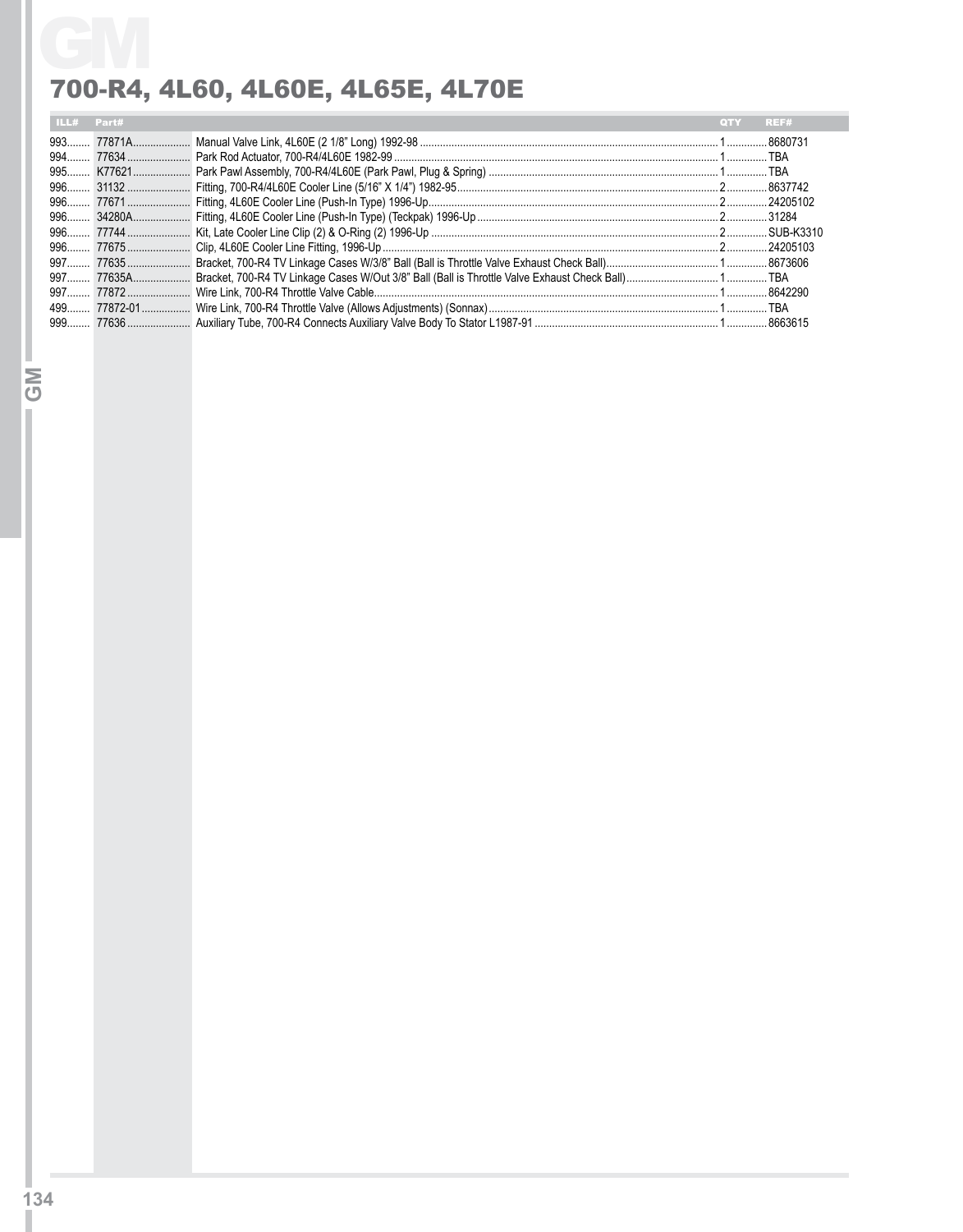# 700-R4, 4L60, 4L60E, 4L65E, 4L70E

| ILL# | Part# | | QTY | REF# |
|---|---|---|---|---|
| 993 | 77871A | Manual Valve Link, 4L60E (2 1/8" Long) 1992-98 | 1 | 8680731 |
| 994 | 77634 | Park Rod Actuator, 700-R4/4L60E 1982-99 | 1 | TBA |
| 995 | K77621 | Park Pawl Assembly, 700-R4/4L60E (Park Pawl, Plug & Spring) | 1 | TBA |
| 996 | 31132 | Fitting, 700-R4/4L60E Cooler Line (5/16" X 1/4") 1982-95 | 2 | 8637742 |
| 996 | 77671 | Fitting, 4L60E Cooler Line (Push-In Type) 1996-Up | 2 | 24205102 |
| 996 | 34280A | Fitting, 4L60E Cooler Line (Push-In Type) (Teckpak) 1996-Up | 2 | 31284 |
| 996 | 77744 | Kit, Late Cooler Line Clip (2) & O-Ring (2) 1996-Up | 2 | SUB-K3310 |
| 996 | 77675 | Clip, 4L60E Cooler Line Fitting, 1996-Up | 2 | 24205103 |
| 997 | 77635 | Bracket, 700-R4 TV Linkage Cases W/3/8" Ball (Ball is Throttle Valve Exhaust Check Ball) | 1 | 8673606 |
| 997 | 77635A | Bracket, 700-R4 TV Linkage Cases W/Out 3/8" Ball (Ball is Throttle Valve Exhaust Check Ball) | 1 | TBA |
| 997 | 77872 | Wire Link, 700-R4 Throttle Valve Cable | 1 | 8642290 |
| 499 | 77872-01 | Wire Link, 700-R4 Throttle Valve (Allows Adjustments) (Sonnax) | 1 | TBA |
| 999 | 77636 | Auxiliary Tube, 700-R4 Connects Auxiliary Valve Body To Stator L1987-91 | 1 | 8663615 |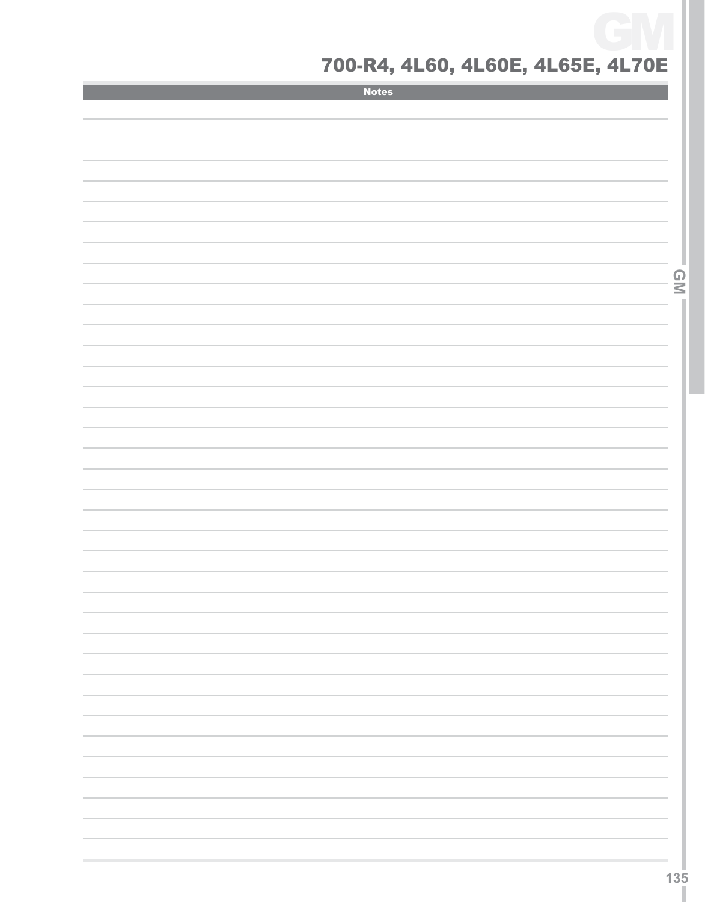## Notes